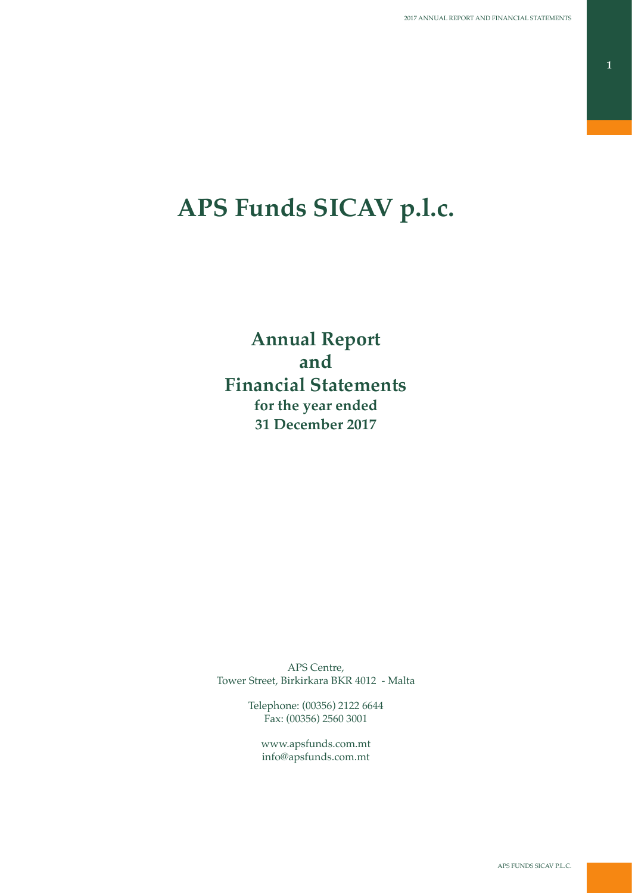# APS Funds SICAV p.l.c.

## Annual Report and Financial Statements

**for the year ended 31 December 2017**

APS Centre,
Tower Street, Birkirkara BKR 4012 - Malta

Telephone: (00356) 2122 6644
Fax: (00356) 2560 3001

www.apsfunds.com.mt
info@apsfunds.com.mt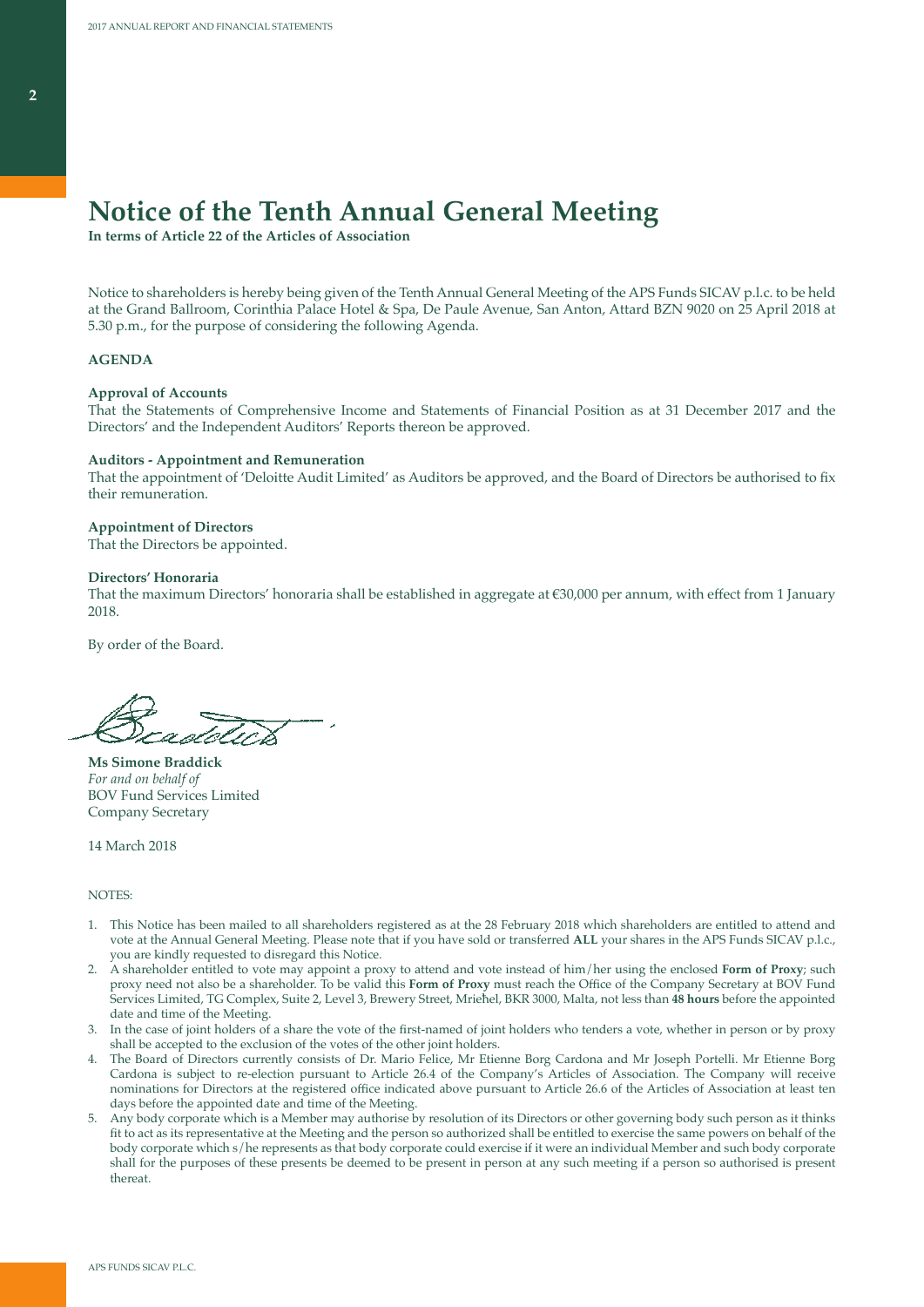# Notice of the Tenth Annual General Meeting

**In terms of Article 22 of the Articles of Association**

Notice to shareholders is hereby being given of the Tenth Annual General Meeting of the APS Funds SICAV p.l.c. to be held at the Grand Ballroom, Corinthia Palace Hotel & Spa, De Paule Avenue, San Anton, Attard BZN 9020 on 25 April 2018 at 5.30 p.m., for the purpose of considering the following Agenda.

**AGENDA**

**Approval of Accounts**
That the Statements of Comprehensive Income and Statements of Financial Position as at 31 December 2017 and the Directors' and the Independent Auditors' Reports thereon be approved.

**Auditors - Appointment and Remuneration**
That the appointment of 'Deloitte Audit Limited' as Auditors be approved, and the Board of Directors be authorised to fix their remuneration.

**Appointment of Directors**
That the Directors be appointed.

**Directors' Honoraria**
That the maximum Directors' honoraria shall be established in aggregate at €30,000 per annum, with effect from 1 January 2018.

By order of the Board.

**Ms Simone Braddick**
*For and on behalf of*
BOV Fund Services Limited
Company Secretary

14 March 2018

NOTES:

1. This Notice has been mailed to all shareholders registered as at the 28 February 2018 which shareholders are entitled to attend and vote at the Annual General Meeting. Please note that if you have sold or transferred **ALL** your shares in the APS Funds SICAV p.l.c., you are kindly requested to disregard this Notice.
2. A shareholder entitled to vote may appoint a proxy to attend and vote instead of him/her using the enclosed **Form of Proxy**; such proxy need not also be a shareholder. To be valid this **Form of Proxy** must reach the Office of the Company Secretary at BOV Fund Services Limited, TG Complex, Suite 2, Level 3, Brewery Street, Mriehel, BKR 3000, Malta, not less than **48 hours** before the appointed date and time of the Meeting.
3. In the case of joint holders of a share the vote of the first-named of joint holders who tenders a vote, whether in person or by proxy shall be accepted to the exclusion of the votes of the other joint holders.
4. The Board of Directors currently consists of Dr. Mario Felice, Mr Etienne Borg Cardona and Mr Joseph Portelli. Mr Etienne Borg Cardona is subject to re-election pursuant to Article 26.4 of the Company's Articles of Association. The Company will receive nominations for Directors at the registered office indicated above pursuant to Article 26.6 of the Articles of Association at least ten days before the appointed date and time of the Meeting.
5. Any body corporate which is a Member may authorise by resolution of its Directors or other governing body such person as it thinks fit to act as its representative at the Meeting and the person so authorized shall be entitled to exercise the same powers on behalf of the body corporate which s/he represents as that body corporate could exercise if it were an individual Member and such body corporate shall for the purposes of these presents be deemed to be present in person at any such meeting if a person so authorised is present thereat.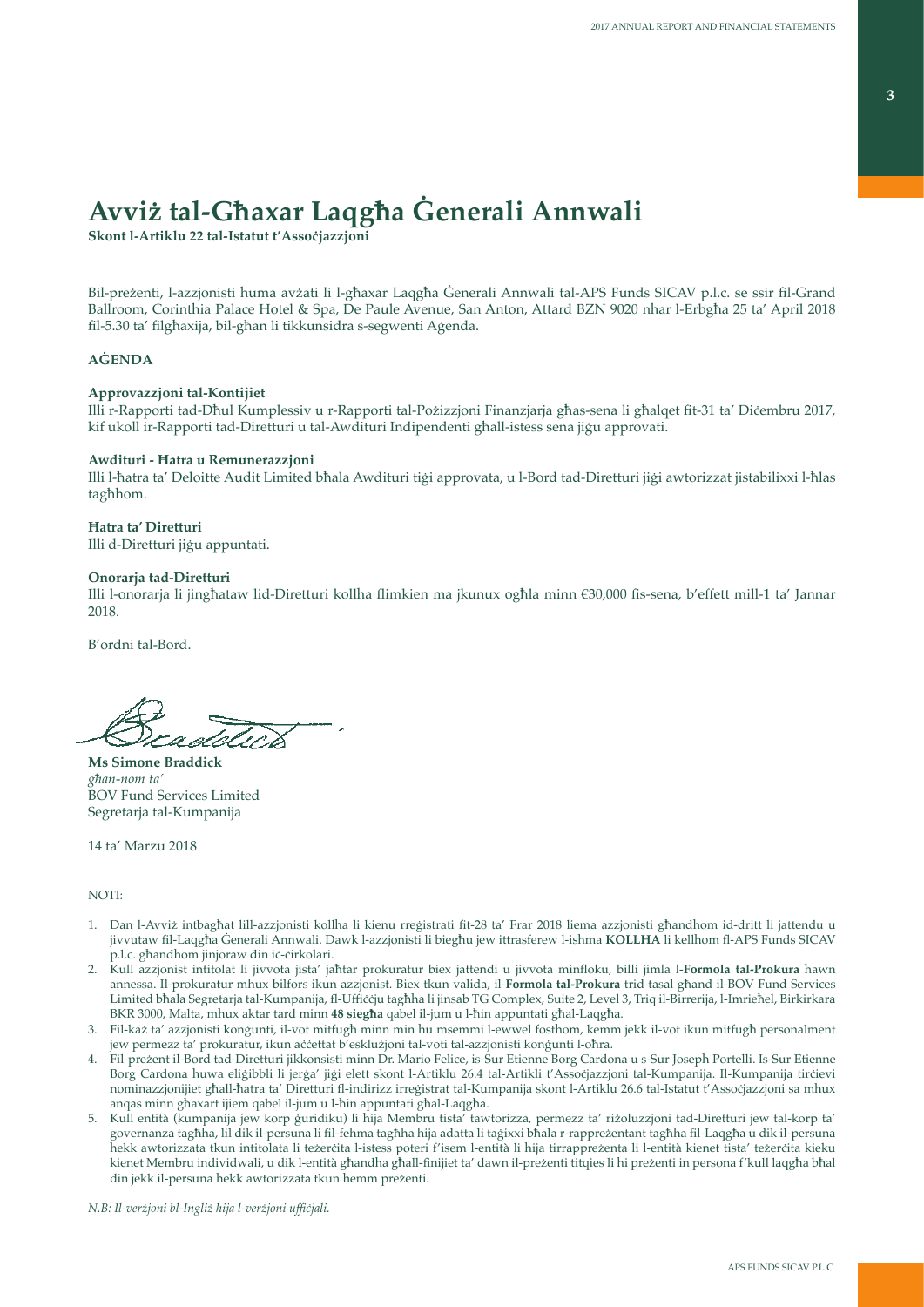# Avviż tal-Għaxar Laqgħa Ġenerali Annwali

**Skont l-Artiklu 22 tal-Istatut t'Assoċjazzjoni**

Bil-preżenti, l-azzjonisti huma avżati li l-għaxar Laqgħa Ġenerali Annwali tal-APS Funds SICAV p.l.c. se ssir fil-Grand Ballroom, Corinthia Palace Hotel & Spa, De Paule Avenue, San Anton, Attard BZN 9020 nhar l-Erbgħa 25 ta' April 2018 fil-5.30 ta' filgħaxija, bil-għan li tikkunsidra s-segwenti Aġenda.

## AĠENDA

**Approvazzjoni tal-Kontijiet**

Illi r-Rapporti tad-Dħul Kumplessiv u r-Rapporti tal-Pożizzjoni Finanzjarja għas-sena li għalqet fit-31 ta' Diċembru 2017, kif ukoll ir-Rapporti tad-Diretturi u tal-Awdituri Indipendenti għall-istess sena jiġu approvati.

**Awdituri - Ħatra u Remunerazzjoni**

Illi l-ħatra ta' Deloitte Audit Limited bħala Awdituri tiġi approvata, u l-Bord tad-Diretturi jiġi awtorizzat jistabilixxi l-ħlas tagħhom.

**Ħatra ta' Diretturi**

Illi d-Diretturi jiġu appuntati.

**Onorarja tad-Diretturi**

Illi l-onorarja li jingħataw lid-Diretturi kollha flimkien ma jkunux ogħla minn €30,000 fis-sena, b'effett mill-1 ta' Jannar 2018.

B'ordni tal-Bord.

**Ms Simone Braddick**
*għan-nom ta'*
BOV Fund Services Limited
Segretarja tal-Kumpanija

14 ta' Marzu 2018

NOTI:

1. Dan l-Avviż intbagħat lill-azzjonisti kollha li kienu rreġistrati fit-28 ta' Frar 2018 liema azzjonisti għandhom id-dritt li jattendu u jivvutaw fil-Laqgħa Ġenerali Annwali. Dawk l-azzjonisti li biegħu jew ittrasferew l-ishma **KOLLHA** li kellhom fl-APS Funds SICAV p.l.c. għandhom jinjoraw din iċ-ċirkolari.
2. Kull azzjonist intitolat li jivvota jista' jaħtar prokuratur biex jattendi u jivvota minfloku, billi jimla l-**Formola tal-Prokura** hawn annessa. Il-prokuratur mhux bilfors ikun azzjonist. Biex tkun valida, il-**Formola tal-Prokura** trid tasal għand il-BOV Fund Services Limited bħala Segretarja tal-Kumpanija, fl-Uffiċċju tagħha li jinsab TG Complex, Suite 2, Level 3, Triq il-Birrerija, l-Imrieħel, Birkirkara BKR 3000, Malta, mhux aktar tard minn **48 siegħa** qabel il-jum u l-ħin appuntati għal-Laqgħa.
3. Fil-każ ta' azzjonisti konġunti, il-vot mitfugħ minn min hu msemmi l-ewwel fosthom, kemm jekk il-vot ikun mitfugħ personalment jew permezz ta' prokuratur, ikun aċċettat b'esklużjoni tal-voti tal-azzjonisti konġunti l-oħra.
4. Fil-preżent il-Bord tad-Diretturi jikkonsisti minn Dr. Mario Felice, is-Sur Etienne Borg Cardona u s-Sur Joseph Portelli. Is-Sur Etienne Borg Cardona huwa eliġibbli li jerġa' jiġi elett skont l-Artiklu 26.4 tal-Artikli t'Assoċjazzjoni tal-Kumpanija. Il-Kumpanija tirċievi nominazzjonijiet għall-ħatra ta' Diretturi fl-indirizz irreġistrat tal-Kumpanija skont l-Artiklu 26.6 tal-Istatut t'Assoċjazzjoni sa mhux anqas minn għaxart ijiem qabel il-jum u l-ħin appuntati għal-Laqgħa.
5. Kull entità (kumpanija jew korp ġuridiku) li hija Membru tista' tawtorizza, permezz ta' riżoluzzjoni tad-Diretturi jew tal-korp ta' governanza tagħha, lil dik il-persuna li fil-fehma tagħha hija adatta li taġixxi bħala r-rappreżentant tagħha fil-Laqgħa u dik il-persuna hekk awtorizzata tkun intitolata li teżerċita l-istess poteri f'isem l-entità li hija tirrappreżenta li l-entità kienet tista' teżerċita kieku kienet Membru individwali, u dik l-entità għandha għall-finijiet ta' dawn il-preżenti titqies li hi preżenti in persona f'kull laqgħa bħal din jekk il-persuna hekk awtorizzata tkun hemm preżenti.

*N.B: Il-verżjoni bl-Ingliż hija l-verżjoni uffiċjali.*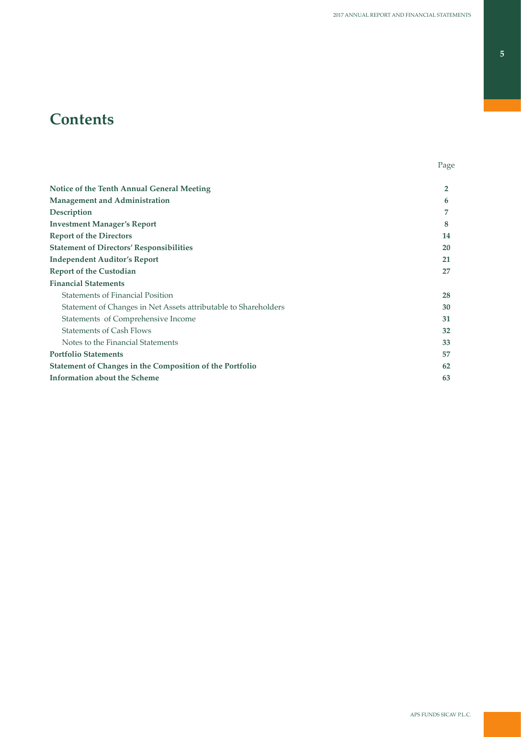# Contents

| | Page |
|---|---|
| **Notice of the Tenth Annual General Meeting** | **2** |
| **Management and Administration** | **6** |
| **Description** | **7** |
| **Investment Manager's Report** | **8** |
| **Report of the Directors** | **14** |
| **Statement of Directors' Responsibilities** | **20** |
| **Independent Auditor's Report** | **21** |
| **Report of the Custodian** | **27** |
| **Financial Statements** | |
| Statements of Financial Position | **28** |
| Statement of Changes in Net Assets attributable to Shareholders | **30** |
| Statements of Comprehensive Income | **31** |
| Statements of Cash Flows | **32** |
| Notes to the Financial Statements | **33** |
| **Portfolio Statements** | **57** |
| **Statement of Changes in the Composition of the Portfolio** | **62** |
| **Information about the Scheme** | **63** |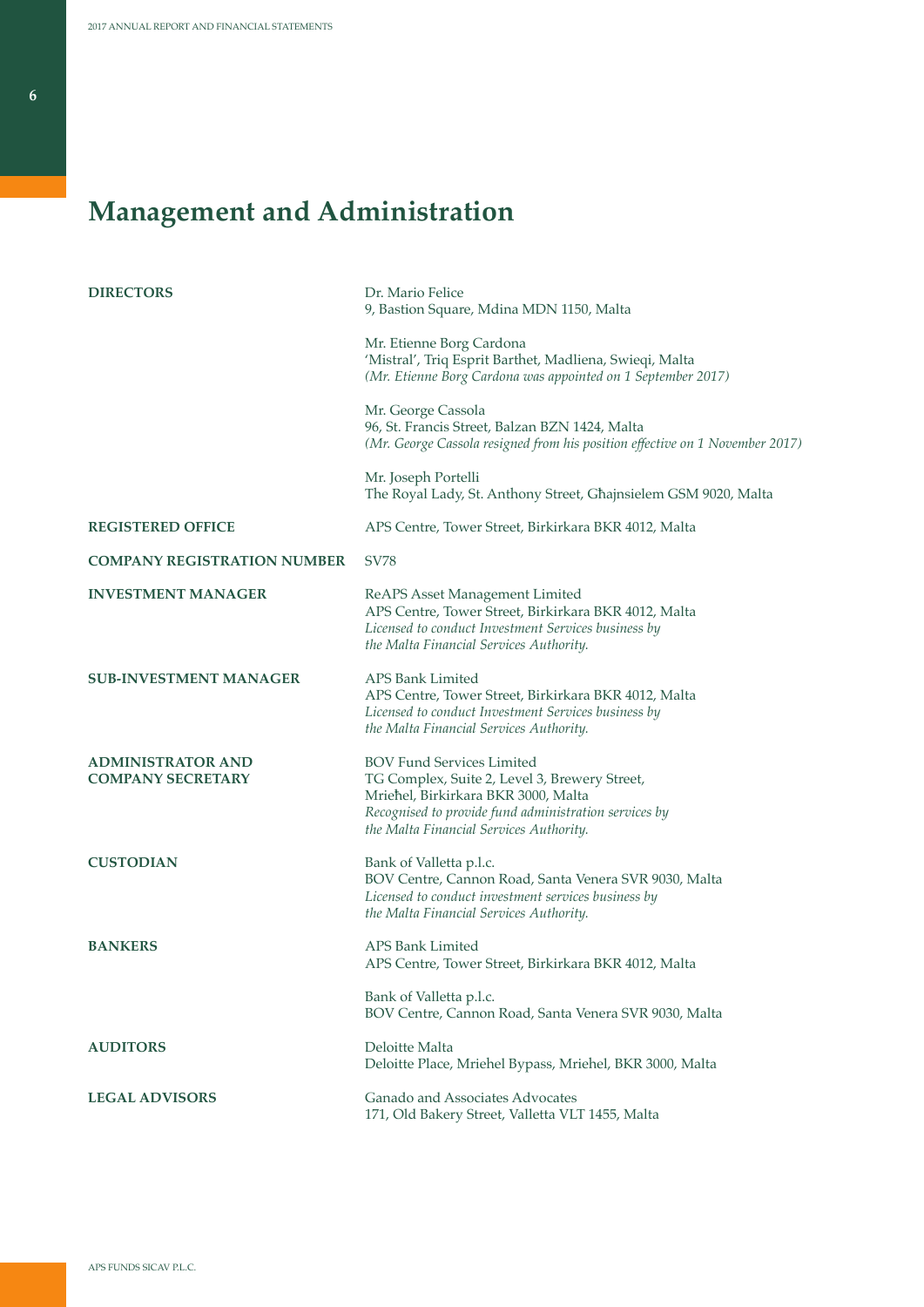# Management and Administration

| | |
|---|---|
| **DIRECTORS** | Dr. Mario Felice<br>9, Bastion Square, Mdina MDN 1150, Malta<br><br>Mr. Etienne Borg Cardona<br>'Mistral', Triq Esprit Barthet, Madliena, Swieqi, Malta<br>*(Mr. Etienne Borg Cardona was appointed on 1 September 2017)*<br><br>Mr. George Cassola<br>96, St. Francis Street, Balzan BZN 1424, Malta<br>*(Mr. George Cassola resigned from his position effective on 1 November 2017)*<br><br>Mr. Joseph Portelli<br>The Royal Lady, St. Anthony Street, Għajnsielem GSM 9020, Malta |
| **REGISTERED OFFICE** | APS Centre, Tower Street, Birkirkara BKR 4012, Malta |
| **COMPANY REGISTRATION NUMBER** | SV78 |
| **INVESTMENT MANAGER** | ReAPS Asset Management Limited<br>APS Centre, Tower Street, Birkirkara BKR 4012, Malta<br>*Licensed to conduct Investment Services business by the Malta Financial Services Authority.* |
| **SUB-INVESTMENT MANAGER** | APS Bank Limited<br>APS Centre, Tower Street, Birkirkara BKR 4012, Malta<br>*Licensed to conduct Investment Services business by the Malta Financial Services Authority.* |
| **ADMINISTRATOR AND COMPANY SECRETARY** | BOV Fund Services Limited<br>TG Complex, Suite 2, Level 3, Brewery Street,<br>Mrieħel, Birkirkara BKR 3000, Malta<br>*Recognised to provide fund administration services by the Malta Financial Services Authority.* |
| **CUSTODIAN** | Bank of Valletta p.l.c.<br>BOV Centre, Cannon Road, Santa Venera SVR 9030, Malta<br>*Licensed to conduct investment services business by the Malta Financial Services Authority.* |
| **BANKERS** | APS Bank Limited<br>APS Centre, Tower Street, Birkirkara BKR 4012, Malta<br><br>Bank of Valletta p.l.c.<br>BOV Centre, Cannon Road, Santa Venera SVR 9030, Malta |
| **AUDITORS** | Deloitte Malta<br>Deloitte Place, Mriehel Bypass, Mriehel, BKR 3000, Malta |
| **LEGAL ADVISORS** | Ganado and Associates Advocates<br>171, Old Bakery Street, Valletta VLT 1455, Malta |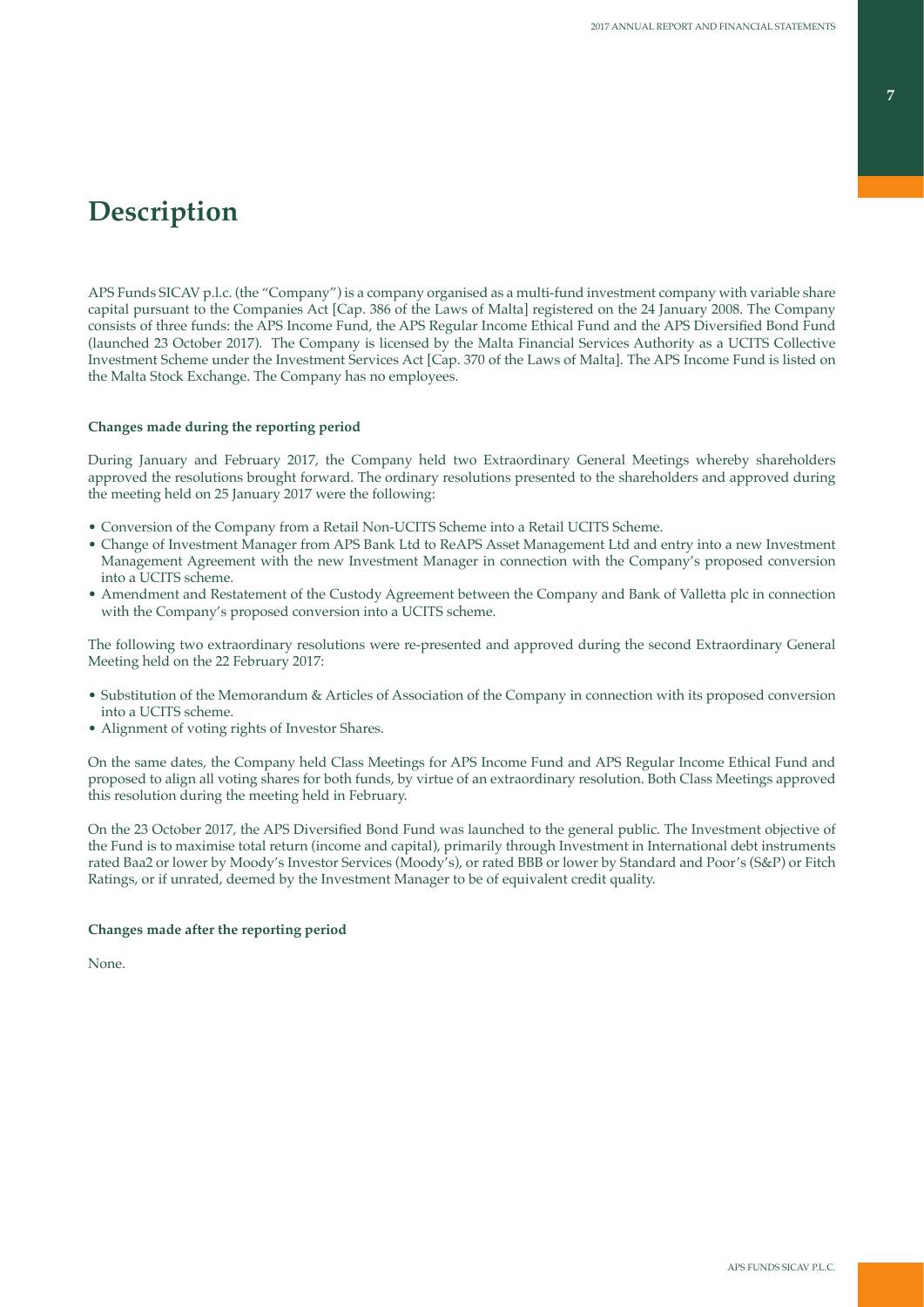# Description

APS Funds SICAV p.l.c. (the "Company") is a company organised as a multi-fund investment company with variable share capital pursuant to the Companies Act [Cap. 386 of the Laws of Malta] registered on the 24 January 2008. The Company consists of three funds: the APS Income Fund, the APS Regular Income Ethical Fund and the APS Diversified Bond Fund (launched 23 October 2017). The Company is licensed by the Malta Financial Services Authority as a UCITS Collective Investment Scheme under the Investment Services Act [Cap. 370 of the Laws of Malta]. The APS Income Fund is listed on the Malta Stock Exchange. The Company has no employees.

**Changes made during the reporting period**

During January and February 2017, the Company held two Extraordinary General Meetings whereby shareholders approved the resolutions brought forward. The ordinary resolutions presented to the shareholders and approved during the meeting held on 25 January 2017 were the following:

- Conversion of the Company from a Retail Non-UCITS Scheme into a Retail UCITS Scheme.
- Change of Investment Manager from APS Bank Ltd to ReAPS Asset Management Ltd and entry into a new Investment Management Agreement with the new Investment Manager in connection with the Company's proposed conversion into a UCITS scheme.
- Amendment and Restatement of the Custody Agreement between the Company and Bank of Valletta plc in connection with the Company's proposed conversion into a UCITS scheme.

The following two extraordinary resolutions were re-presented and approved during the second Extraordinary General Meeting held on the 22 February 2017:

- Substitution of the Memorandum & Articles of Association of the Company in connection with its proposed conversion into a UCITS scheme.
- Alignment of voting rights of Investor Shares.

On the same dates, the Company held Class Meetings for APS Income Fund and APS Regular Income Ethical Fund and proposed to align all voting shares for both funds, by virtue of an extraordinary resolution. Both Class Meetings approved this resolution during the meeting held in February.

On the 23 October 2017, the APS Diversified Bond Fund was launched to the general public. The Investment objective of the Fund is to maximise total return (income and capital), primarily through Investment in International debt instruments rated Baa2 or lower by Moody's Investor Services (Moody's), or rated BBB or lower by Standard and Poor's (S&P) or Fitch Ratings, or if unrated, deemed by the Investment Manager to be of equivalent credit quality.

**Changes made after the reporting period**

None.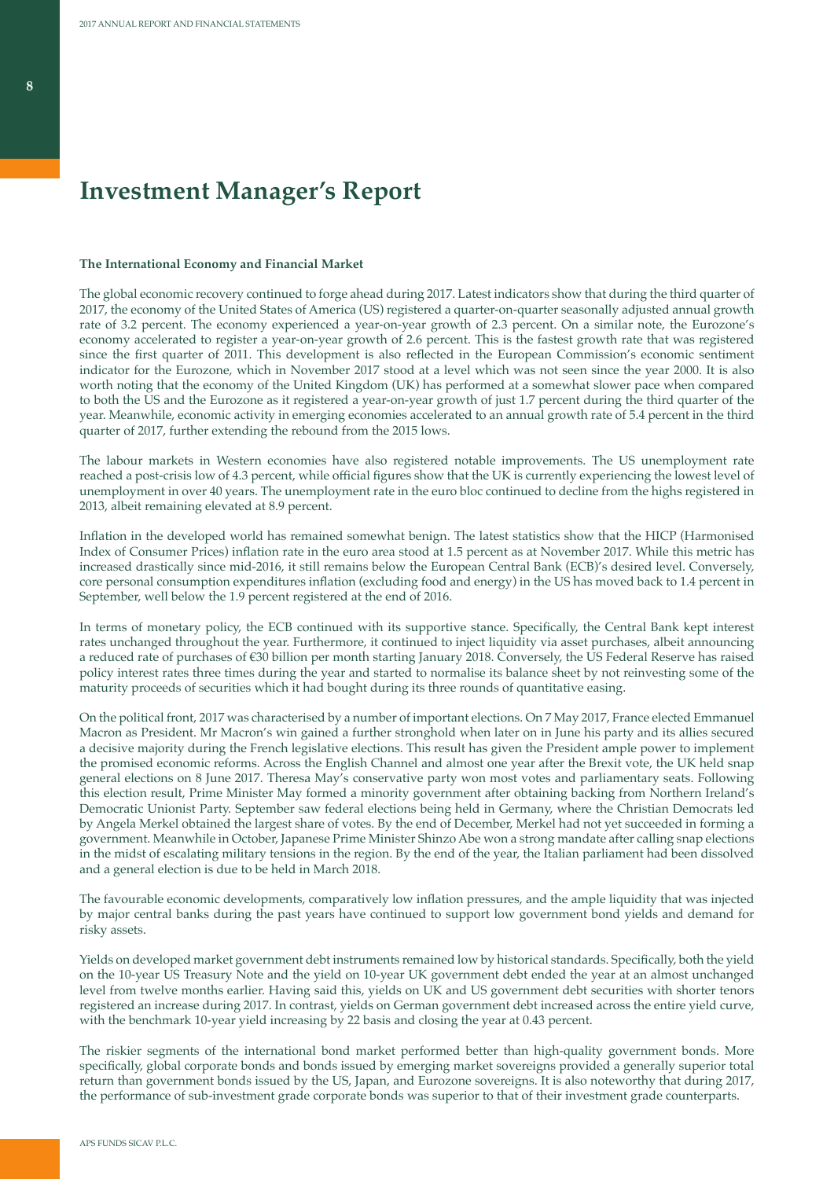# Investment Manager's Report

**The International Economy and Financial Market**

The global economic recovery continued to forge ahead during 2017. Latest indicators show that during the third quarter of 2017, the economy of the United States of America (US) registered a quarter-on-quarter seasonally adjusted annual growth rate of 3.2 percent. The economy experienced a year-on-year growth of 2.3 percent. On a similar note, the Eurozone's economy accelerated to register a year-on-year growth of 2.6 percent. This is the fastest growth rate that was registered since the first quarter of 2011. This development is also reflected in the European Commission's economic sentiment indicator for the Eurozone, which in November 2017 stood at a level which was not seen since the year 2000. It is also worth noting that the economy of the United Kingdom (UK) has performed at a somewhat slower pace when compared to both the US and the Eurozone as it registered a year-on-year growth of just 1.7 percent during the third quarter of the year. Meanwhile, economic activity in emerging economies accelerated to an annual growth rate of 5.4 percent in the third quarter of 2017, further extending the rebound from the 2015 lows.

The labour markets in Western economies have also registered notable improvements. The US unemployment rate reached a post-crisis low of 4.3 percent, while official figures show that the UK is currently experiencing the lowest level of unemployment in over 40 years. The unemployment rate in the euro bloc continued to decline from the highs registered in 2013, albeit remaining elevated at 8.9 percent.

Inflation in the developed world has remained somewhat benign. The latest statistics show that the HICP (Harmonised Index of Consumer Prices) inflation rate in the euro area stood at 1.5 percent as at November 2017. While this metric has increased drastically since mid-2016, it still remains below the European Central Bank (ECB)'s desired level. Conversely, core personal consumption expenditures inflation (excluding food and energy) in the US has moved back to 1.4 percent in September, well below the 1.9 percent registered at the end of 2016.

In terms of monetary policy, the ECB continued with its supportive stance. Specifically, the Central Bank kept interest rates unchanged throughout the year. Furthermore, it continued to inject liquidity via asset purchases, albeit announcing a reduced rate of purchases of €30 billion per month starting January 2018. Conversely, the US Federal Reserve has raised policy interest rates three times during the year and started to normalise its balance sheet by not reinvesting some of the maturity proceeds of securities which it had bought during its three rounds of quantitative easing.

On the political front, 2017 was characterised by a number of important elections. On 7 May 2017, France elected Emmanuel Macron as President. Mr Macron's win gained a further stronghold when later on in June his party and its allies secured a decisive majority during the French legislative elections. This result has given the President ample power to implement the promised economic reforms. Across the English Channel and almost one year after the Brexit vote, the UK held snap general elections on 8 June 2017. Theresa May's conservative party won most votes and parliamentary seats. Following this election result, Prime Minister May formed a minority government after obtaining backing from Northern Ireland's Democratic Unionist Party. September saw federal elections being held in Germany, where the Christian Democrats led by Angela Merkel obtained the largest share of votes. By the end of December, Merkel had not yet succeeded in forming a government. Meanwhile in October, Japanese Prime Minister Shinzo Abe won a strong mandate after calling snap elections in the midst of escalating military tensions in the region. By the end of the year, the Italian parliament had been dissolved and a general election is due to be held in March 2018.

The favourable economic developments, comparatively low inflation pressures, and the ample liquidity that was injected by major central banks during the past years have continued to support low government bond yields and demand for risky assets.

Yields on developed market government debt instruments remained low by historical standards. Specifically, both the yield on the 10-year US Treasury Note and the yield on 10-year UK government debt ended the year at an almost unchanged level from twelve months earlier. Having said this, yields on UK and US government debt securities with shorter tenors registered an increase during 2017. In contrast, yields on German government debt increased across the entire yield curve, with the benchmark 10-year yield increasing by 22 basis and closing the year at 0.43 percent.

The riskier segments of the international bond market performed better than high-quality government bonds. More specifically, global corporate bonds and bonds issued by emerging market sovereigns provided a generally superior total return than government bonds issued by the US, Japan, and Eurozone sovereigns. It is also noteworthy that during 2017, the performance of sub-investment grade corporate bonds was superior to that of their investment grade counterparts.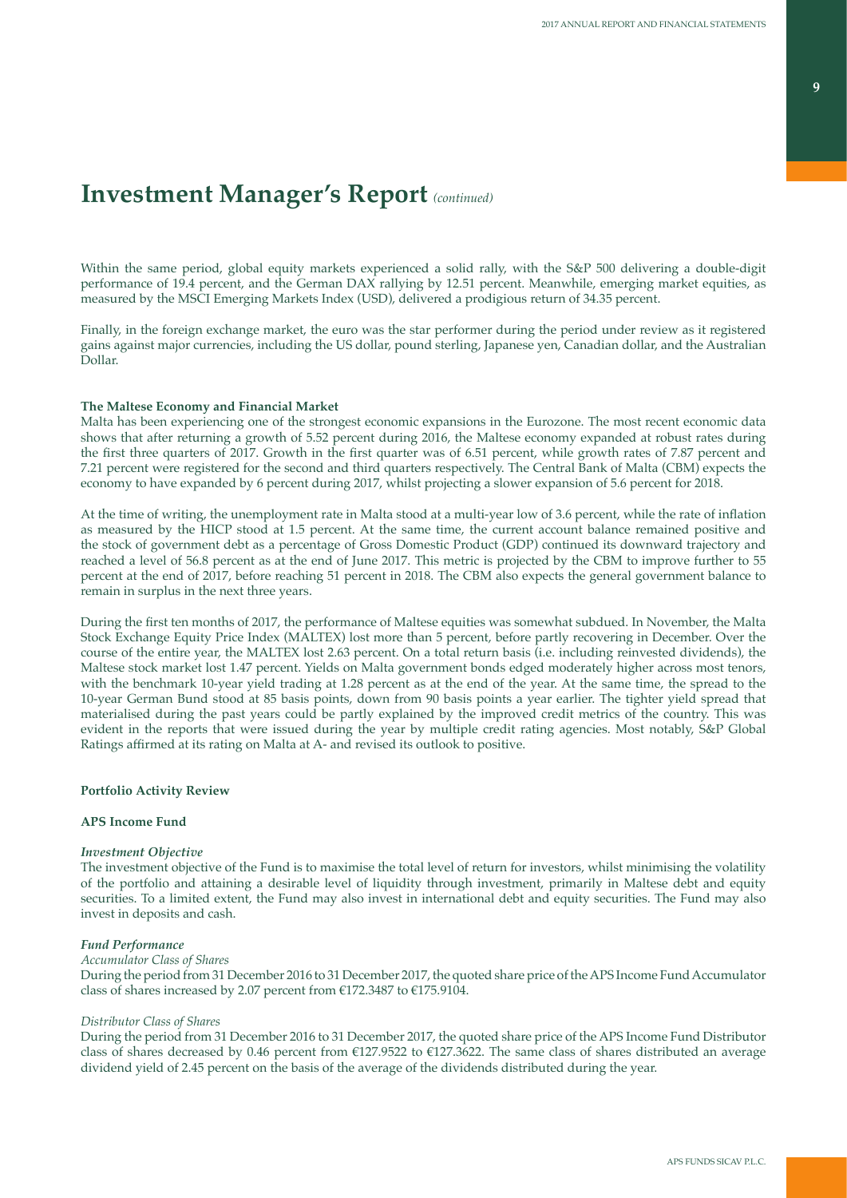# Investment Manager's Report *(continued)*

Within the same period, global equity markets experienced a solid rally, with the S&P 500 delivering a double-digit performance of 19.4 percent, and the German DAX rallying by 12.51 percent. Meanwhile, emerging market equities, as measured by the MSCI Emerging Markets Index (USD), delivered a prodigious return of 34.35 percent.

Finally, in the foreign exchange market, the euro was the star performer during the period under review as it registered gains against major currencies, including the US dollar, pound sterling, Japanese yen, Canadian dollar, and the Australian Dollar.

**The Maltese Economy and Financial Market**

Malta has been experiencing one of the strongest economic expansions in the Eurozone. The most recent economic data shows that after returning a growth of 5.52 percent during 2016, the Maltese economy expanded at robust rates during the first three quarters of 2017. Growth in the first quarter was of 6.51 percent, while growth rates of 7.87 percent and 7.21 percent were registered for the second and third quarters respectively. The Central Bank of Malta (CBM) expects the economy to have expanded by 6 percent during 2017, whilst projecting a slower expansion of 5.6 percent for 2018.

At the time of writing, the unemployment rate in Malta stood at a multi-year low of 3.6 percent, while the rate of inflation as measured by the HICP stood at 1.5 percent. At the same time, the current account balance remained positive and the stock of government debt as a percentage of Gross Domestic Product (GDP) continued its downward trajectory and reached a level of 56.8 percent as at the end of June 2017. This metric is projected by the CBM to improve further to 55 percent at the end of 2017, before reaching 51 percent in 2018. The CBM also expects the general government balance to remain in surplus in the next three years.

During the first ten months of 2017, the performance of Maltese equities was somewhat subdued. In November, the Malta Stock Exchange Equity Price Index (MALTEX) lost more than 5 percent, before partly recovering in December. Over the course of the entire year, the MALTEX lost 2.63 percent. On a total return basis (i.e. including reinvested dividends), the Maltese stock market lost 1.47 percent. Yields on Malta government bonds edged moderately higher across most tenors, with the benchmark 10-year yield trading at 1.28 percent as at the end of the year. At the same time, the spread to the 10-year German Bund stood at 85 basis points, down from 90 basis points a year earlier. The tighter yield spread that materialised during the past years could be partly explained by the improved credit metrics of the country. This was evident in the reports that were issued during the year by multiple credit rating agencies. Most notably, S&P Global Ratings affirmed at its rating on Malta at A- and revised its outlook to positive.

**Portfolio Activity Review**

**APS Income Fund**

***Investment Objective***

The investment objective of the Fund is to maximise the total level of return for investors, whilst minimising the volatility of the portfolio and attaining a desirable level of liquidity through investment, primarily in Maltese debt and equity securities. To a limited extent, the Fund may also invest in international debt and equity securities. The Fund may also invest in deposits and cash.

***Fund Performance***

*Accumulator Class of Shares*

During the period from 31 December 2016 to 31 December 2017, the quoted share price of the APS Income Fund Accumulator class of shares increased by 2.07 percent from €172.3487 to €175.9104.

*Distributor Class of Shares*

During the period from 31 December 2016 to 31 December 2017, the quoted share price of the APS Income Fund Distributor class of shares decreased by 0.46 percent from €127.9522 to €127.3622. The same class of shares distributed an average dividend yield of 2.45 percent on the basis of the average of the dividends distributed during the year.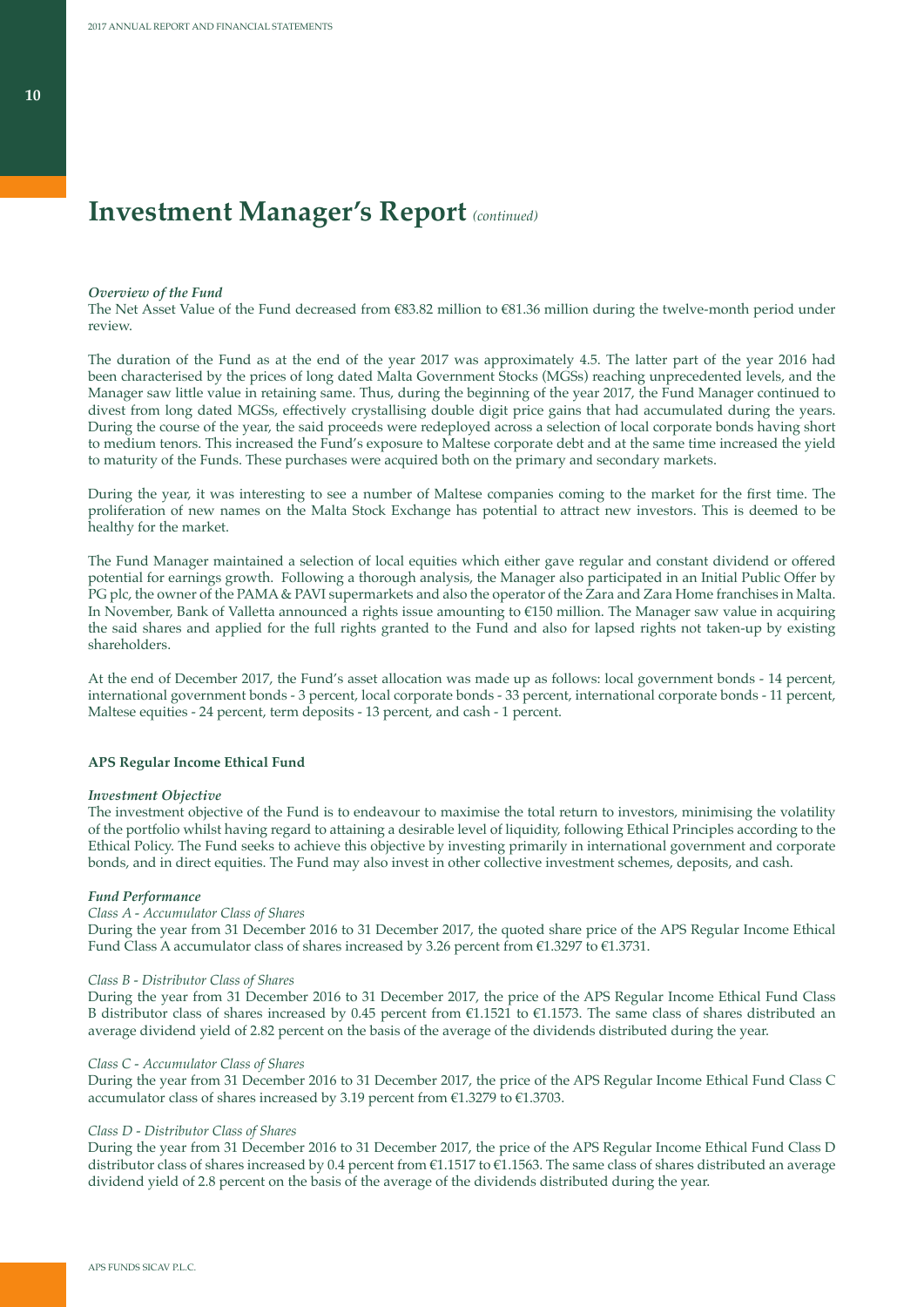# Investment Manager's Report *(continued)*

***Overview of the Fund***

The Net Asset Value of the Fund decreased from €83.82 million to €81.36 million during the twelve-month period under review.

The duration of the Fund as at the end of the year 2017 was approximately 4.5. The latter part of the year 2016 had been characterised by the prices of long dated Malta Government Stocks (MGSs) reaching unprecedented levels, and the Manager saw little value in retaining same. Thus, during the beginning of the year 2017, the Fund Manager continued to divest from long dated MGSs, effectively crystallising double digit price gains that had accumulated during the years. During the course of the year, the said proceeds were redeployed across a selection of local corporate bonds having short to medium tenors. This increased the Fund's exposure to Maltese corporate debt and at the same time increased the yield to maturity of the Funds. These purchases were acquired both on the primary and secondary markets.

During the year, it was interesting to see a number of Maltese companies coming to the market for the first time. The proliferation of new names on the Malta Stock Exchange has potential to attract new investors. This is deemed to be healthy for the market.

The Fund Manager maintained a selection of local equities which either gave regular and constant dividend or offered potential for earnings growth. Following a thorough analysis, the Manager also participated in an Initial Public Offer by PG plc, the owner of the PAMA & PAVI supermarkets and also the operator of the Zara and Zara Home franchises in Malta. In November, Bank of Valletta announced a rights issue amounting to €150 million. The Manager saw value in acquiring the said shares and applied for the full rights granted to the Fund and also for lapsed rights not taken-up by existing shareholders.

At the end of December 2017, the Fund's asset allocation was made up as follows: local government bonds - 14 percent, international government bonds - 3 percent, local corporate bonds - 33 percent, international corporate bonds - 11 percent, Maltese equities - 24 percent, term deposits - 13 percent, and cash - 1 percent.

**APS Regular Income Ethical Fund**

***Investment Objective***

The investment objective of the Fund is to endeavour to maximise the total return to investors, minimising the volatility of the portfolio whilst having regard to attaining a desirable level of liquidity, following Ethical Principles according to the Ethical Policy. The Fund seeks to achieve this objective by investing primarily in international government and corporate bonds, and in direct equities. The Fund may also invest in other collective investment schemes, deposits, and cash.

***Fund Performance***

*Class A - Accumulator Class of Shares*

During the year from 31 December 2016 to 31 December 2017, the quoted share price of the APS Regular Income Ethical Fund Class A accumulator class of shares increased by 3.26 percent from €1.3297 to €1.3731.

*Class B - Distributor Class of Shares*

During the year from 31 December 2016 to 31 December 2017, the price of the APS Regular Income Ethical Fund Class B distributor class of shares increased by 0.45 percent from €1.1521 to €1.1573. The same class of shares distributed an average dividend yield of 2.82 percent on the basis of the average of the dividends distributed during the year.

*Class C - Accumulator Class of Shares*

During the year from 31 December 2016 to 31 December 2017, the price of the APS Regular Income Ethical Fund Class C accumulator class of shares increased by 3.19 percent from €1.3279 to €1.3703.

*Class D - Distributor Class of Shares*

During the year from 31 December 2016 to 31 December 2017, the price of the APS Regular Income Ethical Fund Class D distributor class of shares increased by 0.4 percent from €1.1517 to €1.1563. The same class of shares distributed an average dividend yield of 2.8 percent on the basis of the average of the dividends distributed during the year.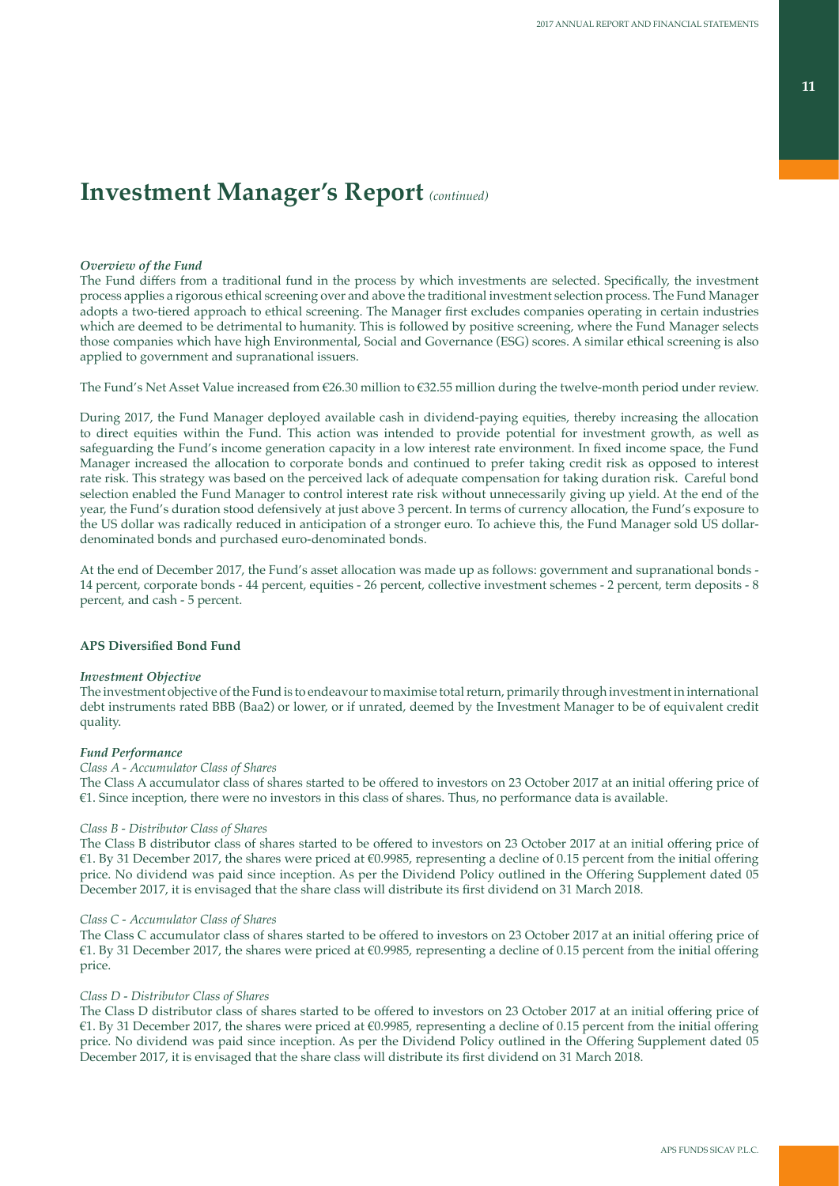# Investment Manager's Report *(continued)*

***Overview of the Fund***

The Fund differs from a traditional fund in the process by which investments are selected. Specifically, the investment process applies a rigorous ethical screening over and above the traditional investment selection process. The Fund Manager adopts a two-tiered approach to ethical screening. The Manager first excludes companies operating in certain industries which are deemed to be detrimental to humanity. This is followed by positive screening, where the Fund Manager selects those companies which have high Environmental, Social and Governance (ESG) scores. A similar ethical screening is also applied to government and supranational issuers.

The Fund's Net Asset Value increased from €26.30 million to €32.55 million during the twelve-month period under review.

During 2017, the Fund Manager deployed available cash in dividend-paying equities, thereby increasing the allocation to direct equities within the Fund. This action was intended to provide potential for investment growth, as well as safeguarding the Fund's income generation capacity in a low interest rate environment. In fixed income space, the Fund Manager increased the allocation to corporate bonds and continued to prefer taking credit risk as opposed to interest rate risk. This strategy was based on the perceived lack of adequate compensation for taking duration risk. Careful bond selection enabled the Fund Manager to control interest rate risk without unnecessarily giving up yield. At the end of the year, the Fund's duration stood defensively at just above 3 percent. In terms of currency allocation, the Fund's exposure to the US dollar was radically reduced in anticipation of a stronger euro. To achieve this, the Fund Manager sold US dollar-denominated bonds and purchased euro-denominated bonds.

At the end of December 2017, the Fund's asset allocation was made up as follows: government and supranational bonds - 14 percent, corporate bonds - 44 percent, equities - 26 percent, collective investment schemes - 2 percent, term deposits - 8 percent, and cash - 5 percent.

**APS Diversified Bond Fund**

***Investment Objective***

The investment objective of the Fund is to endeavour to maximise total return, primarily through investment in international debt instruments rated BBB (Baa2) or lower, or if unrated, deemed by the Investment Manager to be of equivalent credit quality.

***Fund Performance***

*Class A - Accumulator Class of Shares*

The Class A accumulator class of shares started to be offered to investors on 23 October 2017 at an initial offering price of €1. Since inception, there were no investors in this class of shares. Thus, no performance data is available.

*Class B - Distributor Class of Shares*

The Class B distributor class of shares started to be offered to investors on 23 October 2017 at an initial offering price of €1. By 31 December 2017, the shares were priced at €0.9985, representing a decline of 0.15 percent from the initial offering price. No dividend was paid since inception. As per the Dividend Policy outlined in the Offering Supplement dated 05 December 2017, it is envisaged that the share class will distribute its first dividend on 31 March 2018.

*Class C - Accumulator Class of Shares*

The Class C accumulator class of shares started to be offered to investors on 23 October 2017 at an initial offering price of €1. By 31 December 2017, the shares were priced at €0.9985, representing a decline of 0.15 percent from the initial offering price.

*Class D - Distributor Class of Shares*

The Class D distributor class of shares started to be offered to investors on 23 October 2017 at an initial offering price of €1. By 31 December 2017, the shares were priced at €0.9985, representing a decline of 0.15 percent from the initial offering price. No dividend was paid since inception. As per the Dividend Policy outlined in the Offering Supplement dated 05 December 2017, it is envisaged that the share class will distribute its first dividend on 31 March 2018.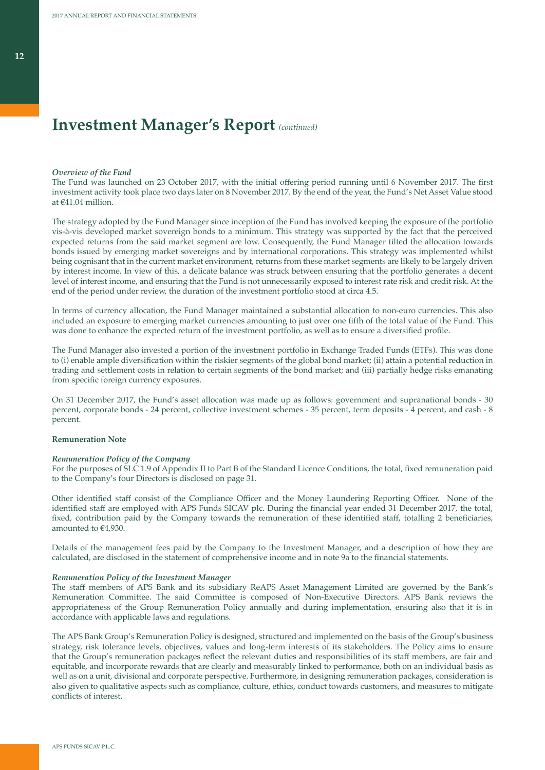# Investment Manager's Report *(continued)*

***Overview of the Fund***

The Fund was launched on 23 October 2017, with the initial offering period running until 6 November 2017. The first investment activity took place two days later on 8 November 2017. By the end of the year, the Fund's Net Asset Value stood at €41.04 million.

The strategy adopted by the Fund Manager since inception of the Fund has involved keeping the exposure of the portfolio vis-à-vis developed market sovereign bonds to a minimum. This strategy was supported by the fact that the perceived expected returns from the said market segment are low. Consequently, the Fund Manager tilted the allocation towards bonds issued by emerging market sovereigns and by international corporations. This strategy was implemented whilst being cognisant that in the current market environment, returns from these market segments are likely to be largely driven by interest income. In view of this, a delicate balance was struck between ensuring that the portfolio generates a decent level of interest income, and ensuring that the Fund is not unnecessarily exposed to interest rate risk and credit risk. At the end of the period under review, the duration of the investment portfolio stood at circa 4.5.

In terms of currency allocation, the Fund Manager maintained a substantial allocation to non-euro currencies. This also included an exposure to emerging market currencies amounting to just over one fifth of the total value of the Fund. This was done to enhance the expected return of the investment portfolio, as well as to ensure a diversified profile.

The Fund Manager also invested a portion of the investment portfolio in Exchange Traded Funds (ETFs). This was done to (i) enable ample diversification within the riskier segments of the global bond market; (ii) attain a potential reduction in trading and settlement costs in relation to certain segments of the bond market; and (iii) partially hedge risks emanating from specific foreign currency exposures.

On 31 December 2017, the Fund's asset allocation was made up as follows: government and supranational bonds - 30 percent, corporate bonds - 24 percent, collective investment schemes - 35 percent, term deposits - 4 percent, and cash - 8 percent.

**Remuneration Note**

***Remuneration Policy of the Company***

For the purposes of SLC 1.9 of Appendix II to Part B of the Standard Licence Conditions, the total, fixed remuneration paid to the Company's four Directors is disclosed on page 31.

Other identified staff consist of the Compliance Officer and the Money Laundering Reporting Officer. None of the identified staff are employed with APS Funds SICAV plc. During the financial year ended 31 December 2017, the total, fixed, contribution paid by the Company towards the remuneration of these identified staff, totalling 2 beneficiaries, amounted to €4,930.

Details of the management fees paid by the Company to the Investment Manager, and a description of how they are calculated, are disclosed in the statement of comprehensive income and in note 9a to the financial statements.

***Remuneration Policy of the Investment Manager***

The staff members of APS Bank and its subsidiary ReAPS Asset Management Limited are governed by the Bank's Remuneration Committee. The said Committee is composed of Non-Executive Directors. APS Bank reviews the appropriateness of the Group Remuneration Policy annually and during implementation, ensuring also that it is in accordance with applicable laws and regulations.

The APS Bank Group's Remuneration Policy is designed, structured and implemented on the basis of the Group's business strategy, risk tolerance levels, objectives, values and long-term interests of its stakeholders. The Policy aims to ensure that the Group's remuneration packages reflect the relevant duties and responsibilities of its staff members, are fair and equitable, and incorporate rewards that are clearly and measurably linked to performance, both on an individual basis as well as on a unit, divisional and corporate perspective. Furthermore, in designing remuneration packages, consideration is also given to qualitative aspects such as compliance, culture, ethics, conduct towards customers, and measures to mitigate conflicts of interest.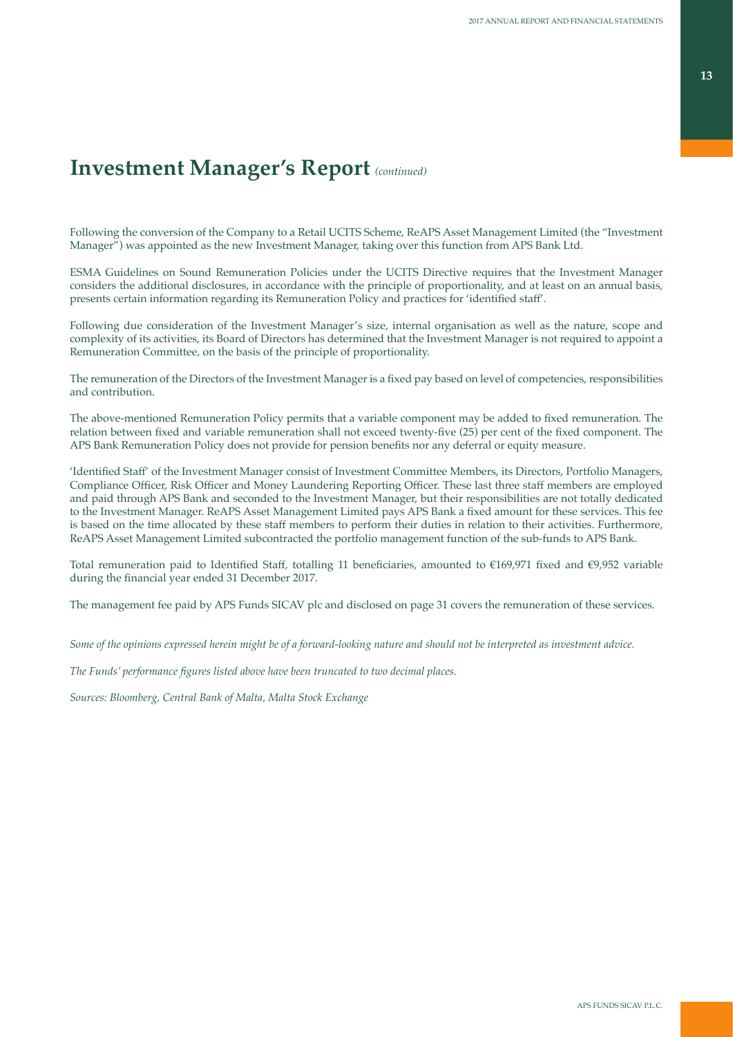# Investment Manager's Report *(continued)*

Following the conversion of the Company to a Retail UCITS Scheme, ReAPS Asset Management Limited (the "Investment Manager") was appointed as the new Investment Manager, taking over this function from APS Bank Ltd.

ESMA Guidelines on Sound Remuneration Policies under the UCITS Directive requires that the Investment Manager considers the additional disclosures, in accordance with the principle of proportionality, and at least on an annual basis, presents certain information regarding its Remuneration Policy and practices for 'identified staff'.

Following due consideration of the Investment Manager's size, internal organisation as well as the nature, scope and complexity of its activities, its Board of Directors has determined that the Investment Manager is not required to appoint a Remuneration Committee, on the basis of the principle of proportionality.

The remuneration of the Directors of the Investment Manager is a fixed pay based on level of competencies, responsibilities and contribution.

The above-mentioned Remuneration Policy permits that a variable component may be added to fixed remuneration. The relation between fixed and variable remuneration shall not exceed twenty-five (25) per cent of the fixed component. The APS Bank Remuneration Policy does not provide for pension benefits nor any deferral or equity measure.

'Identified Staff' of the Investment Manager consist of Investment Committee Members, its Directors, Portfolio Managers, Compliance Officer, Risk Officer and Money Laundering Reporting Officer. These last three staff members are employed and paid through APS Bank and seconded to the Investment Manager, but their responsibilities are not totally dedicated to the Investment Manager. ReAPS Asset Management Limited pays APS Bank a fixed amount for these services. This fee is based on the time allocated by these staff members to perform their duties in relation to their activities. Furthermore, ReAPS Asset Management Limited subcontracted the portfolio management function of the sub-funds to APS Bank.

Total remuneration paid to Identified Staff, totalling 11 beneficiaries, amounted to €169,971 fixed and €9,952 variable during the financial year ended 31 December 2017.

The management fee paid by APS Funds SICAV plc and disclosed on page 31 covers the remuneration of these services.

*Some of the opinions expressed herein might be of a forward-looking nature and should not be interpreted as investment advice.*

*The Funds' performance figures listed above have been truncated to two decimal places.*

*Sources: Bloomberg, Central Bank of Malta, Malta Stock Exchange*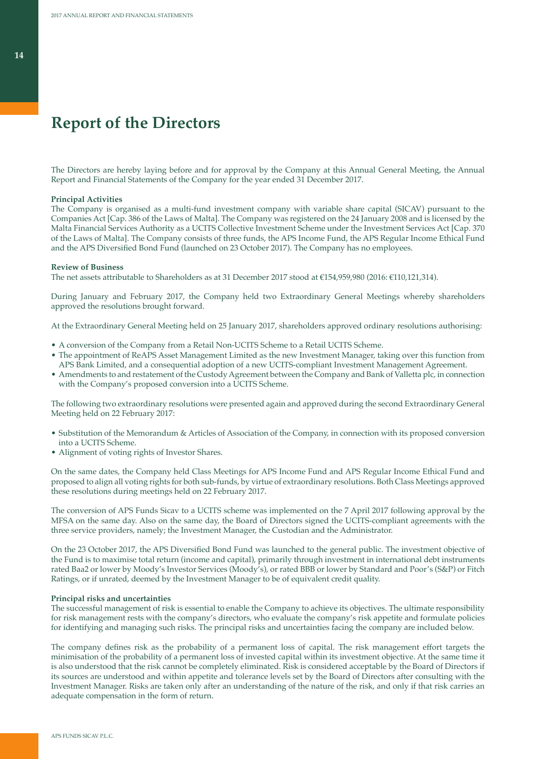# Report of the Directors

The Directors are hereby laying before and for approval by the Company at this Annual General Meeting, the Annual Report and Financial Statements of the Company for the year ended 31 December 2017.

**Principal Activities**

The Company is organised as a multi-fund investment company with variable share capital (SICAV) pursuant to the Companies Act [Cap. 386 of the Laws of Malta]. The Company was registered on the 24 January 2008 and is licensed by the Malta Financial Services Authority as a UCITS Collective Investment Scheme under the Investment Services Act [Cap. 370 of the Laws of Malta]. The Company consists of three funds, the APS Income Fund, the APS Regular Income Ethical Fund and the APS Diversified Bond Fund (launched on 23 October 2017). The Company has no employees.

**Review of Business**

The net assets attributable to Shareholders as at 31 December 2017 stood at €154,959,980 (2016: €110,121,314).

During January and February 2017, the Company held two Extraordinary General Meetings whereby shareholders approved the resolutions brought forward.

At the Extraordinary General Meeting held on 25 January 2017, shareholders approved ordinary resolutions authorising:

- A conversion of the Company from a Retail Non-UCITS Scheme to a Retail UCITS Scheme.
- The appointment of ReAPS Asset Management Limited as the new Investment Manager, taking over this function from APS Bank Limited, and a consequential adoption of a new UCITS-compliant Investment Management Agreement.
- Amendments to and restatement of the Custody Agreement between the Company and Bank of Valletta plc, in connection with the Company's proposed conversion into a UCITS Scheme.

The following two extraordinary resolutions were presented again and approved during the second Extraordinary General Meeting held on 22 February 2017:

- Substitution of the Memorandum & Articles of Association of the Company, in connection with its proposed conversion into a UCITS Scheme.
- Alignment of voting rights of Investor Shares.

On the same dates, the Company held Class Meetings for APS Income Fund and APS Regular Income Ethical Fund and proposed to align all voting rights for both sub-funds, by virtue of extraordinary resolutions. Both Class Meetings approved these resolutions during meetings held on 22 February 2017.

The conversion of APS Funds Sicav to a UCITS scheme was implemented on the 7 April 2017 following approval by the MFSA on the same day. Also on the same day, the Board of Directors signed the UCITS-compliant agreements with the three service providers, namely; the Investment Manager, the Custodian and the Administrator.

On the 23 October 2017, the APS Diversified Bond Fund was launched to the general public. The investment objective of the Fund is to maximise total return (income and capital), primarily through investment in international debt instruments rated Baa2 or lower by Moody's Investor Services (Moody's), or rated BBB or lower by Standard and Poor's (S&P) or Fitch Ratings, or if unrated, deemed by the Investment Manager to be of equivalent credit quality.

**Principal risks and uncertainties**

The successful management of risk is essential to enable the Company to achieve its objectives. The ultimate responsibility for risk management rests with the company's directors, who evaluate the company's risk appetite and formulate policies for identifying and managing such risks. The principal risks and uncertainties facing the company are included below.

The company defines risk as the probability of a permanent loss of capital. The risk management effort targets the minimisation of the probability of a permanent loss of invested capital within its investment objective. At the same time it is also understood that the risk cannot be completely eliminated. Risk is considered acceptable by the Board of Directors if its sources are understood and within appetite and tolerance levels set by the Board of Directors after consulting with the Investment Manager. Risks are taken only after an understanding of the nature of the risk, and only if that risk carries an adequate compensation in the form of return.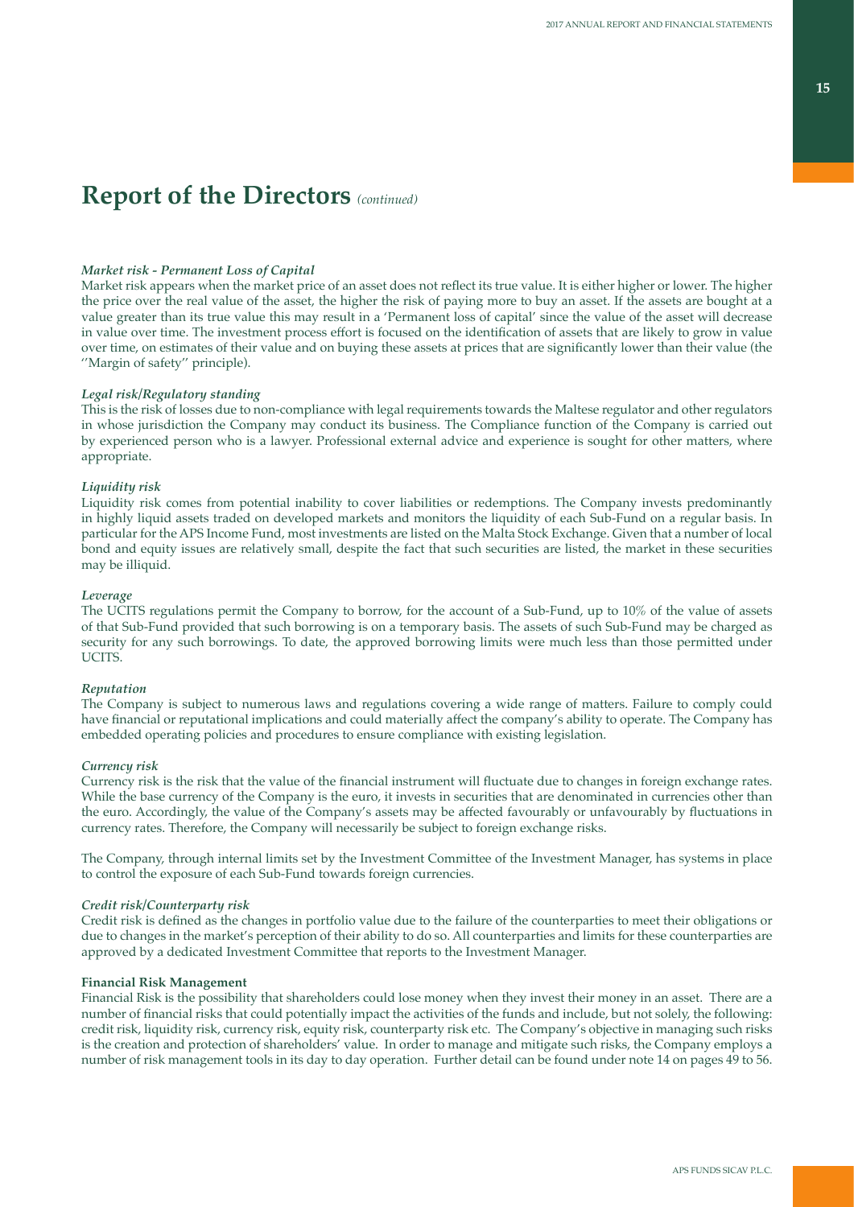# Report of the Directors *(continued)*

***Market risk - Permanent Loss of Capital***

Market risk appears when the market price of an asset does not reflect its true value. It is either higher or lower. The higher the price over the real value of the asset, the higher the risk of paying more to buy an asset. If the assets are bought at a value greater than its true value this may result in a 'Permanent loss of capital' since the value of the asset will decrease in value over time. The investment process effort is focused on the identification of assets that are likely to grow in value over time, on estimates of their value and on buying these assets at prices that are significantly lower than their value (the ''Margin of safety'' principle).

***Legal risk/Regulatory standing***

This is the risk of losses due to non-compliance with legal requirements towards the Maltese regulator and other regulators in whose jurisdiction the Company may conduct its business. The Compliance function of the Company is carried out by experienced person who is a lawyer. Professional external advice and experience is sought for other matters, where appropriate.

***Liquidity risk***

Liquidity risk comes from potential inability to cover liabilities or redemptions. The Company invests predominantly in highly liquid assets traded on developed markets and monitors the liquidity of each Sub-Fund on a regular basis. In particular for the APS Income Fund, most investments are listed on the Malta Stock Exchange. Given that a number of local bond and equity issues are relatively small, despite the fact that such securities are listed, the market in these securities may be illiquid.

***Leverage***

The UCITS regulations permit the Company to borrow, for the account of a Sub-Fund, up to 10% of the value of assets of that Sub-Fund provided that such borrowing is on a temporary basis. The assets of such Sub-Fund may be charged as security for any such borrowings. To date, the approved borrowing limits were much less than those permitted under UCITS.

***Reputation***

The Company is subject to numerous laws and regulations covering a wide range of matters. Failure to comply could have financial or reputational implications and could materially affect the company's ability to operate. The Company has embedded operating policies and procedures to ensure compliance with existing legislation.

***Currency risk***

Currency risk is the risk that the value of the financial instrument will fluctuate due to changes in foreign exchange rates. While the base currency of the Company is the euro, it invests in securities that are denominated in currencies other than the euro. Accordingly, the value of the Company's assets may be affected favourably or unfavourably by fluctuations in currency rates. Therefore, the Company will necessarily be subject to foreign exchange risks.

The Company, through internal limits set by the Investment Committee of the Investment Manager, has systems in place to control the exposure of each Sub-Fund towards foreign currencies.

***Credit risk/Counterparty risk***

Credit risk is defined as the changes in portfolio value due to the failure of the counterparties to meet their obligations or due to changes in the market's perception of their ability to do so. All counterparties and limits for these counterparties are approved by a dedicated Investment Committee that reports to the Investment Manager.

**Financial Risk Management**

Financial Risk is the possibility that shareholders could lose money when they invest their money in an asset. There are a number of financial risks that could potentially impact the activities of the funds and include, but not solely, the following: credit risk, liquidity risk, currency risk, equity risk, counterparty risk etc. The Company's objective in managing such risks is the creation and protection of shareholders' value. In order to manage and mitigate such risks, the Company employs a number of risk management tools in its day to day operation. Further detail can be found under note 14 on pages 49 to 56.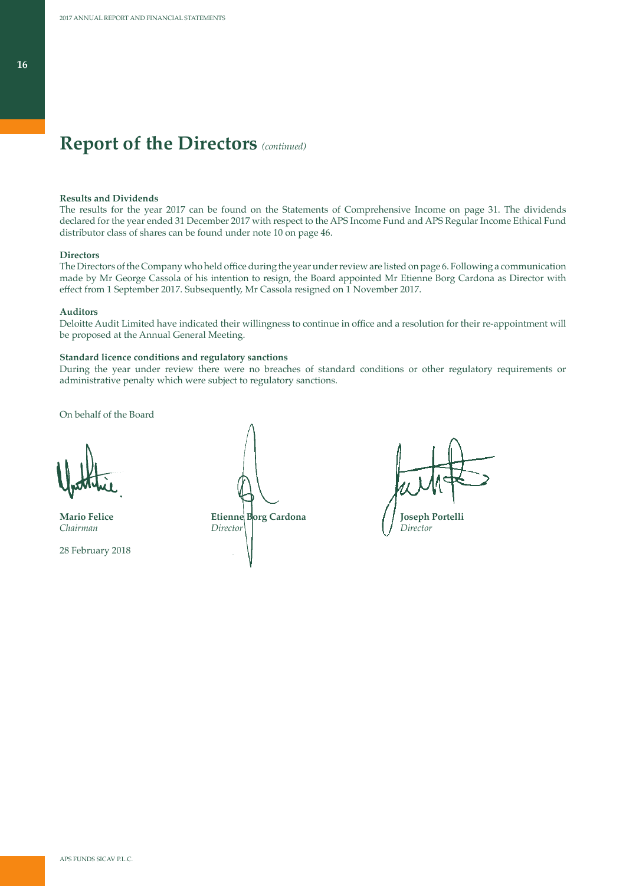# Report of the Directors *(continued)*

**Results and Dividends**

The results for the year 2017 can be found on the Statements of Comprehensive Income on page 31. The dividends declared for the year ended 31 December 2017 with respect to the APS Income Fund and APS Regular Income Ethical Fund distributor class of shares can be found under note 10 on page 46.

**Directors**

The Directors of the Company who held office during the year under review are listed on page 6. Following a communication made by Mr George Cassola of his intention to resign, the Board appointed Mr Etienne Borg Cardona as Director with effect from 1 September 2017. Subsequently, Mr Cassola resigned on 1 November 2017.

**Auditors**

Deloitte Audit Limited have indicated their willingness to continue in office and a resolution for their re-appointment will be proposed at the Annual General Meeting.

**Standard licence conditions and regulatory sanctions**

During the year under review there were no breaches of standard conditions or other regulatory requirements or administrative penalty which were subject to regulatory sanctions.

On behalf of the Board

**Mario Felice**
*Chairman*

**Etienne Borg Cardona**
*Director*

**Joseph Portelli**
*Director*

28 February 2018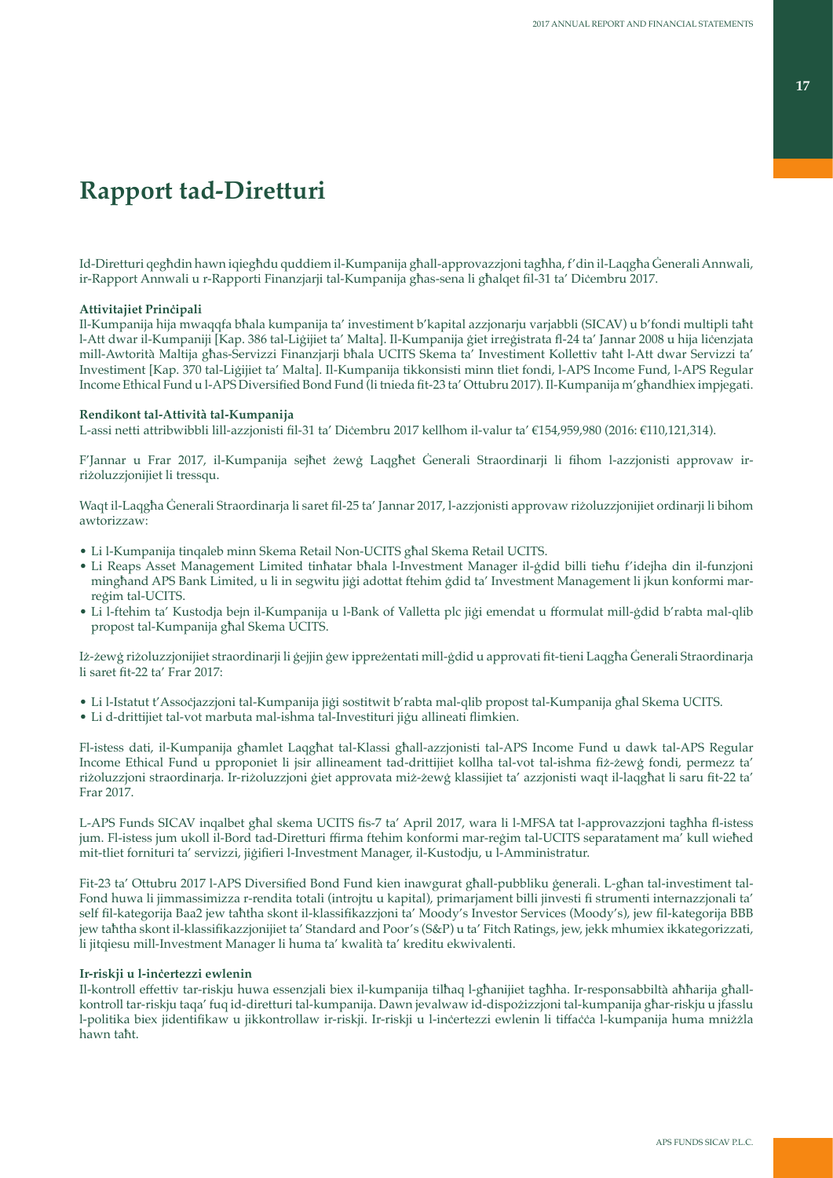# Rapport tad-Diretturi

Id-Diretturi qegħdin hawn iqiegħdu quddiem il-Kumpanija għall-approvazzjoni tagħha, f'din il-Laqgħa Ġenerali Annwali, ir-Rapport Annwali u r-Rapporti Finanzjarji tal-Kumpanija għas-sena li għalqet fil-31 ta' Diċembru 2017.

**Attivitajiet Prinċipali**
Il-Kumpanija hija mwaqqfa bħala kumpanija ta' investiment b'kapital azzjonarju varjabbli (SICAV) u b'fondi multipli taħt l-Att dwar il-Kumpaniji [Kap. 386 tal-Liġijiet ta' Malta]. Il-Kumpanija ġiet irreġistrata fl-24 ta' Jannar 2008 u hija liċenzjata mill-Awtorità Maltija għas-Servizzi Finanzjarji bħala UCITS Skema ta' Investiment Kollettiv taħt l-Att dwar Servizzi ta' Investiment [Kap. 370 tal-Liġijiet ta' Malta]. Il-Kumpanija tikkonsisti minn tliet fondi, l-APS Income Fund, l-APS Regular Income Ethical Fund u l-APS Diversified Bond Fund (li tnieda fit-23 ta' Ottubru 2017). Il-Kumpanija m'għandhiex impjegati.

**Rendikont tal-Attività tal-Kumpanija**
L-assi netti attribwibbli lill-azzjonisti fil-31 ta' Diċembru 2017 kellhom il-valur ta' €154,959,980 (2016: €110,121,314).

F'Jannar u Frar 2017, il-Kumpanija sejħet żewġ Laqgħet Ġenerali Straordinarji li fihom l-azzjonisti approvaw ir-riżoluzzjonijiet li tressqu.

Waqt il-Laqgħa Ġenerali Straordinarja li saret fil-25 ta' Jannar 2017, l-azzjonisti approvaw riżoluzzjonijiet ordinarji li bihom awtorizzaw:

- Li l-Kumpanija tinqaleb minn Skema Retail Non-UCITS għal Skema Retail UCITS.
- Li Reaps Asset Management Limited tinħatar bħala l-Investment Manager il-ġdid billi tieħu f'idejha din il-funzjoni mingħand APS Bank Limited, u li in segwitu jiġi adottat ftehim ġdid ta' Investment Management li jkun konformi mar-reġim tal-UCITS.
- Li l-ftehim ta' Kustodja bejn il-Kumpanija u l-Bank of Valletta plc jiġi emendat u fformulat mill-ġdid b'rabta mal-qlib propost tal-Kumpanija għal Skema UCITS.

Iż-żewġ riżoluzzjonijiet straordinarji li ġejjin ġew ippreżentati mill-ġdid u approvati fit-tieni Laqgħa Ġenerali Straordinarja li saret fit-22 ta' Frar 2017:

- Li l-Istatut t'Assoċjazzjoni tal-Kumpanija jiġi sostitwit b'rabta mal-qlib propost tal-Kumpanija għal Skema UCITS.
- Li d-drittijiet tal-vot marbuta mal-ishma tal-Investituri jiġu allineati flimkien.

Fl-istess dati, il-Kumpanija għamlet Laqgħat tal-Klassi għall-azzjonisti tal-APS Income Fund u dawk tal-APS Regular Income Ethical Fund u ppproponiet li jsir allineament tad-drittijiet kollha tal-vot tal-ishma fiż-żewġ fondi, permezz ta' riżoluzzjoni straordinarja. Ir-riżoluzzjoni ġiet approvata miż-żewġ klassijiet ta' azzjonisti waqt il-laqgħat li saru fit-22 ta' Frar 2017.

L-APS Funds SICAV inqalbet għal skema UCITS fis-7 ta' April 2017, wara li l-MFSA tat l-approvazzjoni tagħha fl-istess jum. Fl-istess jum ukoll il-Bord tad-Diretturi ffirma ftehim konformi mar-reġim tal-UCITS separatament ma' kull wieħed mit-tliet fornituri ta' servizzi, jiġifieri l-Investment Manager, il-Kustodju, u l-Amministratur.

Fit-23 ta' Ottubru 2017 l-APS Diversified Bond Fund kien inawgurat għall-pubbliku ġenerali. L-għan tal-investiment tal-Fond huwa li jimmassimizza r-rendita totali (introjtu u kapital), primarjament billi jinvesti fi strumenti internazzjonali ta' self fil-kategorija Baa2 jew taħtha skont il-klassifikazzjoni ta' Moody's Investor Services (Moody's), jew fil-kategorija BBB jew taħtha skont il-klassifikazzjonijiet ta' Standard and Poor's (S&P) u ta' Fitch Ratings, jew, jekk mhumiex ikkategorizzati, li jitqiesu mill-Investment Manager li huma ta' kwalità ta' kreditu ekwivalenti.

**Ir-riskji u l-inċertezzi ewlenin**
Il-kontroll effettiv tar-riskju huwa essenzjali biex il-kumpanija tilħaq l-għanijiet tagħha. Ir-responsabbiltà aħħarija għall-kontroll tar-riskju taqa' fuq id-diretturi tal-kumpanija. Dawn jevalwaw id-dispożizzjoni tal-kumpanija għar-riskju u jfasslu l-politika biex jidentifikaw u jikkontrollaw ir-riskji. Ir-riskji u l-inċertezzi ewlenin li tiffaċċa l-kumpanija huma mniżżla hawn taħt.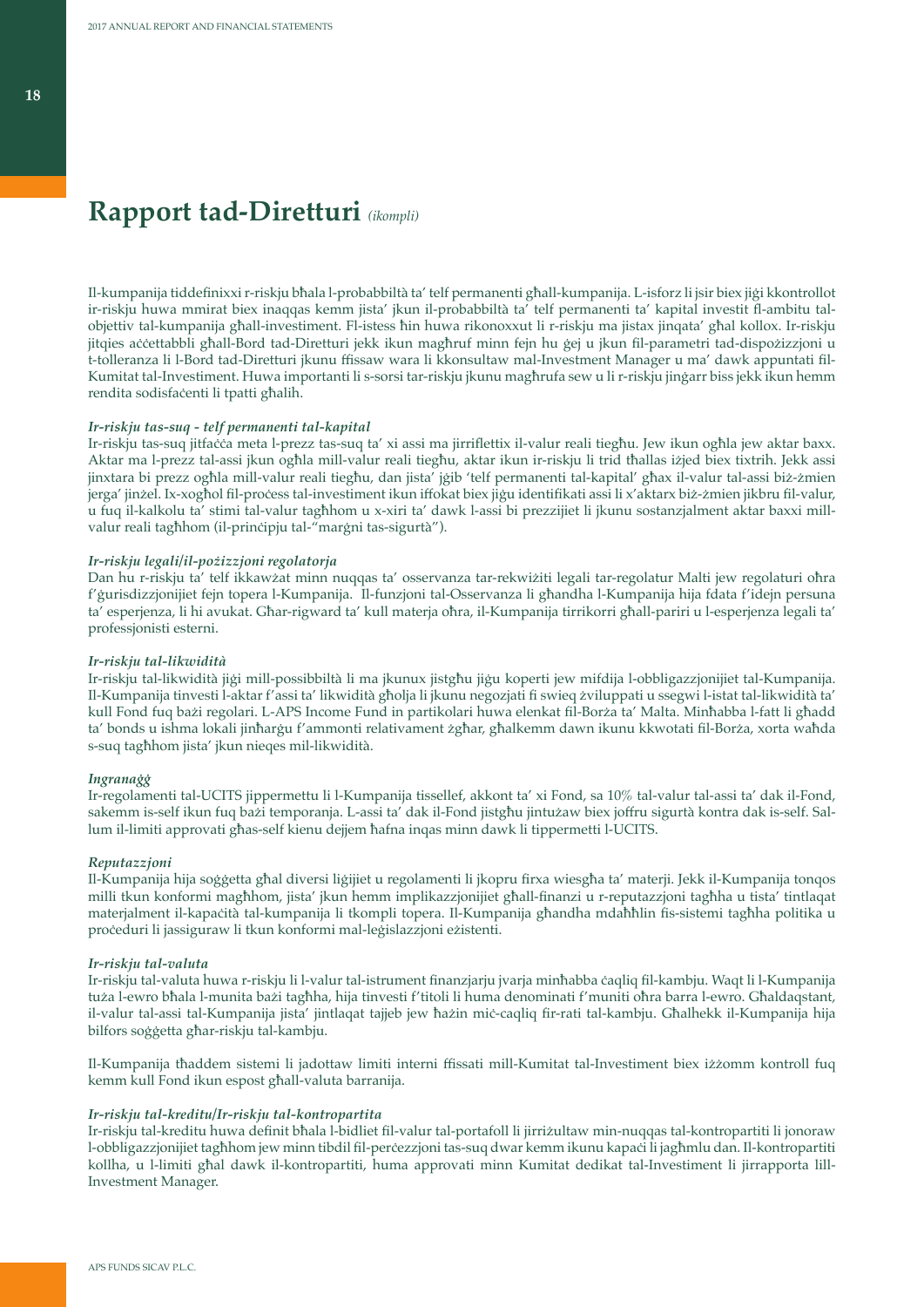# Rapport tad-Diretturi *(ikompli)*

Il-kumpanija tiddefinixxi r-riskju bħala l-probabbiltà ta' telf permanenti għall-kumpanija. L-isforz li jsir biex jiġi kkontrollot ir-riskju huwa mmirat biex inaqqas kemm jista' jkun il-probabbiltà ta' telf permanenti ta' kapital investit fl-ambitu tal-objettiv tal-kumpanija għall-investiment. Fl-istess ħin huwa rikonoxxut li r-riskju ma jistax jinqata' għal kollox. Ir-riskju jitqies aċċettabbli għall-Bord tad-Diretturi jekk ikun magħruf minn fejn hu ġej u jkun fil-parametri tad-dispożizzjoni u t-tolleranza li l-Bord tad-Diretturi jkunu ffissaw wara li kkonsultaw mal-Investment Manager u ma' dawk appuntati fil-Kumitat tal-Investiment. Huwa importanti li s-sorsi tar-riskju jkunu magħrufa sew u li r-riskju jinġarr biss jekk ikun hemm rendita sodisfaċenti li tpatti għalih.

### *Ir-riskju tas-suq - telf permanenti tal-kapital*

Ir-riskju tas-suq jitfaċċa meta l-prezz tas-suq ta' xi assi ma jirriflettix il-valur reali tiegħu. Jew ikun ogħla jew aktar baxx. Aktar ma l-prezz tal-assi jkun ogħla mill-valur reali tiegħu, aktar ikun ir-riskju li trid tħallas iżjed biex tixtrih. Jekk assi jinxtara bi prezz ogħla mill-valur reali tiegħu, dan jista' jġib 'telf permanenti tal-kapital' għax il-valur tal-assi biż-żmien jerġa' jinżel. Ix-xogħol fil-proċess tal-investiment ikun iffokat biex jiġu identifikati assi li x'aktarx biż-żmien jikbru fil-valur, u fuq il-kalkolu ta' stimi tal-valur tagħhom u x-xiri ta' dawk l-assi bi prezzijiet li jkunu sostanzjalment aktar baxxi mill-valur reali tagħhom (il-prinċipju tal-"marġni tas-sigurtà").

### *Ir-riskju legali/il-pożizzjoni regolatorja*

Dan hu r-riskju ta' telf ikkawżat minn nuqqas ta' osservanza tar-rekwiżiti legali tar-regolatur Malti jew regolaturi oħra f'ġurisdizzjonijiet fejn topera l-Kumpanija. Il-funzjoni tal-Osservanza li għandha l-Kumpanija hija fdata f'idejn persuna ta' esperjenza, li hi avukat. Għar-rigward ta' kull materja oħra, il-Kumpanija tirrikorri għall-pariri u l-esperjenza legali ta' professjonisti esterni.

### *Ir-riskju tal-likwidità*

Ir-riskju tal-likwidità jiġi mill-possibbiltà li ma jkunux jistgħu jiġu koperti jew mifdija l-obbligazzjonijiet tal-Kumpanija. Il-Kumpanija tinvesti l-aktar f'assi ta' likwidità għolja li jkunu negozjati fi swieq żviluppati u ssegwi l-istat tal-likwidità ta' kull Fond fuq bażi regolari. L-APS Income Fund in partikolari huwa elenkat fil-Borża ta' Malta. Minħabba l-fatt li għadd ta' bonds u ishma lokali jinħarġu f'ammonti relativament żgħar, għalkemm dawn ikunu kkwotati fil-Borża, xorta waħda s-suq tagħhom jista' jkun nieqes mil-likwidità.

### *Ingranaġġ*

Ir-regolamenti tal-UCITS jippermettu li l-Kumpanija tissellef, akkont ta' xi Fond, sa 10% tal-valur tal-assi ta' dak il-Fond, sakemm is-self ikun fuq bażi temporanja. L-assi ta' dak il-Fond jistgħu jintużaw biex joffru sigurtà kontra dak is-self. Sal-lum il-limiti approvati għas-self kienu dejjem ħafna inqas minn dawk li tippermetti l-UCITS.

### *Reputazzjoni*

Il-Kumpanija hija soġġetta għal diversi liġijiet u regolamenti li jkopru firxa wiesgħa ta' materji. Jekk il-Kumpanija tonqos milli tkun konformi magħhom, jista' jkun hemm implikazzjonijiet għall-finanzi u r-reputazzjoni tagħha u tista' tintlaqat materjalment il-kapaċità tal-kumpanija li tkompli topera. Il-Kumpanija għandha mdaħħlin fis-sistemi tagħha politika u proċeduri li jassiguraw li tkun konformi mal-leġislazzjoni eżistenti.

### *Ir-riskju tal-valuta*

Ir-riskju tal-valuta huwa r-riskju li l-valur tal-istrument finanzjarju jvarja minħabba ċaqliq fil-kambju. Waqt li l-Kumpanija tuża l-ewro bħala l-munita bażi tagħha, hija tinvesti f'titoli li huma denominati f'muniti oħra barra l-ewro. Għaldaqstant, il-valur tal-assi tal-Kumpanija jista' jintlaqat tajjeb jew ħażin miċ-ċaqliq fir-rati tal-kambju. Għalhekk il-Kumpanija hija bilfors soġġetta għar-riskju tal-kambju.

Il-Kumpanija tħaddem sistemi li jadottaw limiti interni ffissati mill-Kumitat tal-Investiment biex iżżomm kontroll fuq kemm kull Fond ikun espost għall-valuta barranija.

### *Ir-riskju tal-kreditu/Ir-riskju tal-kontropartita*

Ir-riskju tal-kreditu huwa definit bħala l-bidliet fil-valur tal-portafoll li jirriżultaw min-nuqqas tal-kontropartiti li jonoraw l-obbligazzjonijiet tagħhom jew minn tibdil fil-perċezzjoni tas-suq dwar kemm ikunu kapaċi li jagħmlu dan. Il-kontropartiti kollha, u l-limiti għal dawk il-kontropartiti, huma approvati minn Kumitat dedikat tal-Investiment li jirrapporta lill-Investment Manager.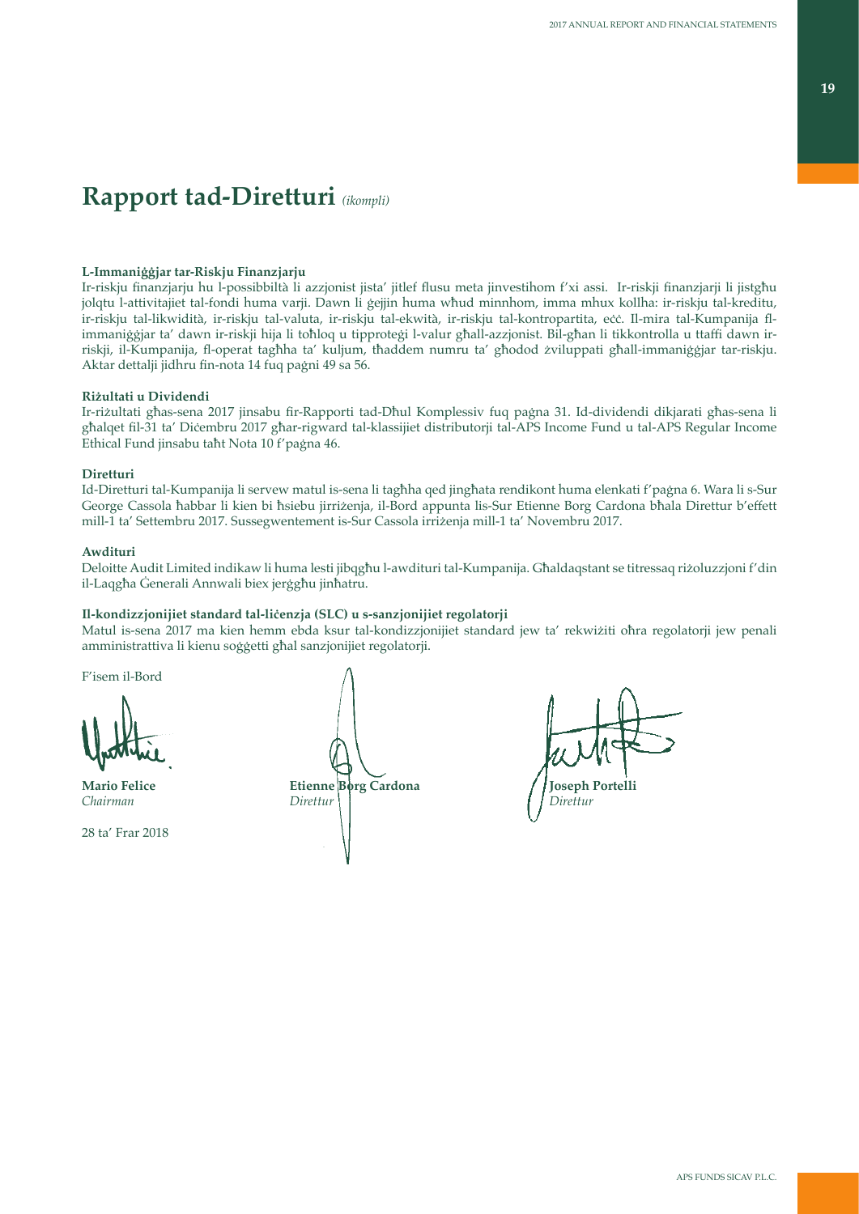# Rapport tad-Diretturi *(ikompli)*

**L-Immaniġġjar tar-Riskju Finanzjarju**

Ir-riskju finanzjarju hu l-possibbiltà li azzjonist jista' jitlef flusu meta jinvestihom f'xi assi. Ir-riskji finanzjarji li jistgħu jolqtu l-attivitajiet tal-fondi huma varji. Dawn li ġejjin huma wħud minnhom, imma mhux kollha: ir-riskju tal-kreditu, ir-riskju tal-likwidità, ir-riskju tal-valuta, ir-riskju tal-ekwità, ir-riskju tal-kontropartita, eċċ. Il-mira tal-Kumpanija fl-immaniġġjar ta' dawn ir-riskji hija li toħloq u tipproteġi l-valur għall-azzjonist. Bil-għan li tikkontrolla u ttaffi dawn ir-riskji, il-Kumpanija, fl-operat tagħha ta' kuljum, tħaddem numru ta' għodod żviluppati għall-immaniġġjar tar-riskju. Aktar dettalji jidhru fin-nota 14 fuq paġni 49 sa 56.

**Riżultati u Dividendi**

Ir-riżultati għas-sena 2017 jinsabu fir-Rapporti tad-Dħul Komplessiv fuq paġna 31. Id-dividendi dikjarati għas-sena li għalqet fil-31 ta' Diċembru 2017 għar-rigward tal-klassijiet distributorji tal-APS Income Fund u tal-APS Regular Income Ethical Fund jinsabu taħt Nota 10 f'paġna 46.

**Diretturi**

Id-Diretturi tal-Kumpanija li servew matul is-sena li tagħha qed jingħata rendikont huma elenkati f'paġna 6. Wara li s-Sur George Cassola ħabbar li kien bi ħsiebu jirriżenja, il-Bord appunta lis-Sur Etienne Borg Cardona bħala Direttur b'effett mill-1 ta' Settembru 2017. Sussegwentement is-Sur Cassola irriżenja mill-1 ta' Novembru 2017.

**Awdituri**

Deloitte Audit Limited indikaw li huma lesti jibqgħu l-awdituri tal-Kumpanija. Għaldaqstant se titressaq riżoluzzjoni f'din il-Laqgħa Ġenerali Annwali biex jerġgħu jinħatru.

**Il-kondizzjonijiet standard tal-liċenzja (SLC) u s-sanzjonijiet regolatorji**

Matul is-sena 2017 ma kien hemm ebda ksur tal-kondizzjonijiet standard jew ta' rekwiżiti oħra regolatorji jew penali amministrattiva li kienu soġġetti għal sanzjonijiet regolatorji.

F'isem il-Bord

**Mario Felice**
*Chairman*

**Etienne Borg Cardona**
*Direttur*

**Joseph Portelli**
*Direttur*

28 ta' Frar 2018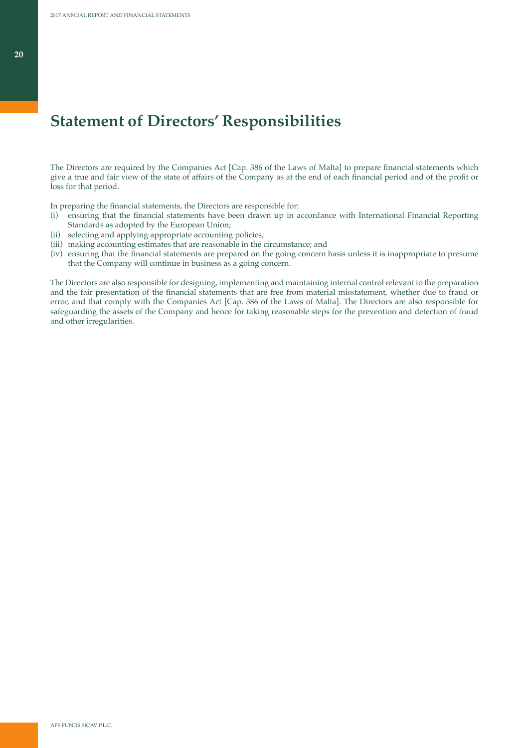# Statement of Directors' Responsibilities

The Directors are required by the Companies Act [Cap. 386 of the Laws of Malta] to prepare financial statements which give a true and fair view of the state of affairs of the Company as at the end of each financial period and of the profit or loss for that period.

In preparing the financial statements, the Directors are responsible for:

(i) ensuring that the financial statements have been drawn up in accordance with International Financial Reporting Standards as adopted by the European Union;

(ii) selecting and applying appropriate accounting policies;

(iii) making accounting estimates that are reasonable in the circumstance; and

(iv) ensuring that the financial statements are prepared on the going concern basis unless it is inappropriate to presume that the Company will continue in business as a going concern.

The Directors are also responsible for designing, implementing and maintaining internal control relevant to the preparation and the fair presentation of the financial statements that are free from material misstatement, whether due to fraud or error, and that comply with the Companies Act [Cap. 386 of the Laws of Malta]. The Directors are also responsible for safeguarding the assets of the Company and hence for taking reasonable steps for the prevention and detection of fraud and other irregularities.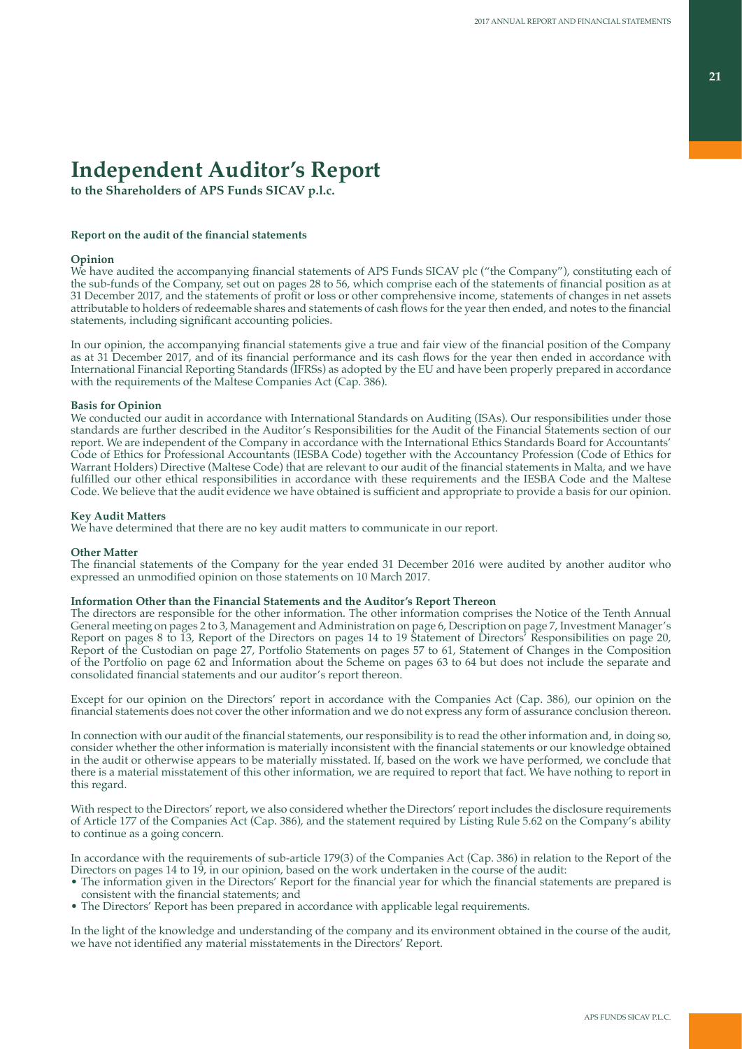# Independent Auditor's Report

**to the Shareholders of APS Funds SICAV p.l.c.**

### Report on the audit of the financial statements

**Opinion**

We have audited the accompanying financial statements of APS Funds SICAV plc ("the Company"), constituting each of the sub-funds of the Company, set out on pages 28 to 56, which comprise each of the statements of financial position as at 31 December 2017, and the statements of profit or loss or other comprehensive income, statements of changes in net assets attributable to holders of redeemable shares and statements of cash flows for the year then ended, and notes to the financial statements, including significant accounting policies.

In our opinion, the accompanying financial statements give a true and fair view of the financial position of the Company as at 31 December 2017, and of its financial performance and its cash flows for the year then ended in accordance with International Financial Reporting Standards (IFRSs) as adopted by the EU and have been properly prepared in accordance with the requirements of the Maltese Companies Act (Cap. 386).

**Basis for Opinion**

We conducted our audit in accordance with International Standards on Auditing (ISAs). Our responsibilities under those standards are further described in the Auditor's Responsibilities for the Audit of the Financial Statements section of our report. We are independent of the Company in accordance with the International Ethics Standards Board for Accountants' Code of Ethics for Professional Accountants (IESBA Code) together with the Accountancy Profession (Code of Ethics for Warrant Holders) Directive (Maltese Code) that are relevant to our audit of the financial statements in Malta, and we have fulfilled our other ethical responsibilities in accordance with these requirements and the IESBA Code and the Maltese Code. We believe that the audit evidence we have obtained is sufficient and appropriate to provide a basis for our opinion.

**Key Audit Matters**

We have determined that there are no key audit matters to communicate in our report.

**Other Matter**

The financial statements of the Company for the year ended 31 December 2016 were audited by another auditor who expressed an unmodified opinion on those statements on 10 March 2017.

**Information Other than the Financial Statements and the Auditor's Report Thereon**

The directors are responsible for the other information. The other information comprises the Notice of the Tenth Annual General meeting on pages 2 to 3, Management and Administration on page 6, Description on page 7, Investment Manager's Report on pages 8 to 13, Report of the Directors on pages 14 to 19 Statement of Directors' Responsibilities on page 20, Report of the Custodian on page 27, Portfolio Statements on pages 57 to 61, Statement of Changes in the Composition of the Portfolio on page 62 and Information about the Scheme on pages 63 to 64 but does not include the separate and consolidated financial statements and our auditor's report thereon.

Except for our opinion on the Directors' report in accordance with the Companies Act (Cap. 386), our opinion on the financial statements does not cover the other information and we do not express any form of assurance conclusion thereon.

In connection with our audit of the financial statements, our responsibility is to read the other information and, in doing so, consider whether the other information is materially inconsistent with the financial statements or our knowledge obtained in the audit or otherwise appears to be materially misstated. If, based on the work we have performed, we conclude that there is a material misstatement of this other information, we are required to report that fact. We have nothing to report in this regard.

With respect to the Directors' report, we also considered whether the Directors' report includes the disclosure requirements of Article 177 of the Companies Act (Cap. 386), and the statement required by Listing Rule 5.62 on the Company's ability to continue as a going concern.

In accordance with the requirements of sub-article 179(3) of the Companies Act (Cap. 386) in relation to the Report of the Directors on pages 14 to 19, in our opinion, based on the work undertaken in the course of the audit:

- The information given in the Directors' Report for the financial year for which the financial statements are prepared is consistent with the financial statements; and
- The Directors' Report has been prepared in accordance with applicable legal requirements.

In the light of the knowledge and understanding of the company and its environment obtained in the course of the audit, we have not identified any material misstatements in the Directors' Report.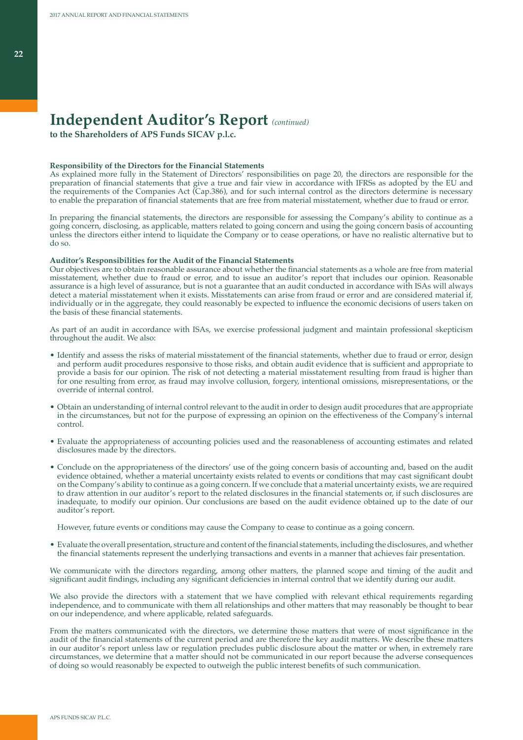# Independent Auditor's Report *(continued)*

**to the Shareholders of APS Funds SICAV p.l.c.**

**Responsibility of the Directors for the Financial Statements**

As explained more fully in the Statement of Directors' responsibilities on page 20, the directors are responsible for the preparation of financial statements that give a true and fair view in accordance with IFRSs as adopted by the EU and the requirements of the Companies Act (Cap.386), and for such internal control as the directors determine is necessary to enable the preparation of financial statements that are free from material misstatement, whether due to fraud or error.

In preparing the financial statements, the directors are responsible for assessing the Company's ability to continue as a going concern, disclosing, as applicable, matters related to going concern and using the going concern basis of accounting unless the directors either intend to liquidate the Company or to cease operations, or have no realistic alternative but to do so.

**Auditor's Responsibilities for the Audit of the Financial Statements**

Our objectives are to obtain reasonable assurance about whether the financial statements as a whole are free from material misstatement, whether due to fraud or error, and to issue an auditor's report that includes our opinion. Reasonable assurance is a high level of assurance, but is not a guarantee that an audit conducted in accordance with ISAs will always detect a material misstatement when it exists. Misstatements can arise from fraud or error and are considered material if, individually or in the aggregate, they could reasonably be expected to influence the economic decisions of users taken on the basis of these financial statements.

As part of an audit in accordance with ISAs, we exercise professional judgment and maintain professional skepticism throughout the audit. We also:

- Identify and assess the risks of material misstatement of the financial statements, whether due to fraud or error, design and perform audit procedures responsive to those risks, and obtain audit evidence that is sufficient and appropriate to provide a basis for our opinion. The risk of not detecting a material misstatement resulting from fraud is higher than for one resulting from error, as fraud may involve collusion, forgery, intentional omissions, misrepresentations, or the override of internal control.
- Obtain an understanding of internal control relevant to the audit in order to design audit procedures that are appropriate in the circumstances, but not for the purpose of expressing an opinion on the effectiveness of the Company's internal control.
- Evaluate the appropriateness of accounting policies used and the reasonableness of accounting estimates and related disclosures made by the directors.
- Conclude on the appropriateness of the directors' use of the going concern basis of accounting and, based on the audit evidence obtained, whether a material uncertainty exists related to events or conditions that may cast significant doubt on the Company's ability to continue as a going concern. If we conclude that a material uncertainty exists, we are required to draw attention in our auditor's report to the related disclosures in the financial statements or, if such disclosures are inadequate, to modify our opinion. Our conclusions are based on the audit evidence obtained up to the date of our auditor's report.

  However, future events or conditions may cause the Company to cease to continue as a going concern.

- Evaluate the overall presentation, structure and content of the financial statements, including the disclosures, and whether the financial statements represent the underlying transactions and events in a manner that achieves fair presentation.

We communicate with the directors regarding, among other matters, the planned scope and timing of the audit and significant audit findings, including any significant deficiencies in internal control that we identify during our audit.

We also provide the directors with a statement that we have complied with relevant ethical requirements regarding independence, and to communicate with them all relationships and other matters that may reasonably be thought to bear on our independence, and where applicable, related safeguards.

From the matters communicated with the directors, we determine those matters that were of most significance in the audit of the financial statements of the current period and are therefore the key audit matters. We describe these matters in our auditor's report unless law or regulation precludes public disclosure about the matter or when, in extremely rare circumstances, we determine that a matter should not be communicated in our report because the adverse consequences of doing so would reasonably be expected to outweigh the public interest benefits of such communication.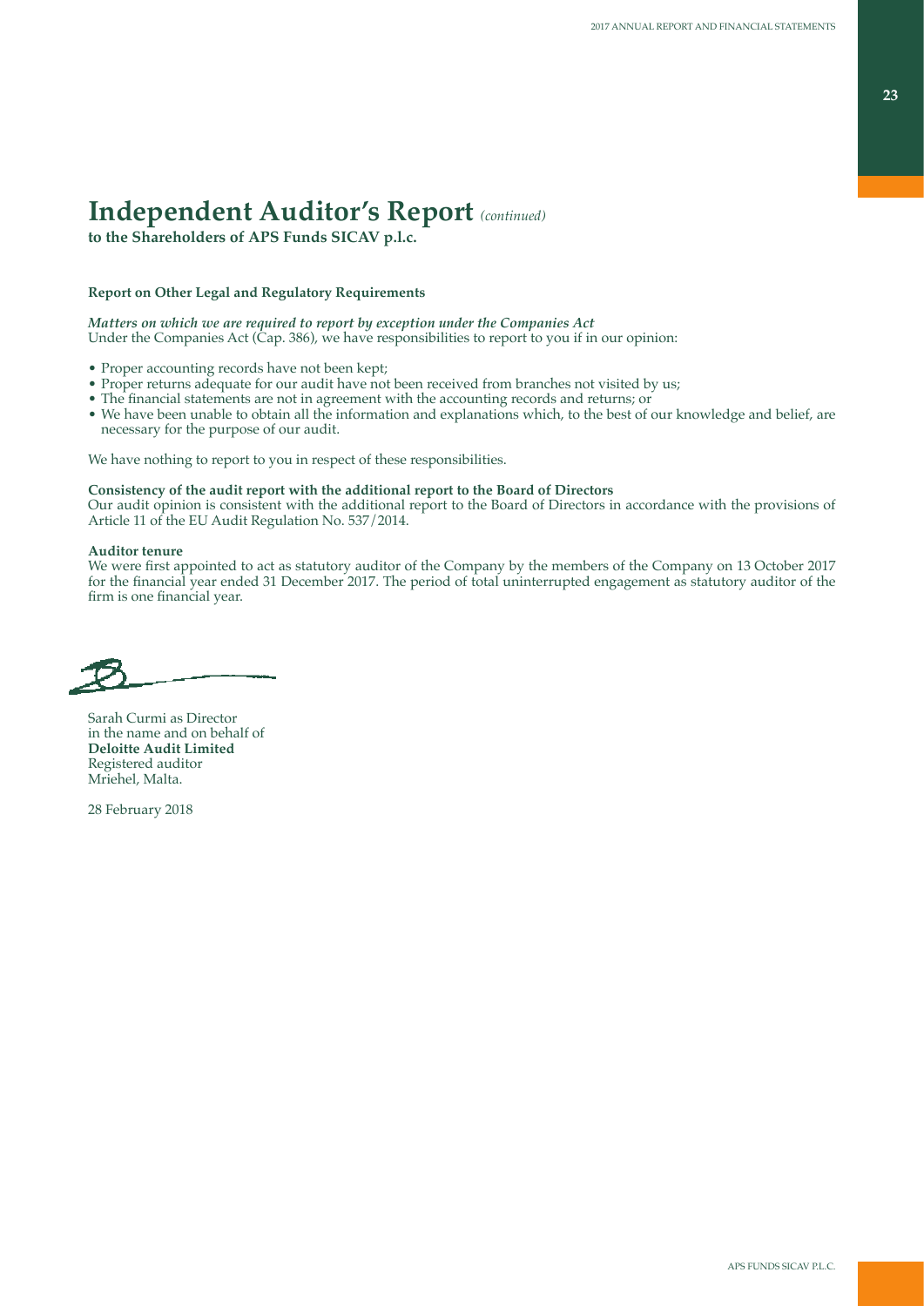# Independent Auditor's Report *(continued)*

**to the Shareholders of APS Funds SICAV p.l.c.**

**Report on Other Legal and Regulatory Requirements**

***Matters on which we are required to report by exception under the Companies Act***
Under the Companies Act (Cap. 386), we have responsibilities to report to you if in our opinion:

- Proper accounting records have not been kept;
- Proper returns adequate for our audit have not been received from branches not visited by us;
- The financial statements are not in agreement with the accounting records and returns; or
- We have been unable to obtain all the information and explanations which, to the best of our knowledge and belief, are necessary for the purpose of our audit.

We have nothing to report to you in respect of these responsibilities.

**Consistency of the audit report with the additional report to the Board of Directors**
Our audit opinion is consistent with the additional report to the Board of Directors in accordance with the provisions of Article 11 of the EU Audit Regulation No. 537/2014.

**Auditor tenure**
We were first appointed to act as statutory auditor of the Company by the members of the Company on 13 October 2017 for the financial year ended 31 December 2017. The period of total uninterrupted engagement as statutory auditor of the firm is one financial year.

Sarah Curmi as Director
in the name and on behalf of
**Deloitte Audit Limited**
Registered auditor
Mriehel, Malta.

28 February 2018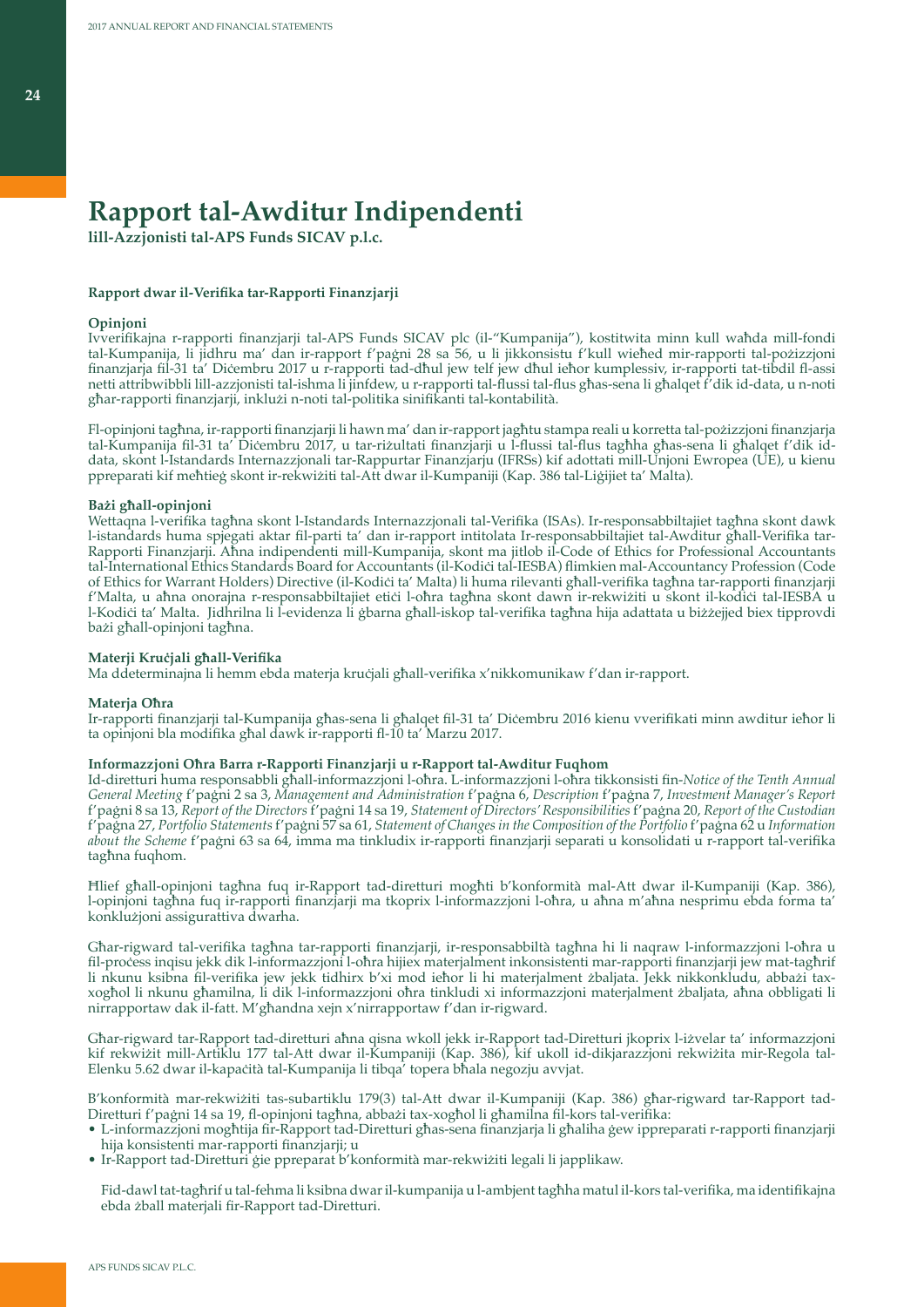# Rapport tal-Awditur Indipendenti

**lill-Azzjonisti tal-APS Funds SICAV p.l.c.**

### Rapport dwar il-Verifika tar-Rapporti Finanzjarji

**Opinjoni**

Ivverifikajna r-rapporti finanzjarji tal-APS Funds SICAV plc (il-"Kumpanija"), kostitwita minn kull waħda mill-fondi tal-Kumpanija, li jidhru ma' dan ir-rapport f'paġni 28 sa 56, u li jikkonsistu f'kull wieħed mir-rapporti tal-pożizzjoni finanzjarja fil-31 ta' Diċembru 2017 u r-rapporti tad-dħul jew telf jew dħul ieħor kumplessiv, ir-rapporti tat-tibdil fl-assi netti attribwibbli lill-azzjonisti tal-ishma li jinfdew, u r-rapporti tal-flussi tal-flus għas-sena li għalqet f'dik id-data, u n-noti għar-rapporti finanzjarji, inklużi n-noti tal-politika sinifikanti tal-kontabilità.

Fl-opinjoni tagħna, ir-rapporti finanzjarji li hawn ma' dan ir-rapport jagħtu stampa reali u korretta tal-pożizzjoni finanzjarja tal-Kumpanija fil-31 ta' Diċembru 2017, u tar-riżultati finanzjarji u l-flussi tal-flus tagħha għas-sena li għalqet f'dik id-data, skont l-Istandards Internazzjonali tar-Rappurtar Finanzjarju (IFRSs) kif adottati mill-Unjoni Ewropea (UE), u kienu ppreparati kif meħtieġ skont ir-rekwiżiti tal-Att dwar il-Kumpaniji (Kap. 386 tal-Liġijiet ta' Malta).

**Bażi għall-opinjoni**

Wettaqna l-verifika tagħna skont l-Istandards Internazzjonali tal-Verifika (ISAs). Ir-responsabbiltajiet tagħna skont dawk l-istandards huma spjegati aktar fil-parti ta' dan ir-rapport intitolata Ir-responsabbiltajiet tal-Awditur għall-Verifika tar-Rapporti Finanzjarji. Aħna indipendenti mill-Kumpanija, skont ma jitlob il-Code of Ethics for Professional Accountants tal-International Ethics Standards Board for Accountants (il-Kodiċi tal-IESBA) flimkien mal-Accountancy Profession (Code of Ethics for Warrant Holders) Directive (il-Kodiċi ta' Malta) li huma rilevanti għall-verifika tagħna tar-rapporti finanzjarji f'Malta, u aħna onorajna r-responsabbiltajiet etiċi l-oħra tagħna skont dawn ir-rekwiżiti u skont il-kodiċi tal-IESBA u l-Kodiċi ta' Malta. Jidhrilna li l-evidenza li ġbarna għall-iskop tal-verifika tagħna hija adattata u biżżejjed biex tipprovdi bażi għall-opinjoni tagħna.

**Materji Kruċjali għall-Verifika**

Ma ddeterminajna li hemm ebda materja kruċjali għall-verifika x'nikkomunikaw f'dan ir-rapport.

**Materja Oħra**

Ir-rapporti finanzjarji tal-Kumpanija għas-sena li għalqet fil-31 ta' Diċembru 2016 kienu vverifikati minn awditur ieħor li ta opinjoni bla modifika għal dawk ir-rapporti fl-10 ta' Marzu 2017.

**Informazzjoni Oħra Barra r-Rapporti Finanzjarji u r-Rapport tal-Awditur Fuqhom**

Id-diretturi huma responsabbli għall-informazzjoni l-oħra. L-informazzjoni l-oħra tikkonsisti fin-*Notice of the Tenth Annual General Meeting* f'paġni 2 sa 3, *Management and Administration* f'paġna 6, *Description* f'paġna 7, *Investment Manager's Report* f'paġni 8 sa 13, *Report of the Directors* f'paġni 14 sa 19, *Statement of Directors' Responsibilities* f'paġna 20, *Report of the Custodian* f'paġna 27, *Portfolio Statements* f'paġni 57 sa 61, *Statement of Changes in the Composition of the Portfolio* f'paġna 62 u *Information about the Scheme* f'paġni 63 sa 64, imma ma tinkludix ir-rapporti finanzjarji separati u konsolidati u r-rapport tal-verifika tagħna fuqhom.

Ħlief għall-opinjoni tagħna fuq ir-Rapport tad-diretturi mogħti b'konformità mal-Att dwar il-Kumpaniji (Kap. 386), l-opinjoni tagħna fuq ir-rapporti finanzjarji ma tkoprix l-informazzjoni l-oħra, u aħna m'aħna nesprimu ebda forma ta' konklużjoni assigurattiva dwarha.

Għar-rigward tal-verifika tagħna tar-rapporti finanzjarji, ir-responsabbiltà tagħna hi li naqraw l-informazzjoni l-oħra u fil-proċess inqisu jekk dik l-informazzjoni l-oħra hijiex materjalment inkonsistenti mar-rapporti finanzjarji jew mat-tagħrif li nkunu ksibna fil-verifika jew jekk tidhirx b'xi mod ieħor li hi materjalment żbaljata. Jekk nikkonkludu, abbażi tax-xogħol li nkunu għamilna, li dik l-informazzjoni oħra tinkludi xi informazzjoni materjalment żbaljata, aħna obbligati li nirrapportaw dak il-fatt. M'għandna xejn x'nirrapportaw f'dan ir-rigward.

Għar-rigward tar-Rapport tad-diretturi aħna qisna wkoll jekk ir-Rapport tad-Diretturi jkoprix l-iżvelar ta' informazzjoni kif rekwiżit mill-Artiklu 177 tal-Att dwar il-Kumpaniji (Kap. 386), kif ukoll id-dikjarazzjoni rekwiżita mir-Regola tal-Elenku 5.62 dwar il-kapaċità tal-Kumpanija li tibqa' topera bħala negozju avvjat.

B'konformità mar-rekwiżiti tas-subartiklu 179(3) tal-Att dwar il-Kumpaniji (Kap. 386) għar-rigward tar-Rapport tad-Diretturi f'paġni 14 sa 19, fl-opinjoni tagħna, abbażi tax-xogħol li għamilna fil-kors tal-verifika:

- L-informazzjoni mogħtija fir-Rapport tad-Diretturi għas-sena finanzjarja li għaliha ġew ippreparati r-rapporti finanzjarji hija konsistenti mar-rapporti finanzjarji; u
- Ir-Rapport tad-Diretturi ġie ppreparat b'konformità mar-rekwiżiti legali li japplikaw.

Fid-dawl tat-tagħrif u tal-fehma li ksibna dwar il-kumpanija u l-ambjent tagħha matul il-kors tal-verifika, ma identifikajna ebda żball materjali fir-Rapport tad-Diretturi.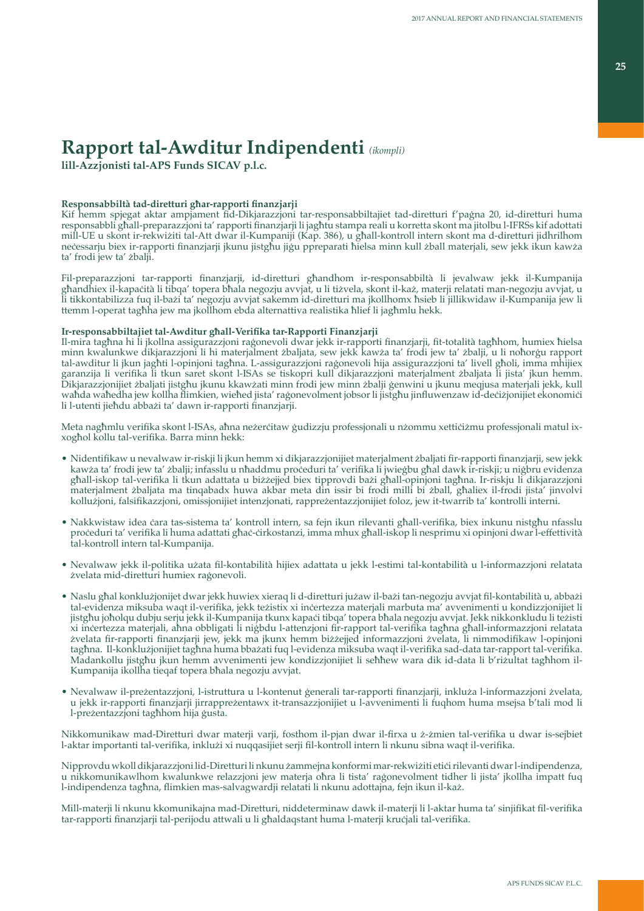# Rapport tal-Awditur Indipendenti *(ikompli)*

**lill-Azzjonisti tal-APS Funds SICAV p.l.c.**

**Responsabbiltà tad-diretturi għar-rapporti finanzjarji**

Kif hemm spjegat aktar ampjament fid-Dikjarazzjoni tar-responsabbiltajiet tad-diretturi f'paġna 20, id-diretturi huma responsabbli għall-preparazzjoni ta' rapporti finanzjarji li jagħtu stampa reali u korretta skont ma jitolbu l-IFRSs kif adottati mill-UE u skont ir-rekwiżiti tal-Att dwar il-Kumpaniji (Kap. 386), u għall-kontroll intern skont ma d-diretturi jidhrilhom neċessarju biex ir-rapporti finanzjarji jkunu jistgħu jiġu ppreparati ħielsa minn kull żball materjali, sew jekk ikun kawża ta' frodi jew ta' żbalji.

Fil-preparazzjoni tar-rapporti finanzjarji, id-diretturi għandhom ir-responsabbiltà li jevalwaw jekk il-Kumpanija għandhiex il-kapaċità li tibqa' topera bħala negozju avvjat, u li tiżvela, skont il-każ, materji relatati man-negozju avvjat, u li tikkontabilizza fuq il-bażi ta' negozju avvjat sakemm id-diretturi ma jkollhomx ħsieb li jillikwidaw il-Kumpanija jew li ttemm l-operat tagħha jew ma jkollhom ebda alternattiva realistika ħlief li jagħmlu hekk.

**Ir-responsabbiltajiet tal-Awditur għall-Verifika tar-Rapporti Finanzjarji**

Il-mira tagħna hi li jkollna assigurazzjoni raġonevoli dwar jekk ir-rapporti finanzjarji, fit-totalità tagħhom, humiex ħielsa minn kwalunkwe dikjarazzjoni li hi materjalment żbaljata, sew jekk kawża ta' frodi jew ta' żbalji, u li noħorġu rapport tal-awditur li jkun jagħti l-opinjoni tagħna. L-assigurazzjoni raġonevoli hija assigurazzjoni ta' livell għoli, imma mhijiex garanzija li verifika li tkun saret skont l-ISAs se tiskopri kull dikjarazzjoni materjalment żbaljata li jista' jkun hemm. Dikjarazzjonijiet żbaljati jistgħu jkunu kkawżati minn frodi jew minn żbalji ġenwini u jkunu meqjusa materjali jekk, kull waħda waħedha jew kollha flimkien, wieħed jista' raġonevolment jobsor li jistgħu jinfluwenzaw id-deċiżjonijiet ekonomiċi li l-utenti jieħdu abbażi ta' dawn ir-rapporti finanzjarji.

Meta nagħmlu verifika skont l-ISAs, aħna neżerċitaw ġudizzju professjonali u nżommu xettiċiżmu professjonali matul ix-xogħol kollu tal-verifika. Barra minn hekk:

- Nidentifikaw u nevalwaw ir-riskji li jkun hemm xi dikjarazzjonijiet materjalment żbaljati fir-rapporti finanzjarji, sew jekk kawża ta' frodi jew ta' żbalji; infasslu u nħaddmu proċeduri ta' verifika li jwieġbu għal dawk ir-riskji; u niġbru evidenza għall-iskop tal-verifika li tkun adattata u biżżejjed biex tipprovdi bażi għall-opinjoni tagħna. Ir-riskju li dikjarazzjoni materjalment żbaljata ma tinqabadx huwa akbar meta din issir bi frodi milli bi żball, għaliex il-frodi jista' jinvolvi kollużjoni, falsifikazzjoni, omissjonijiet intenzjonati, rappreżentazzjonijiet foloz, jew it-twarrib ta' kontrolli interni.

- Nakkwistaw idea ċara tas-sistema ta' kontroll intern, sa fejn ikun rilevanti għall-verifika, biex inkunu nistgħu nfasslu proċeduri ta' verifika li huma adattati għaċ-ċirkostanzi, imma mhux għall-iskop li nesprimu xi opinjoni dwar l-effettività tal-kontroll intern tal-Kumpanija.

- Nevalwaw jekk il-politika użata fil-kontabilità hijiex adattata u jekk l-estimi tal-kontabilità u l-informazzjoni relatata żvelata mid-diretturi humiex raġonevoli.

- Naslu għal konklużjonijet dwar jekk huwiex xieraq li d-diretturi jużaw il-bażi tan-negozju avvjat fil-kontabilità u, abbażi tal-evidenza miksuba waqt il-verifika, jekk teżistix xi inċertezza materjali marbuta ma' avvenimenti u kondizzjonijiet li jistgħu joħolqu dubju serju jekk il-Kumpanija tkunx kapaċi tibqa' topera bħala negozju avvjat. Jekk nikkonkludu li teżisti xi inċertezza materjali, aħna obbligati li niġbdu l-attenzjoni fir-rapport tal-verifika tagħna għall-informazzjoni relatata żvelata fir-rapporti finanzjarji jew, jekk ma jkunx hemm biżżejjed informazzjoni żvelata, li nimmodifikaw l-opinjoni tagħna. Il-konklużjonijiet tagħna huma bbażati fuq l-evidenza miksuba waqt il-verifika sad-data tar-rapport tal-verifika. Madankollu jistgħu jkun hemm avvenimenti jew kondizzjonijiet li seħħew wara dik id-data li b'riżultat tagħhom il-Kumpanija ikollha tieqaf topera bħala negozju avvjat.

- Nevalwaw il-preżentazzjoni, l-istruttura u l-kontenut ġenerali tar-rapporti finanzjarji, inkluża l-informazzjoni żvelata, u jekk ir-rapporti finanzjarji jirrappreżentawx it-transazzjonijiet u l-avvenimenti li fuqhom huma msejsa b'tali mod li l-preżentazzjoni tagħhom hija ġusta.

Nikkomunikaw mad-Diretturi dwar materji varji, fosthom il-pjan dwar il-firxa u ż-żmien tal-verifika u dwar is-sejbiet l-aktar importanti tal-verifika, inklużi xi nuqqasijiet serji fil-kontroll intern li nkunu sibna waqt il-verifika.

Nipprovdu wkoll dikjarazzjoni lid-Diretturi li nkunu żammejna konformi mar-rekwiżiti etiċi rilevanti dwar l-indipendenza, u nikkomunikawlhom kwalunkwe relazzjoni jew materja oħra li tista' raġonevolment tidher li jista' jkollha impatt fuq l-indipendenza tagħna, flimkien mas-salvagwardji relatati li nkunu adottajna, fejn ikun il-każ.

Mill-materji li nkunu kkomunikajna mad-Diretturi, niddeterminaw dawk il-materji li l-aktar huma ta' sinjifikat fil-verifika tar-rapporti finanzjarji tal-perijodu attwali u li għaldaqstant huma l-materji kruċjali tal-verifika.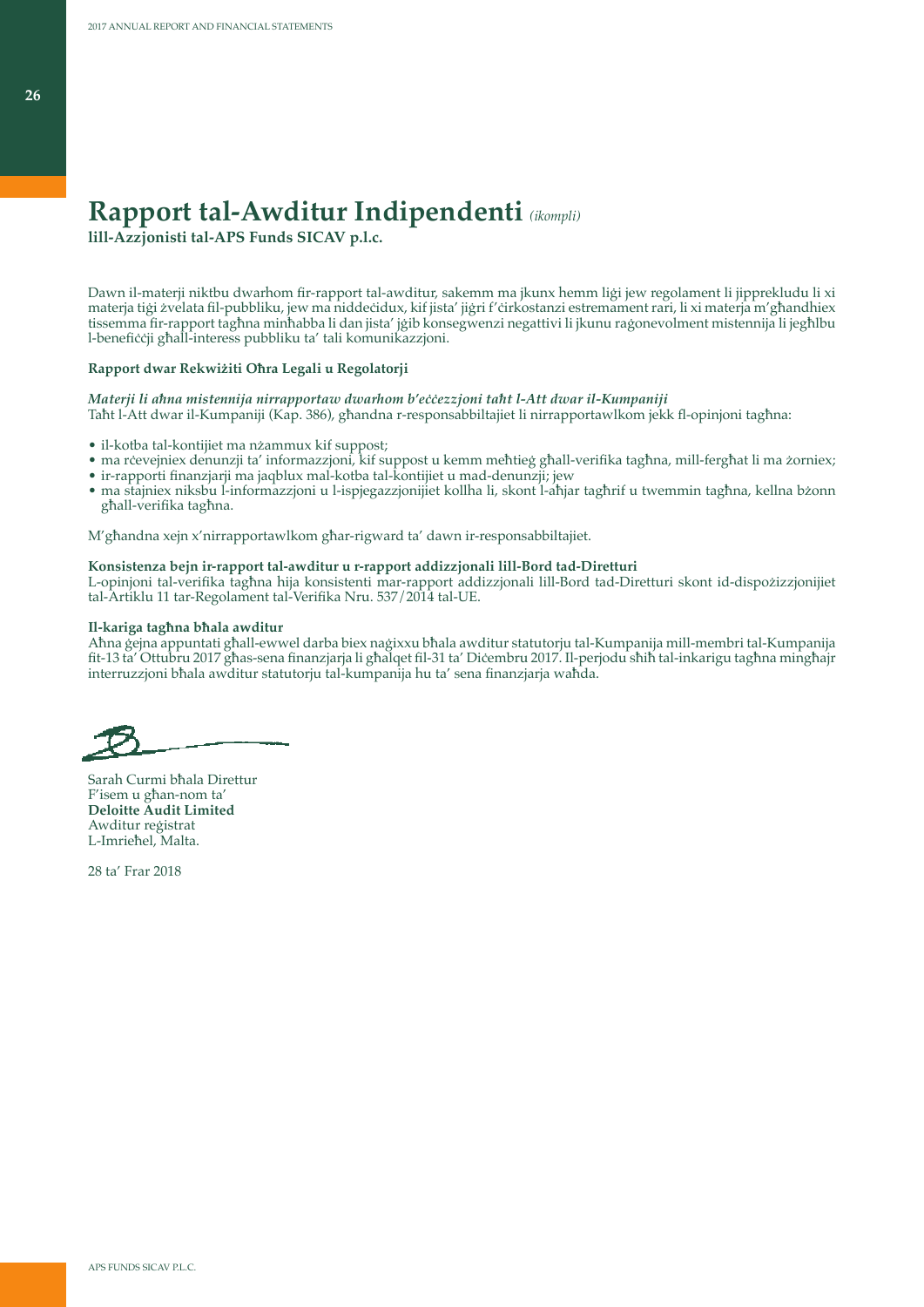# Rapport tal-Awditur Indipendenti *(ikompli)*

**lill-Azzjonisti tal-APS Funds SICAV p.l.c.**

Dawn il-materji niktbu dwarhom fir-rapport tal-awditur, sakemm ma jkunx hemm liġi jew regolament li jipprekludu li xi materja tiġi żvelata fil-pubbliku, jew ma niddeċidux, kif jista' jiġri f'ċirkostanzi estremament rari, li xi materja m'għandhiex tissemma fir-rapport tagħna minħabba li dan jista' jġib konsegwenzi negattivi li jkunu raġonevolment mistennija li jegħlbu l-benefiċċji għall-interess pubbliku ta' tali komunikazzjoni.

**Rapport dwar Rekwiżiti Oħra Legali u Regolatorji**

***Materji li aħna mistennija nirrapportaw dwarhom b'eċċezzjoni taħt l-Att dwar il-Kumpaniji***

Taħt l-Att dwar il-Kumpaniji (Kap. 386), għandna r-responsabbiltajiet li nirrapportawlkom jekk fl-opinjoni tagħna:

- il-kotba tal-kontijiet ma nżammux kif suppost;
- ma rċevejniex denunzji ta' informazzjoni, kif suppost u kemm meħtieġ għall-verifika tagħna, mill-fergħat li ma żorniex;
- ir-rapporti finanzjarji ma jaqblux mal-kotba tal-kontijiet u mad-denunzji; jew
- ma stajniex niksbu l-informazzjoni u l-ispjegazzjonijiet kollha li, skont l-aħjar tagħrif u twemmin tagħna, kellna bżonn għall-verifika tagħna.

M'għandna xejn x'nirrapportawlkom għar-rigward ta' dawn ir-responsabbiltajiet.

**Konsistenza bejn ir-rapport tal-awditur u r-rapport addizzjonali lill-Bord tad-Diretturi**

L-opinjoni tal-verifika tagħna hija konsistenti mar-rapport addizzjonali lill-Bord tad-Diretturi skont id-dispożizzjonijiet tal-Artiklu 11 tar-Regolament tal-Verifika Nru. 537/2014 tal-UE.

**Il-kariga tagħna bħala awditur**

Aħna ġejna appuntati għall-ewwel darba biex naġixxu bħala awditur statutorju tal-Kumpanija mill-membri tal-Kumpanija fit-13 ta' Ottubru 2017 għas-sena finanzjarja li għalqet fil-31 ta' Diċembru 2017. Il-perjodu sħiħ tal-inkarigu tagħna mingħajr interruzzjoni bħala awditur statutorju tal-kumpanija hu ta' sena finanzjarja waħda.

Sarah Curmi bħala Direttur
F'isem u għan-nom ta'
**Deloitte Audit Limited**
Awditur reġistrat
L-Imrieħel, Malta.

28 ta' Frar 2018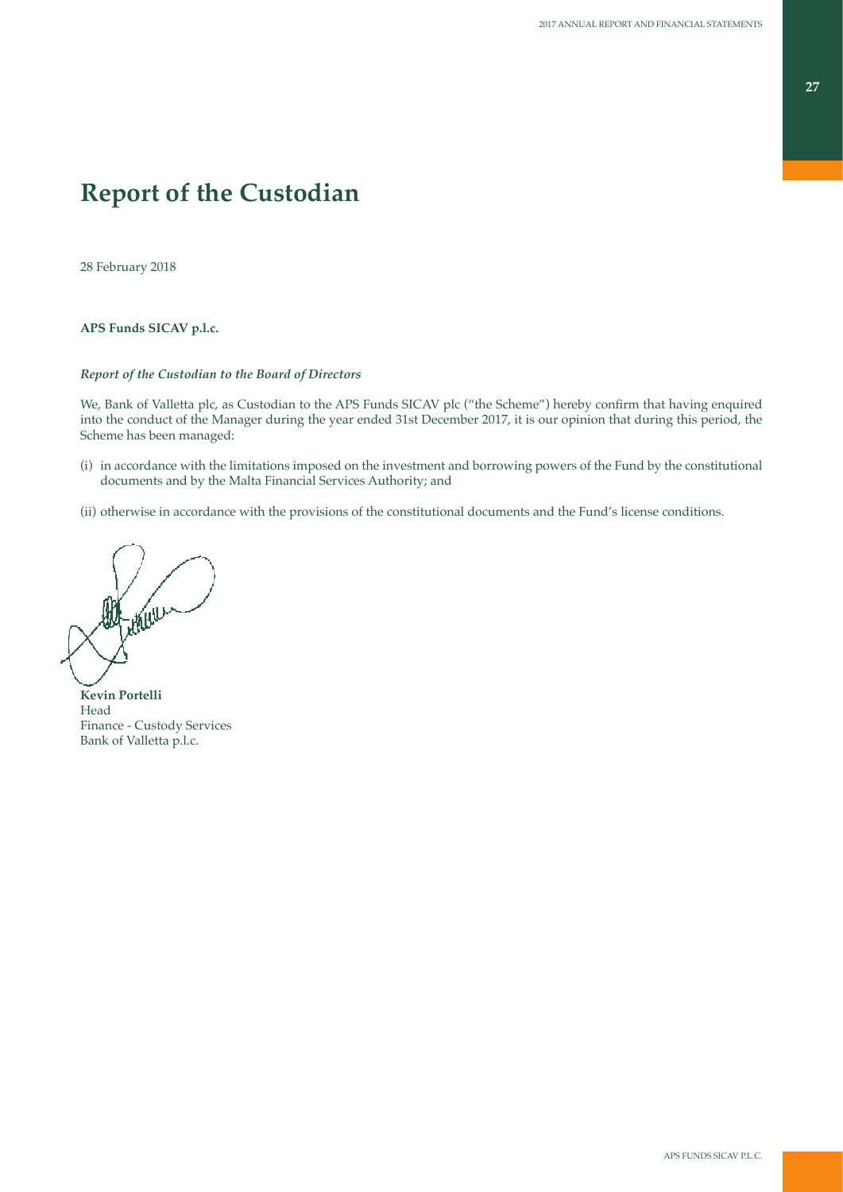# Report of the Custodian

28 February 2018

**APS Funds SICAV p.l.c.**

***Report of the Custodian to the Board of Directors***

We, Bank of Valletta plc, as Custodian to the APS Funds SICAV plc ("the Scheme") hereby confirm that having enquired into the conduct of the Manager during the year ended 31st December 2017, it is our opinion that during this period, the Scheme has been managed:

(i) in accordance with the limitations imposed on the investment and borrowing powers of the Fund by the constitutional documents and by the Malta Financial Services Authority; and

(ii) otherwise in accordance with the provisions of the constitutional documents and the Fund's license conditions.

**Kevin Portelli**
Head
Finance - Custody Services
Bank of Valletta p.l.c.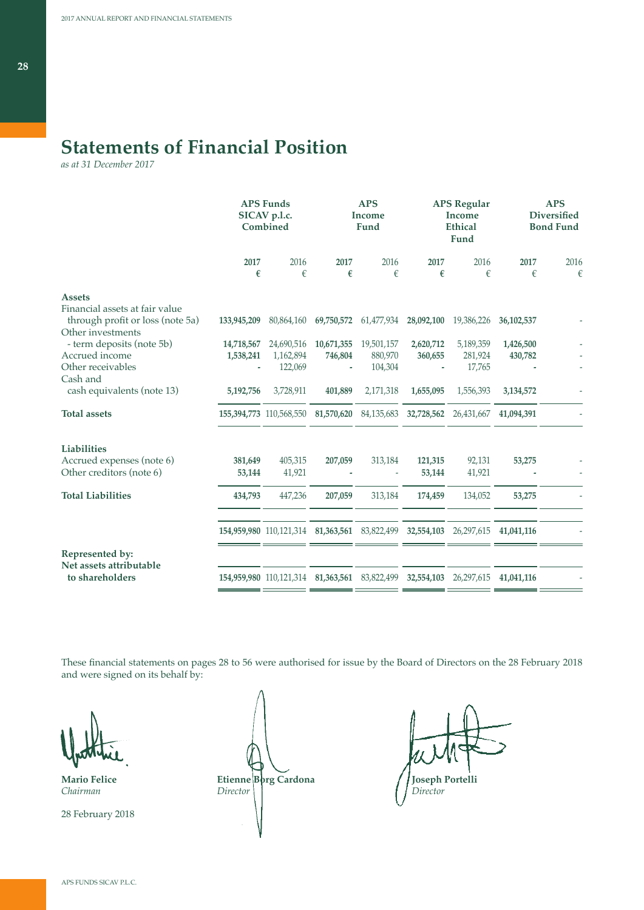# Statements of Financial Position

*as at 31 December 2017*

| | APS Funds SICAV p.l.c. Combined | | APS Income Fund | | APS Regular Income Ethical Fund | | APS Diversified Bond Fund | |
|---|---|---|---|---|---|---|---|---|
| | **2017** | 2016 | **2017** | 2016 | **2017** | 2016 | **2017** | 2016 |
| | **€** | € | **€** | € | **€** | € | **€** | € |
| **Assets** | | | | | | | | |
| Financial assets at fair value through profit or loss (note 5a) | **133,945,209** | 80,864,160 | **69,750,572** | 61,477,934 | **28,092,100** | 19,386,226 | **36,102,537** | - |
| Other investments - term deposits (note 5b) | **14,718,567** | 24,690,516 | **10,671,355** | 19,501,157 | **2,620,712** | 5,189,359 | **1,426,500** | - |
| Accrued income | **1,538,241** | 1,162,894 | **746,804** | 880,970 | **360,655** | 281,924 | **430,782** | - |
| Other receivables | **-** | 122,069 | **-** | 104,304 | **-** | 17,765 | **-** | - |
| Cash and cash equivalents (note 13) | **5,192,756** | 3,728,911 | **401,889** | 2,171,318 | **1,655,095** | 1,556,393 | **3,134,572** | - |
| **Total assets** | **155,394,773** | 110,568,550 | **81,570,620** | 84,135,683 | **32,728,562** | 26,431,667 | **41,094,391** | - |
| **Liabilities** | | | | | | | | |
| Accrued expenses (note 6) | **381,649** | 405,315 | **207,059** | 313,184 | **121,315** | 92,131 | **53,275** | - |
| Other creditors (note 6) | **53,144** | 41,921 | **-** | - | **53,144** | 41,921 | **-** | - |
| **Total Liabilities** | **434,793** | 447,236 | **207,059** | 313,184 | **174,459** | 134,052 | **53,275** | - |
| | **154,959,980** | 110,121,314 | **81,363,561** | 83,822,499 | **32,554,103** | 26,297,615 | **41,041,116** | - |
| **Represented by: Net assets attributable to shareholders** | **154,959,980** | 110,121,314 | **81,363,561** | 83,822,499 | **32,554,103** | 26,297,615 | **41,041,116** | - |

These financial statements on pages 28 to 56 were authorised for issue by the Board of Directors on the 28 February 2018 and were signed on its behalf by:

**Mario Felice**
*Chairman*

**Etienne Borg Cardona**
*Director*

**Joseph Portelli**
*Director*

28 February 2018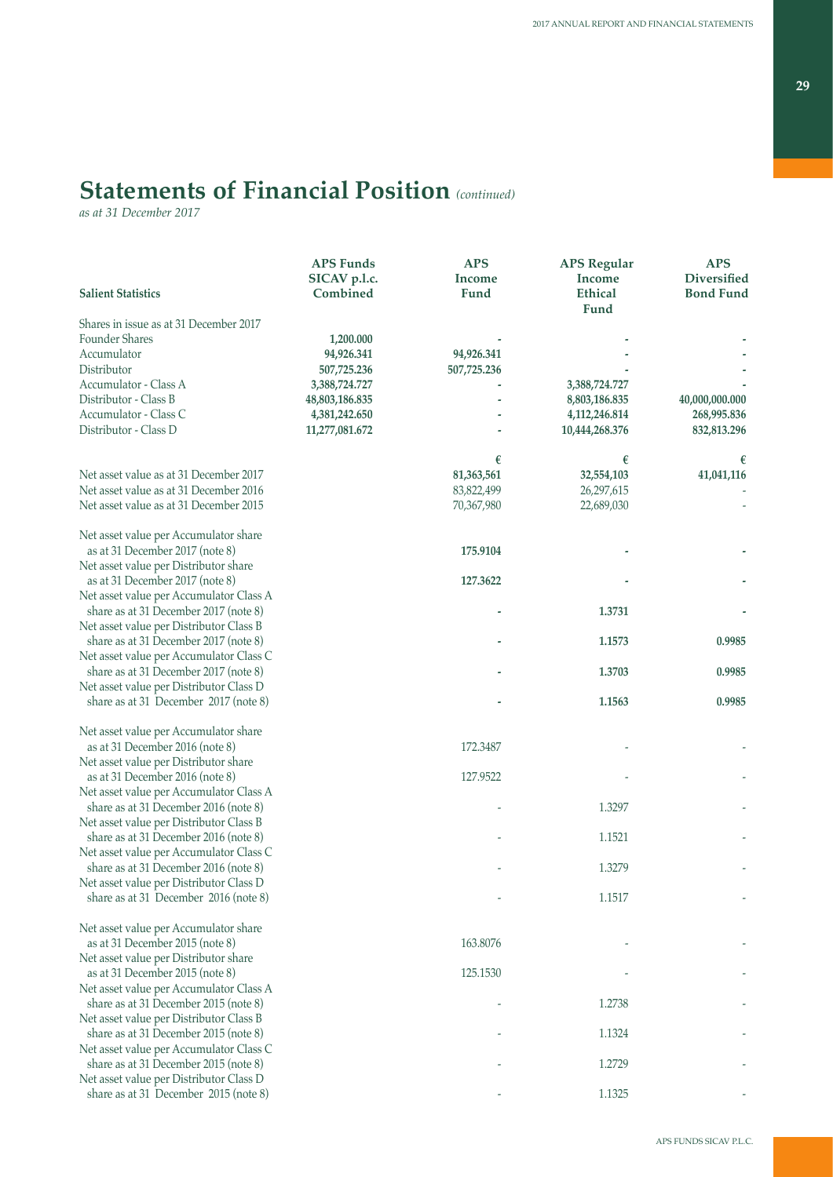# Statements of Financial Position *(continued)*

*as at 31 December 2017*

| Salient Statistics | APS Funds SICAV p.l.c. Combined | APS Income Fund | APS Regular Income Ethical Fund | APS Diversified Bond Fund |
|---|---|---|---|---|
| Shares in issue as at 31 December 2017 | | | | |
| Founder Shares | **1,200.000** | **-** | **-** | **-** |
| Accumulator | **94,926.341** | **94,926.341** | **-** | **-** |
| Distributor | **507,725.236** | **507,725.236** | **-** | **-** |
| Accumulator - Class A | **3,388,724.727** | **-** | **3,388,724.727** | **-** |
| Distributor - Class B | **48,803,186.835** | **-** | **8,803,186.835** | **40,000,000.000** |
| Accumulator - Class C | **4,381,242.650** | **-** | **4,112,246.814** | **268,995.836** |
| Distributor - Class D | **11,277,081.672** | **-** | **10,444,268.376** | **832,813.296** |
| | | € | € | € |
| Net asset value as at 31 December 2017 | | **81,363,561** | **32,554,103** | **41,041,116** |
| Net asset value as at 31 December 2016 | | 83,822,499 | 26,297,615 | - |
| Net asset value as at 31 December 2015 | | 70,367,980 | 22,689,030 | - |
| Net asset value per Accumulator share as at 31 December 2017 (note 8) | | **175.9104** | **-** | **-** |
| Net asset value per Distributor share as at 31 December 2017 (note 8) | | **127.3622** | **-** | **-** |
| Net asset value per Accumulator Class A share as at 31 December 2017 (note 8) | | **-** | **1.3731** | **-** |
| Net asset value per Distributor Class B share as at 31 December 2017 (note 8) | | **-** | **1.1573** | **0.9985** |
| Net asset value per Accumulator Class C share as at 31 December 2017 (note 8) | | **-** | **1.3703** | **0.9985** |
| Net asset value per Distributor Class D share as at 31 December 2017 (note 8) | | **-** | **1.1563** | **0.9985** |
| Net asset value per Accumulator share as at 31 December 2016 (note 8) | | 172.3487 | - | - |
| Net asset value per Distributor share as at 31 December 2016 (note 8) | | 127.9522 | - | - |
| Net asset value per Accumulator Class A share as at 31 December 2016 (note 8) | | - | 1.3297 | - |
| Net asset value per Distributor Class B share as at 31 December 2016 (note 8) | | - | 1.1521 | - |
| Net asset value per Accumulator Class C share as at 31 December 2016 (note 8) | | - | 1.3279 | - |
| Net asset value per Distributor Class D share as at 31 December 2016 (note 8) | | - | 1.1517 | - |
| Net asset value per Accumulator share as at 31 December 2015 (note 8) | | 163.8076 | - | - |
| Net asset value per Distributor share as at 31 December 2015 (note 8) | | 125.1530 | - | - |
| Net asset value per Accumulator Class A share as at 31 December 2015 (note 8) | | - | 1.2738 | - |
| Net asset value per Distributor Class B share as at 31 December 2015 (note 8) | | - | 1.1324 | - |
| Net asset value per Accumulator Class C share as at 31 December 2015 (note 8) | | - | 1.2729 | - |
| Net asset value per Distributor Class D share as at 31 December 2015 (note 8) | | - | 1.1325 | - |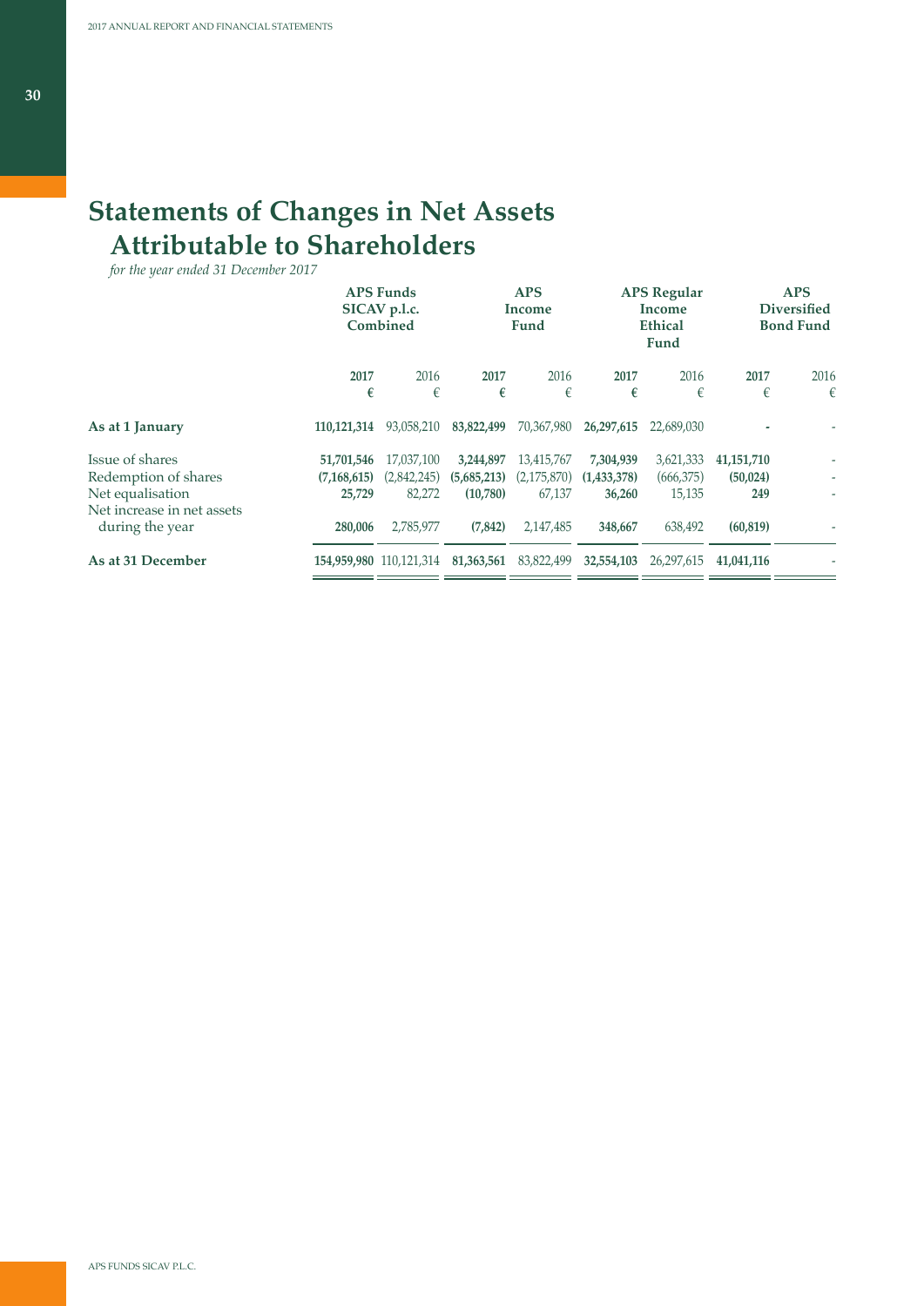# Statements of Changes in Net Assets Attributable to Shareholders

*for the year ended 31 December 2017*

| | APS Funds SICAV p.l.c. Combined | | APS Income Fund | | APS Regular Income Ethical Fund | | APS Diversified Bond Fund | |
|---|---|---|---|---|---|---|---|---|
| | **2017** | 2016 | **2017** | 2016 | **2017** | 2016 | **2017** | 2016 |
| | **€** | € | **€** | € | **€** | € | **€** | € |
| **As at 1 January** | **110,121,314** | 93,058,210 | **83,822,499** | 70,367,980 | **26,297,615** | 22,689,030 | **-** | - |
| Issue of shares | **51,701,546** | 17,037,100 | **3,244,897** | 13,415,767 | **7,304,939** | 3,621,333 | **41,151,710** | - |
| Redemption of shares | **(7,168,615)** | (2,842,245) | **(5,685,213)** | (2,175,870) | **(1,433,378)** | (666,375) | **(50,024)** | - |
| Net equalisation | **25,729** | 82,272 | **(10,780)** | 67,137 | **36,260** | 15,135 | **249** | - |
| Net increase in net assets during the year | **280,006** | 2,785,977 | **(7,842)** | 2,147,485 | **348,667** | 638,492 | **(60,819)** | - |
| **As at 31 December** | **154,959,980** | 110,121,314 | **81,363,561** | 83,822,499 | **32,554,103** | 26,297,615 | **41,041,116** | - |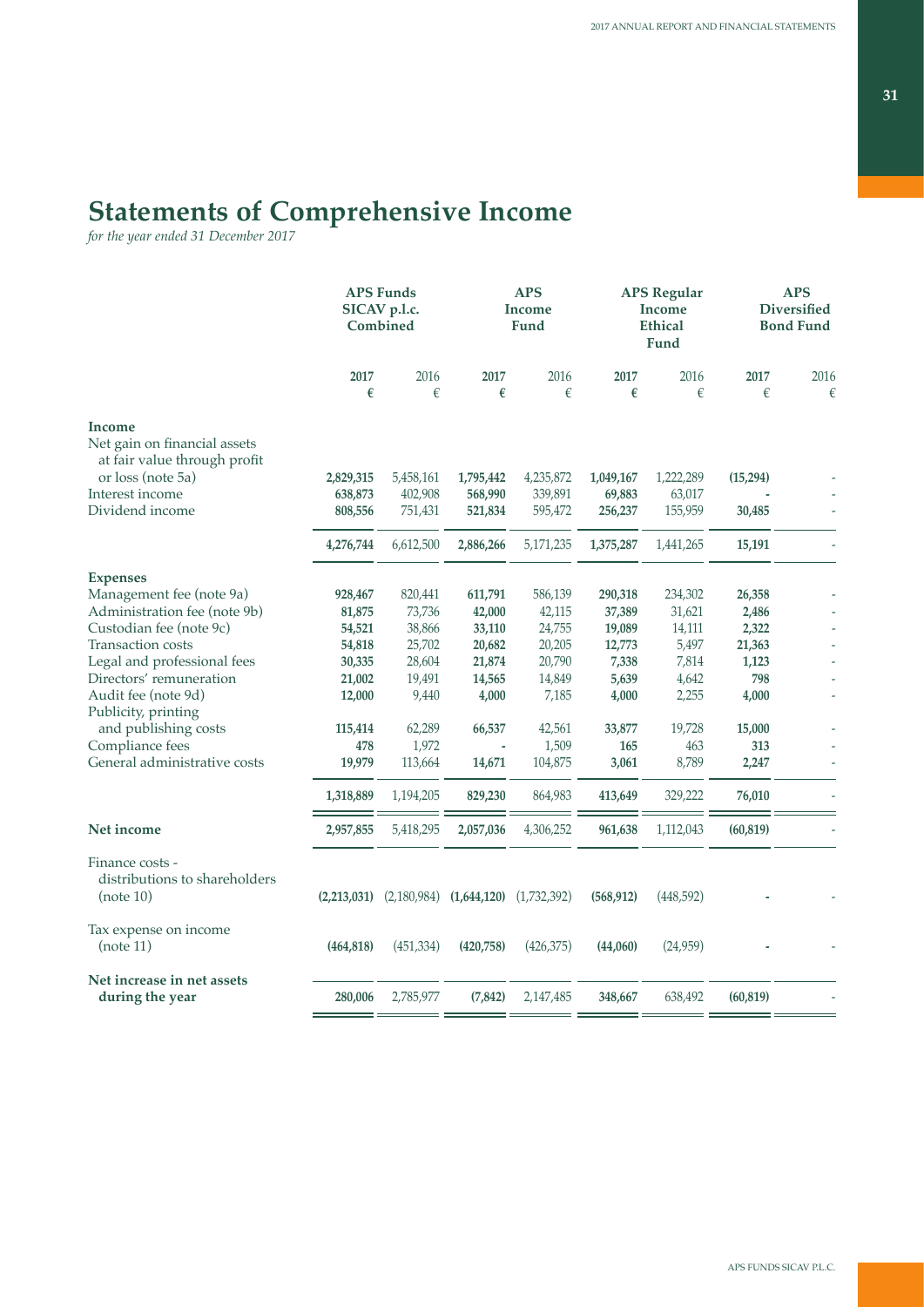# Statements of Comprehensive Income

*for the year ended 31 December 2017*

| | APS Funds SICAV p.l.c. Combined | | APS Income Fund | | APS Regular Income Ethical Fund | | APS Diversified Bond Fund | |
|---|---|---|---|---|---|---|---|---|
| | **2017** | 2016 | **2017** | 2016 | **2017** | 2016 | **2017** | 2016 |
| | **€** | € | **€** | € | **€** | € | **€** | € |
| **Income** | | | | | | | | |
| Net gain on financial assets at fair value through profit or loss (note 5a) | **2,829,315** | 5,458,161 | **1,795,442** | 4,235,872 | **1,049,167** | 1,222,289 | **(15,294)** | - |
| Interest income | **638,873** | 402,908 | **568,990** | 339,891 | **69,883** | 63,017 | **-** | - |
| Dividend income | **808,556** | 751,431 | **521,834** | 595,472 | **256,237** | 155,959 | **30,485** | - |
| | **4,276,744** | 6,612,500 | **2,886,266** | 5,171,235 | **1,375,287** | 1,441,265 | **15,191** | - |
| **Expenses** | | | | | | | | |
| Management fee (note 9a) | **928,467** | 820,441 | **611,791** | 586,139 | **290,318** | 234,302 | **26,358** | - |
| Administration fee (note 9b) | **81,875** | 73,736 | **42,000** | 42,115 | **37,389** | 31,621 | **2,486** | - |
| Custodian fee (note 9c) | **54,521** | 38,866 | **33,110** | 24,755 | **19,089** | 14,111 | **2,322** | - |
| Transaction costs | **54,818** | 25,702 | **20,682** | 20,205 | **12,773** | 5,497 | **21,363** | - |
| Legal and professional fees | **30,335** | 28,604 | **21,874** | 20,790 | **7,338** | 7,814 | **1,123** | - |
| Directors' remuneration | **21,002** | 19,491 | **14,565** | 14,849 | **5,639** | 4,642 | **798** | - |
| Audit fee (note 9d) | **12,000** | 9,440 | **4,000** | 7,185 | **4,000** | 2,255 | **4,000** | - |
| Publicity, printing and publishing costs | **115,414** | 62,289 | **66,537** | 42,561 | **33,877** | 19,728 | **15,000** | - |
| Compliance fees | **478** | 1,972 | **-** | 1,509 | **165** | 463 | **313** | - |
| General administrative costs | **19,979** | 113,664 | **14,671** | 104,875 | **3,061** | 8,789 | **2,247** | - |
| | **1,318,889** | 1,194,205 | **829,230** | 864,983 | **413,649** | 329,222 | **76,010** | - |
| **Net income** | **2,957,855** | 5,418,295 | **2,057,036** | 4,306,252 | **961,638** | 1,112,043 | **(60,819)** | - |
| Finance costs - distributions to shareholders (note 10) | **(2,213,031)** | (2,180,984) | **(1,644,120)** | (1,732,392) | **(568,912)** | (448,592) | **-** | - |
| Tax expense on income (note 11) | **(464,818)** | (451,334) | **(420,758)** | (426,375) | **(44,060)** | (24,959) | **-** | - |
| **Net increase in net assets during the year** | **280,006** | 2,785,977 | **(7,842)** | 2,147,485 | **348,667** | 638,492 | **(60,819)** | - |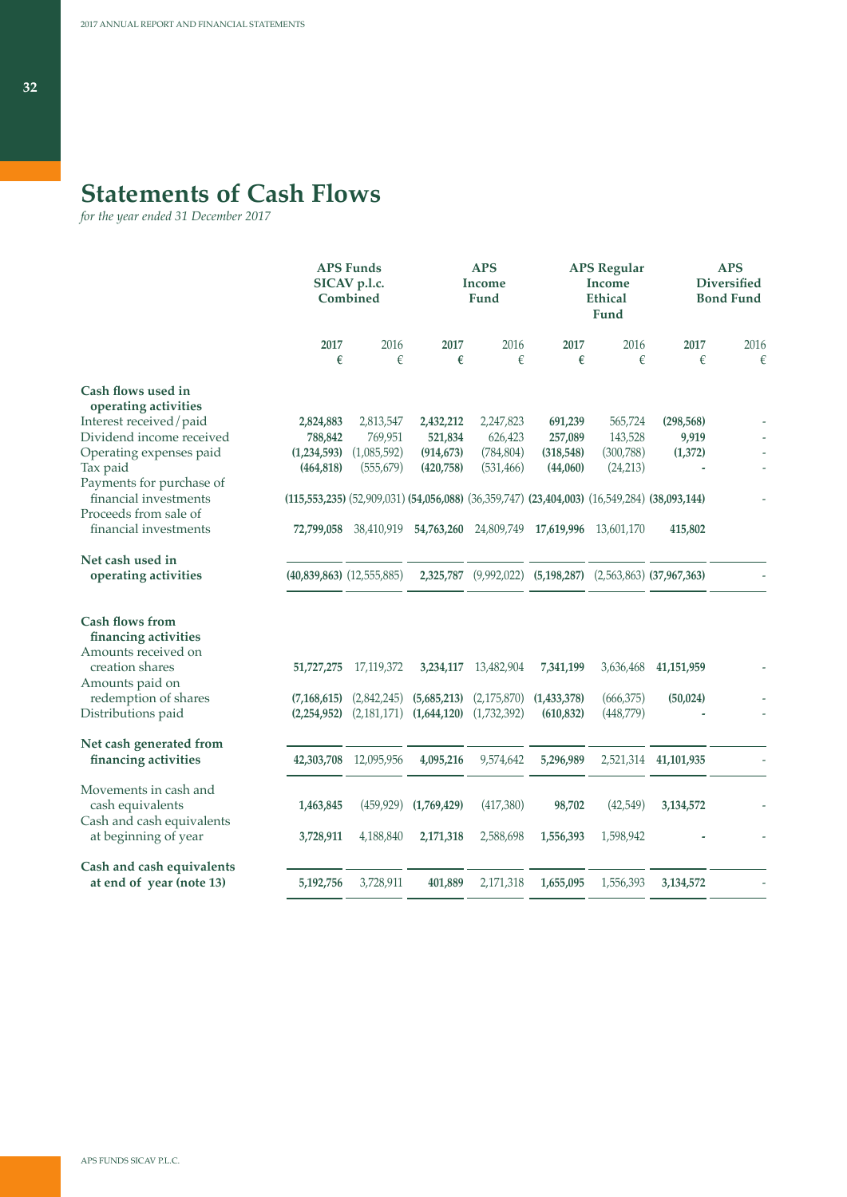# Statements of Cash Flows

*for the year ended 31 December 2017*

| | APS Funds SICAV p.l.c. Combined | | APS Income Fund | | APS Regular Income Ethical Fund | | APS Diversified Bond Fund | |
|---|---|---|---|---|---|---|---|---|
| | **2017** | 2016 | **2017** | 2016 | **2017** | 2016 | **2017** | 2016 |
| | **€** | € | **€** | € | **€** | € | **€** | € |
| **Cash flows used in operating activities** | | | | | | | | |
| Interest received/paid | **2,824,883** | 2,813,547 | **2,432,212** | 2,247,823 | **691,239** | 565,724 | **(298,568)** | - |
| Dividend income received | **788,842** | 769,951 | **521,834** | 626,423 | **257,089** | 143,528 | **9,919** | - |
| Operating expenses paid | **(1,234,593)** | (1,085,592) | **(914,673)** | (784,804) | **(318,548)** | (300,788) | **(1,372)** | - |
| Tax paid | **(464,818)** | (555,679) | **(420,758)** | (531,466) | **(44,060)** | (24,213) | **-** | - |
| Payments for purchase of financial investments | **(115,553,235)** | (52,909,031) | **(54,056,088)** | (36,359,747) | **(23,404,003)** | (16,549,284) | **(38,093,144)** | - |
| Proceeds from sale of financial investments | **72,799,058** | 38,410,919 | **54,763,260** | 24,809,749 | **17,619,996** | 13,601,170 | **415,802** | |
| **Net cash used in operating activities** | **(40,839,863)** | (12,555,885) | **2,325,787** | (9,992,022) | **(5,198,287)** | (2,563,863) | **(37,967,363)** | - |
| **Cash flows from financing activities** | | | | | | | | |
| Amounts received on creation shares | **51,727,275** | 17,119,372 | **3,234,117** | 13,482,904 | **7,341,199** | 3,636,468 | **41,151,959** | - |
| Amounts paid on redemption of shares | **(7,168,615)** | (2,842,245) | **(5,685,213)** | (2,175,870) | **(1,433,378)** | (666,375) | **(50,024)** | - |
| Distributions paid | **(2,254,952)** | (2,181,171) | **(1,644,120)** | (1,732,392) | **(610,832)** | (448,779) | **-** | - |
| **Net cash generated from financing activities** | **42,303,708** | 12,095,956 | **4,095,216** | 9,574,642 | **5,296,989** | 2,521,314 | **41,101,935** | - |
| Movements in cash and cash equivalents | **1,463,845** | (459,929) | **(1,769,429)** | (417,380) | **98,702** | (42,549) | **3,134,572** | - |
| Cash and cash equivalents at beginning of year | **3,728,911** | 4,188,840 | **2,171,318** | 2,588,698 | **1,556,393** | 1,598,942 | **-** | - |
| **Cash and cash equivalents at end of year (note 13)** | **5,192,756** | 3,728,911 | **401,889** | 2,171,318 | **1,655,095** | 1,556,393 | **3,134,572** | - |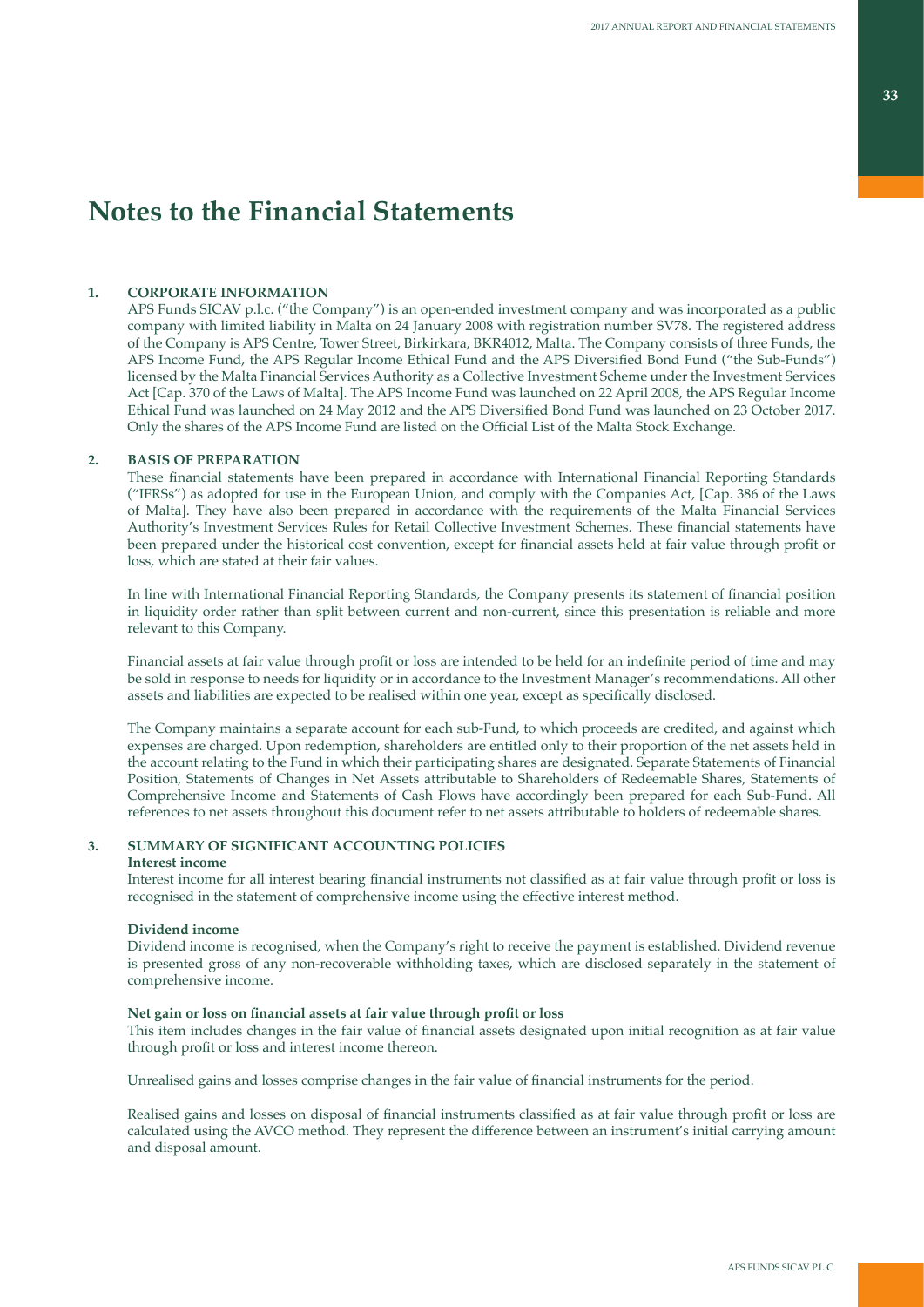# Notes to the Financial Statements

## 1. CORPORATE INFORMATION

APS Funds SICAV p.l.c. ("the Company") is an open-ended investment company and was incorporated as a public company with limited liability in Malta on 24 January 2008 with registration number SV78. The registered address of the Company is APS Centre, Tower Street, Birkirkara, BKR4012, Malta. The Company consists of three Funds, the APS Income Fund, the APS Regular Income Ethical Fund and the APS Diversified Bond Fund ("the Sub-Funds") licensed by the Malta Financial Services Authority as a Collective Investment Scheme under the Investment Services Act [Cap. 370 of the Laws of Malta]. The APS Income Fund was launched on 22 April 2008, the APS Regular Income Ethical Fund was launched on 24 May 2012 and the APS Diversified Bond Fund was launched on 23 October 2017. Only the shares of the APS Income Fund are listed on the Official List of the Malta Stock Exchange.

## 2. BASIS OF PREPARATION

These financial statements have been prepared in accordance with International Financial Reporting Standards ("IFRSs") as adopted for use in the European Union, and comply with the Companies Act, [Cap. 386 of the Laws of Malta]. They have also been prepared in accordance with the requirements of the Malta Financial Services Authority's Investment Services Rules for Retail Collective Investment Schemes. These financial statements have been prepared under the historical cost convention, except for financial assets held at fair value through profit or loss, which are stated at their fair values.

In line with International Financial Reporting Standards, the Company presents its statement of financial position in liquidity order rather than split between current and non-current, since this presentation is reliable and more relevant to this Company.

Financial assets at fair value through profit or loss are intended to be held for an indefinite period of time and may be sold in response to needs for liquidity or in accordance to the Investment Manager's recommendations. All other assets and liabilities are expected to be realised within one year, except as specifically disclosed.

The Company maintains a separate account for each sub-Fund, to which proceeds are credited, and against which expenses are charged. Upon redemption, shareholders are entitled only to their proportion of the net assets held in the account relating to the Fund in which their participating shares are designated. Separate Statements of Financial Position, Statements of Changes in Net Assets attributable to Shareholders of Redeemable Shares, Statements of Comprehensive Income and Statements of Cash Flows have accordingly been prepared for each Sub-Fund. All references to net assets throughout this document refer to net assets attributable to holders of redeemable shares.

## 3. SUMMARY OF SIGNIFICANT ACCOUNTING POLICIES

### Interest income

Interest income for all interest bearing financial instruments not classified as at fair value through profit or loss is recognised in the statement of comprehensive income using the effective interest method.

### Dividend income

Dividend income is recognised, when the Company's right to receive the payment is established. Dividend revenue is presented gross of any non-recoverable withholding taxes, which are disclosed separately in the statement of comprehensive income.

### Net gain or loss on financial assets at fair value through profit or loss

This item includes changes in the fair value of financial assets designated upon initial recognition as at fair value through profit or loss and interest income thereon.

Unrealised gains and losses comprise changes in the fair value of financial instruments for the period.

Realised gains and losses on disposal of financial instruments classified as at fair value through profit or loss are calculated using the AVCO method. They represent the difference between an instrument's initial carrying amount and disposal amount.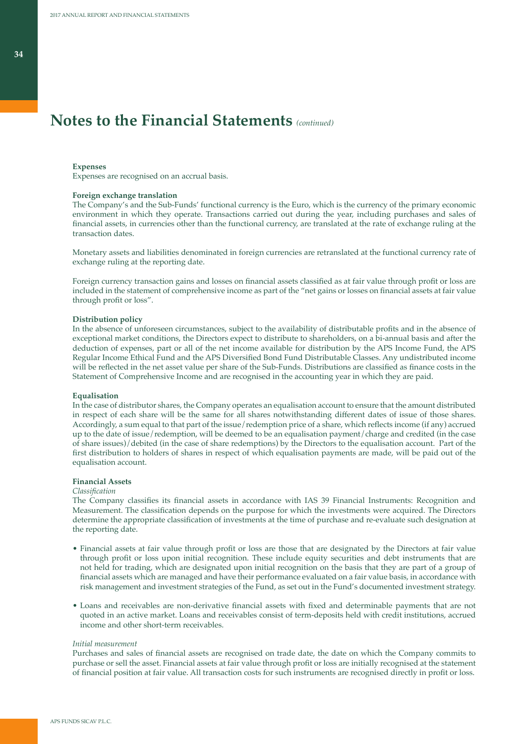# Notes to the Financial Statements *(continued)*

**Expenses**
Expenses are recognised on an accrual basis.

**Foreign exchange translation**
The Company's and the Sub-Funds' functional currency is the Euro, which is the currency of the primary economic environment in which they operate. Transactions carried out during the year, including purchases and sales of financial assets, in currencies other than the functional currency, are translated at the rate of exchange ruling at the transaction dates.

Monetary assets and liabilities denominated in foreign currencies are retranslated at the functional currency rate of exchange ruling at the reporting date.

Foreign currency transaction gains and losses on financial assets classified as at fair value through profit or loss are included in the statement of comprehensive income as part of the "net gains or losses on financial assets at fair value through profit or loss".

**Distribution policy**
In the absence of unforeseen circumstances, subject to the availability of distributable profits and in the absence of exceptional market conditions, the Directors expect to distribute to shareholders, on a bi-annual basis and after the deduction of expenses, part or all of the net income available for distribution by the APS Income Fund, the APS Regular Income Ethical Fund and the APS Diversified Bond Fund Distributable Classes. Any undistributed income will be reflected in the net asset value per share of the Sub-Funds. Distributions are classified as finance costs in the Statement of Comprehensive Income and are recognised in the accounting year in which they are paid.

**Equalisation**
In the case of distributor shares, the Company operates an equalisation account to ensure that the amount distributed in respect of each share will be the same for all shares notwithstanding different dates of issue of those shares. Accordingly, a sum equal to that part of the issue/redemption price of a share, which reflects income (if any) accrued up to the date of issue/redemption, will be deemed to be an equalisation payment/charge and credited (in the case of share issues)/debited (in the case of share redemptions) by the Directors to the equalisation account. Part of the first distribution to holders of shares in respect of which equalisation payments are made, will be paid out of the equalisation account.

**Financial Assets**
*Classification*
The Company classifies its financial assets in accordance with IAS 39 Financial Instruments: Recognition and Measurement. The classification depends on the purpose for which the investments were acquired. The Directors determine the appropriate classification of investments at the time of purchase and re-evaluate such designation at the reporting date.

- Financial assets at fair value through profit or loss are those that are designated by the Directors at fair value through profit or loss upon initial recognition. These include equity securities and debt instruments that are not held for trading, which are designated upon initial recognition on the basis that they are part of a group of financial assets which are managed and have their performance evaluated on a fair value basis, in accordance with risk management and investment strategies of the Fund, as set out in the Fund's documented investment strategy.

- Loans and receivables are non-derivative financial assets with fixed and determinable payments that are not quoted in an active market. Loans and receivables consist of term-deposits held with credit institutions, accrued income and other short-term receivables.

*Initial measurement*
Purchases and sales of financial assets are recognised on trade date, the date on which the Company commits to purchase or sell the asset. Financial assets at fair value through profit or loss are initially recognised at the statement of financial position at fair value. All transaction costs for such instruments are recognised directly in profit or loss.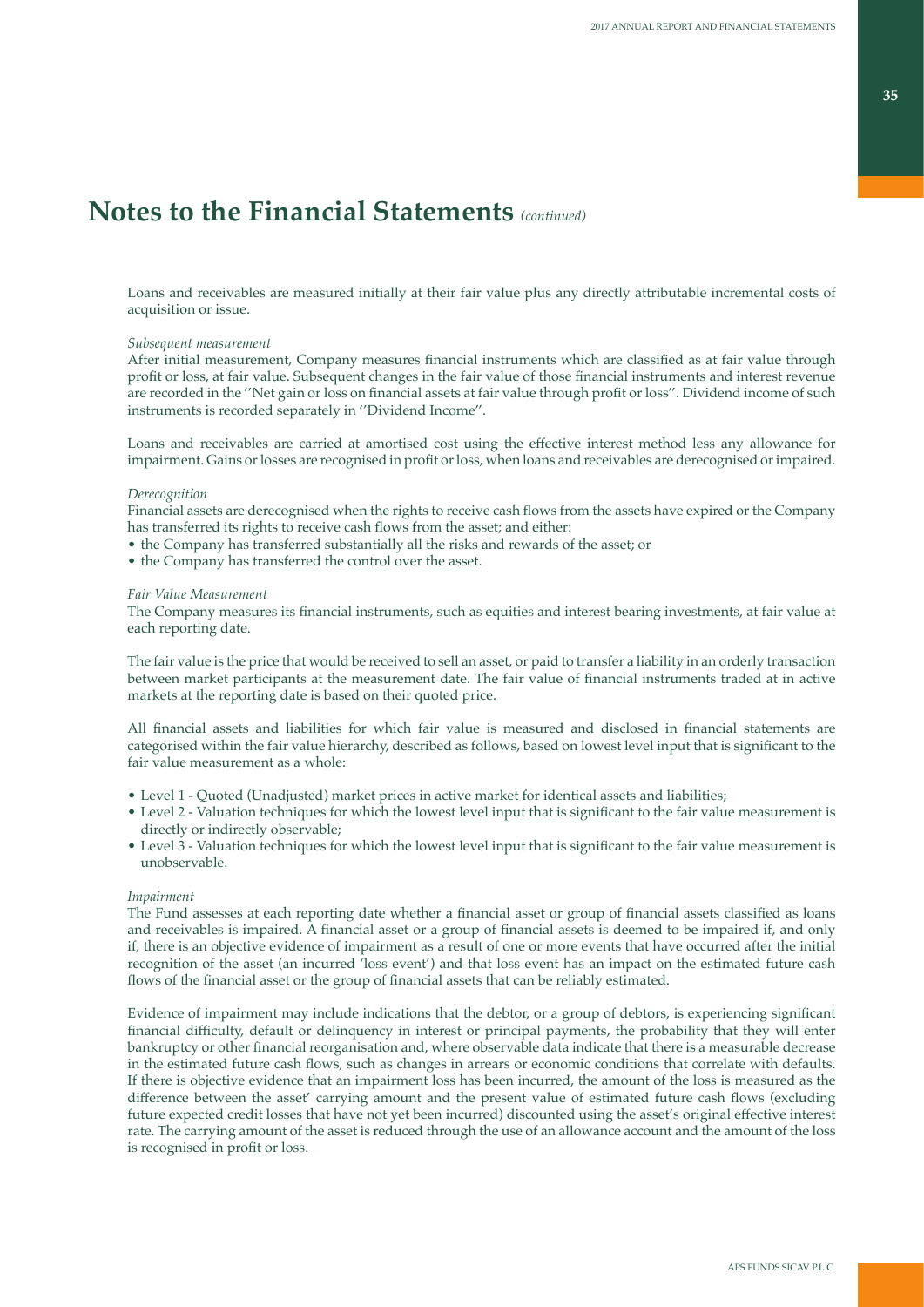# Notes to the Financial Statements *(continued)*

Loans and receivables are measured initially at their fair value plus any directly attributable incremental costs of acquisition or issue.

*Subsequent measurement*

After initial measurement, Company measures financial instruments which are classified as at fair value through profit or loss, at fair value. Subsequent changes in the fair value of those financial instruments and interest revenue are recorded in the ''Net gain or loss on financial assets at fair value through profit or loss''. Dividend income of such instruments is recorded separately in ''Dividend Income''.

Loans and receivables are carried at amortised cost using the effective interest method less any allowance for impairment. Gains or losses are recognised in profit or loss, when loans and receivables are derecognised or impaired.

*Derecognition*

Financial assets are derecognised when the rights to receive cash flows from the assets have expired or the Company has transferred its rights to receive cash flows from the asset; and either:

- the Company has transferred substantially all the risks and rewards of the asset; or
- the Company has transferred the control over the asset.

*Fair Value Measurement*

The Company measures its financial instruments, such as equities and interest bearing investments, at fair value at each reporting date.

The fair value is the price that would be received to sell an asset, or paid to transfer a liability in an orderly transaction between market participants at the measurement date. The fair value of financial instruments traded at in active markets at the reporting date is based on their quoted price.

All financial assets and liabilities for which fair value is measured and disclosed in financial statements are categorised within the fair value hierarchy, described as follows, based on lowest level input that is significant to the fair value measurement as a whole:

- Level 1 - Quoted (Unadjusted) market prices in active market for identical assets and liabilities;
- Level 2 - Valuation techniques for which the lowest level input that is significant to the fair value measurement is directly or indirectly observable;
- Level 3 - Valuation techniques for which the lowest level input that is significant to the fair value measurement is unobservable.

*Impairment*

The Fund assesses at each reporting date whether a financial asset or group of financial assets classified as loans and receivables is impaired. A financial asset or a group of financial assets is deemed to be impaired if, and only if, there is an objective evidence of impairment as a result of one or more events that have occurred after the initial recognition of the asset (an incurred 'loss event') and that loss event has an impact on the estimated future cash flows of the financial asset or the group of financial assets that can be reliably estimated.

Evidence of impairment may include indications that the debtor, or a group of debtors, is experiencing significant financial difficulty, default or delinquency in interest or principal payments, the probability that they will enter bankruptcy or other financial reorganisation and, where observable data indicate that there is a measurable decrease in the estimated future cash flows, such as changes in arrears or economic conditions that correlate with defaults. If there is objective evidence that an impairment loss has been incurred, the amount of the loss is measured as the difference between the asset' carrying amount and the present value of estimated future cash flows (excluding future expected credit losses that have not yet been incurred) discounted using the asset's original effective interest rate. The carrying amount of the asset is reduced through the use of an allowance account and the amount of the loss is recognised in profit or loss.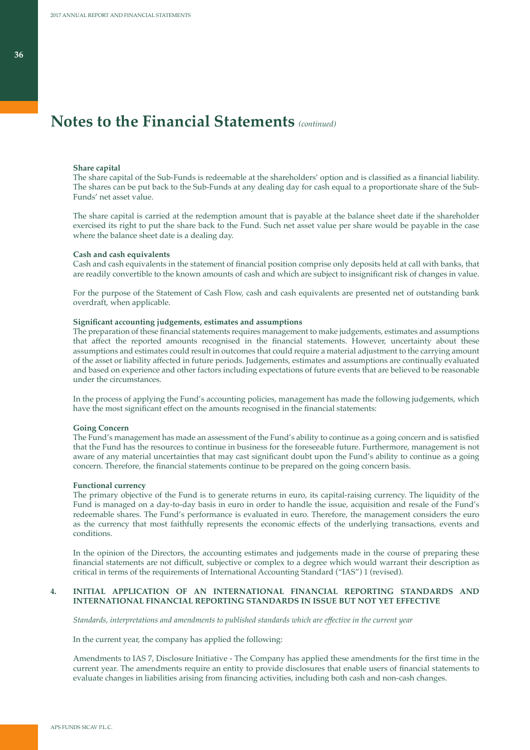# Notes to the Financial Statements *(continued)*

**Share capital**

The share capital of the Sub-Funds is redeemable at the shareholders' option and is classified as a financial liability. The shares can be put back to the Sub-Funds at any dealing day for cash equal to a proportionate share of the Sub-Funds' net asset value.

The share capital is carried at the redemption amount that is payable at the balance sheet date if the shareholder exercised its right to put the share back to the Fund. Such net asset value per share would be payable in the case where the balance sheet date is a dealing day.

**Cash and cash equivalents**

Cash and cash equivalents in the statement of financial position comprise only deposits held at call with banks, that are readily convertible to the known amounts of cash and which are subject to insignificant risk of changes in value.

For the purpose of the Statement of Cash Flow, cash and cash equivalents are presented net of outstanding bank overdraft, when applicable.

**Significant accounting judgements, estimates and assumptions**

The preparation of these financial statements requires management to make judgements, estimates and assumptions that affect the reported amounts recognised in the financial statements. However, uncertainty about these assumptions and estimates could result in outcomes that could require a material adjustment to the carrying amount of the asset or liability affected in future periods. Judgements, estimates and assumptions are continually evaluated and based on experience and other factors including expectations of future events that are believed to be reasonable under the circumstances.

In the process of applying the Fund's accounting policies, management has made the following judgements, which have the most significant effect on the amounts recognised in the financial statements:

**Going Concern**

The Fund's management has made an assessment of the Fund's ability to continue as a going concern and is satisfied that the Fund has the resources to continue in business for the foreseeable future. Furthermore, management is not aware of any material uncertainties that may cast significant doubt upon the Fund's ability to continue as a going concern. Therefore, the financial statements continue to be prepared on the going concern basis.

**Functional currency**

The primary objective of the Fund is to generate returns in euro, its capital-raising currency. The liquidity of the Fund is managed on a day-to-day basis in euro in order to handle the issue, acquisition and resale of the Fund's redeemable shares. The Fund's performance is evaluated in euro. Therefore, the management considers the euro as the currency that most faithfully represents the economic effects of the underlying transactions, events and conditions.

In the opinion of the Directors, the accounting estimates and judgements made in the course of preparing these financial statements are not difficult, subjective or complex to a degree which would warrant their description as critical in terms of the requirements of International Accounting Standard ("IAS") 1 (revised).

## 4. INITIAL APPLICATION OF AN INTERNATIONAL FINANCIAL REPORTING STANDARDS AND INTERNATIONAL FINANCIAL REPORTING STANDARDS IN ISSUE BUT NOT YET EFFECTIVE

*Standards, interpretations and amendments to published standards which are effective in the current year*

In the current year, the company has applied the following:

Amendments to IAS 7, Disclosure Initiative - The Company has applied these amendments for the first time in the current year. The amendments require an entity to provide disclosures that enable users of financial statements to evaluate changes in liabilities arising from financing activities, including both cash and non-cash changes.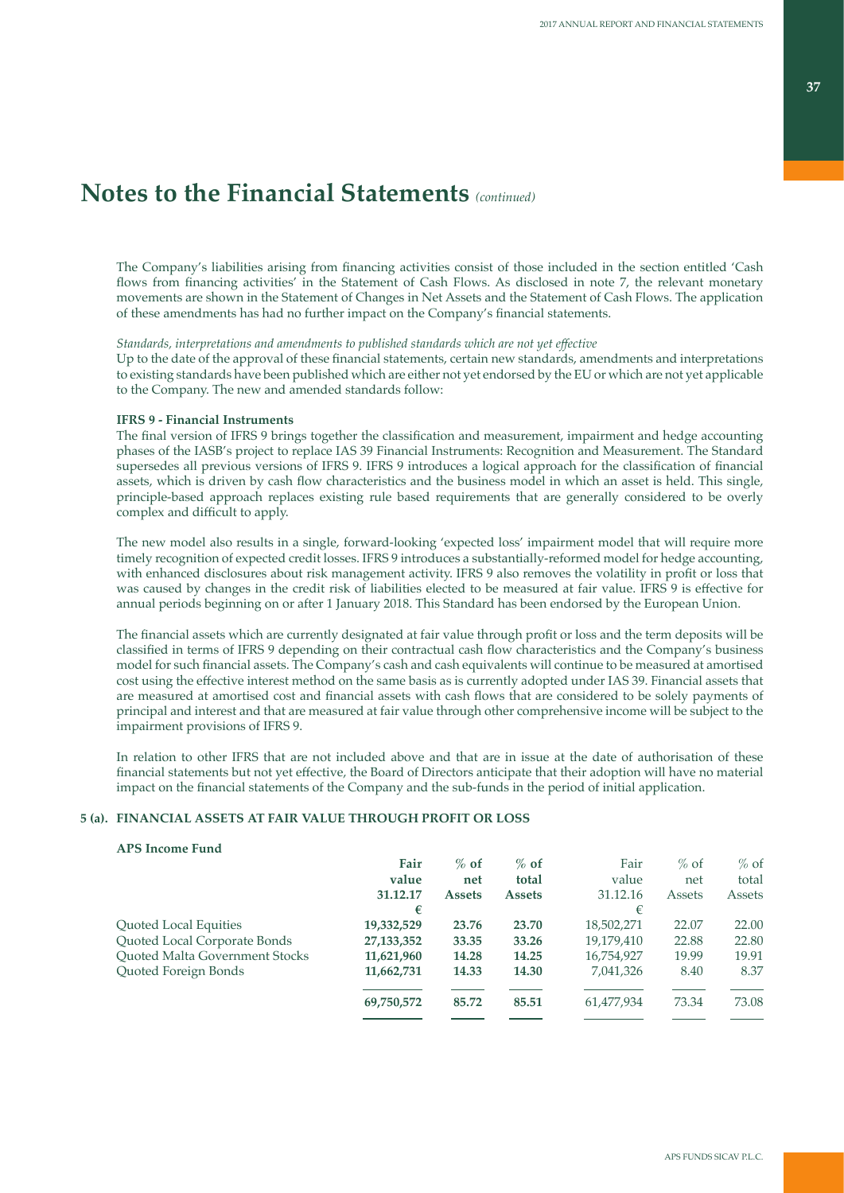# Notes to the Financial Statements *(continued)*

The Company's liabilities arising from financing activities consist of those included in the section entitled 'Cash flows from financing activities' in the Statement of Cash Flows. As disclosed in note 7, the relevant monetary movements are shown in the Statement of Changes in Net Assets and the Statement of Cash Flows. The application of these amendments has had no further impact on the Company's financial statements.

*Standards, interpretations and amendments to published standards which are not yet effective*

Up to the date of the approval of these financial statements, certain new standards, amendments and interpretations to existing standards have been published which are either not yet endorsed by the EU or which are not yet applicable to the Company. The new and amended standards follow:

**IFRS 9 - Financial Instruments**

The final version of IFRS 9 brings together the classification and measurement, impairment and hedge accounting phases of the IASB's project to replace IAS 39 Financial Instruments: Recognition and Measurement. The Standard supersedes all previous versions of IFRS 9. IFRS 9 introduces a logical approach for the classification of financial assets, which is driven by cash flow characteristics and the business model in which an asset is held. This single, principle-based approach replaces existing rule based requirements that are generally considered to be overly complex and difficult to apply.

The new model also results in a single, forward-looking 'expected loss' impairment model that will require more timely recognition of expected credit losses. IFRS 9 introduces a substantially-reformed model for hedge accounting, with enhanced disclosures about risk management activity. IFRS 9 also removes the volatility in profit or loss that was caused by changes in the credit risk of liabilities elected to be measured at fair value. IFRS 9 is effective for annual periods beginning on or after 1 January 2018. This Standard has been endorsed by the European Union.

The financial assets which are currently designated at fair value through profit or loss and the term deposits will be classified in terms of IFRS 9 depending on their contractual cash flow characteristics and the Company's business model for such financial assets. The Company's cash and cash equivalents will continue to be measured at amortised cost using the effective interest method on the same basis as is currently adopted under IAS 39. Financial assets that are measured at amortised cost and financial assets with cash flows that are considered to be solely payments of principal and interest and that are measured at fair value through other comprehensive income will be subject to the impairment provisions of IFRS 9.

In relation to other IFRS that are not included above and that are in issue at the date of authorisation of these financial statements but not yet effective, the Board of Directors anticipate that their adoption will have no material impact on the financial statements of the Company and the sub-funds in the period of initial application.

## 5 (a). FINANCIAL ASSETS AT FAIR VALUE THROUGH PROFIT OR LOSS

**APS Income Fund**

| | **Fair value 31.12.17 €** | **% of net Assets** | **% of total Assets** | Fair value 31.12.16 € | % of net Assets | % of total Assets |
|---|---|---|---|---|---|---|
| Quoted Local Equities | **19,332,529** | **23.76** | **23.70** | 18,502,271 | 22.07 | 22.00 |
| Quoted Local Corporate Bonds | **27,133,352** | **33.35** | **33.26** | 19,179,410 | 22.88 | 22.80 |
| Quoted Malta Government Stocks | **11,621,960** | **14.28** | **14.25** | 16,754,927 | 19.99 | 19.91 |
| Quoted Foreign Bonds | **11,662,731** | **14.33** | **14.30** | 7,041,326 | 8.40 | 8.37 |
| | **69,750,572** | **85.72** | **85.51** | 61,477,934 | 73.34 | 73.08 |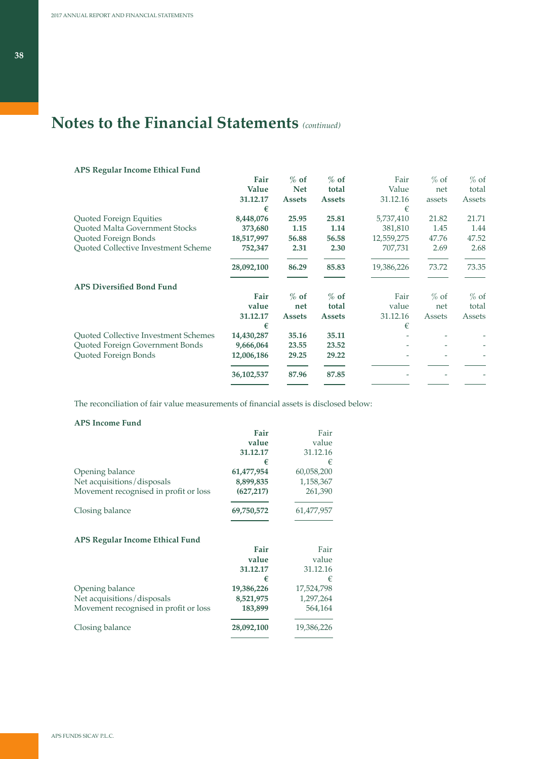# Notes to the Financial Statements *(continued)*

**APS Regular Income Ethical Fund**

| | Fair Value 31.12.17 € | % of Net Assets | % of total Assets | Fair Value 31.12.16 € | % of net assets | % of total Assets |
|---|---|---|---|---|---|---|
| Quoted Foreign Equities | **8,448,076** | **25.95** | **25.81** | 5,737,410 | 21.82 | 21.71 |
| Quoted Malta Government Stocks | **373,680** | **1.15** | **1.14** | 381,810 | 1.45 | 1.44 |
| Quoted Foreign Bonds | **18,517,997** | **56.88** | **56.58** | 12,559,275 | 47.76 | 47.52 |
| Quoted Collective Investment Scheme | **752,347** | **2.31** | **2.30** | 707,731 | 2.69 | 2.68 |
| | **28,092,100** | **86.29** | **85.83** | 19,386,226 | 73.72 | 73.35 |

**APS Diversified Bond Fund**

| | Fair value 31.12.17 € | % of net Assets | % of total Assets | Fair value 31.12.16 € | % of net Assets | % of total Assets |
|---|---|---|---|---|---|---|
| Quoted Collective Investment Schemes | **14,430,287** | **35.16** | **35.11** | - | - | - |
| Quoted Foreign Government Bonds | **9,666,064** | **23.55** | **23.52** | - | - | - |
| Quoted Foreign Bonds | **12,006,186** | **29.25** | **29.22** | - | - | - |
| | **36,102,537** | **87.96** | **87.85** | - | - | - |

The reconciliation of fair value measurements of financial assets is disclosed below:

**APS Income Fund**

| | Fair value 31.12.17 € | Fair value 31.12.16 € |
|---|---|---|
| Opening balance | **61,477,954** | 60,058,200 |
| Net acquisitions/disposals | **8,899,835** | 1,158,367 |
| Movement recognised in profit or loss | **(627,217)** | 261,390 |
| Closing balance | **69,750,572** | 61,477,957 |

**APS Regular Income Ethical Fund**

| | Fair value 31.12.17 € | Fair value 31.12.16 € |
|---|---|---|
| Opening balance | **19,386,226** | 17,524,798 |
| Net acquisitions/disposals | **8,521,975** | 1,297,264 |
| Movement recognised in profit or loss | **183,899** | 564,164 |
| Closing balance | **28,092,100** | 19,386,226 |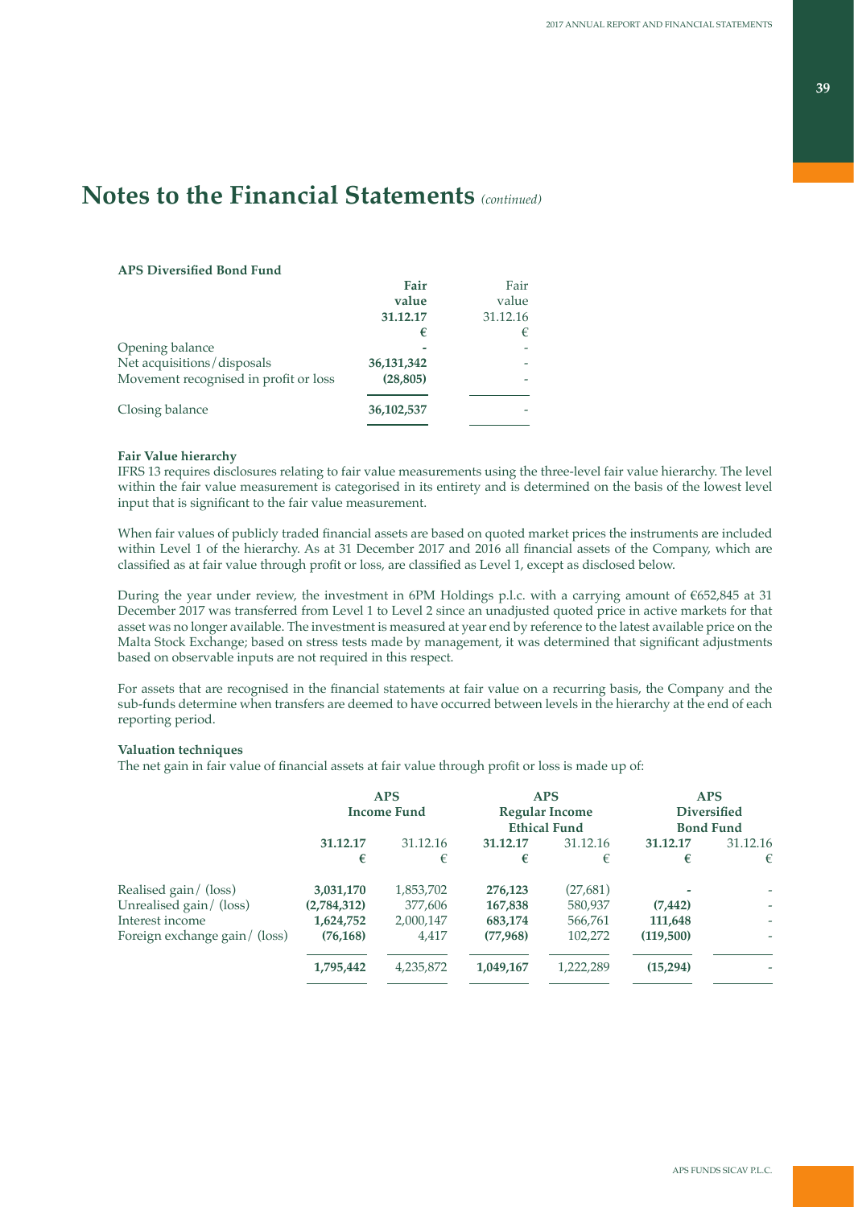# Notes to the Financial Statements *(continued)*

**APS Diversified Bond Fund**

| | **Fair value 31.12.17 €** | Fair value 31.12.16 € |
|---|---|---|
| Opening balance | **-** | - |
| Net acquisitions/disposals | **36,131,342** | - |
| Movement recognised in profit or loss | **(28,805)** | - |
| Closing balance | **36,102,537** | - |

**Fair Value hierarchy**

IFRS 13 requires disclosures relating to fair value measurements using the three-level fair value hierarchy. The level within the fair value measurement is categorised in its entirety and is determined on the basis of the lowest level input that is significant to the fair value measurement.

When fair values of publicly traded financial assets are based on quoted market prices the instruments are included within Level 1 of the hierarchy. As at 31 December 2017 and 2016 all financial assets of the Company, which are classified as at fair value through profit or loss, are classified as Level 1, except as disclosed below.

During the year under review, the investment in 6PM Holdings p.l.c. with a carrying amount of €652,845 at 31 December 2017 was transferred from Level 1 to Level 2 since an unadjusted quoted price in active markets for that asset was no longer available. The investment is measured at year end by reference to the latest available price on the Malta Stock Exchange; based on stress tests made by management, it was determined that significant adjustments based on observable inputs are not required in this respect.

For assets that are recognised in the financial statements at fair value on a recurring basis, the Company and the sub-funds determine when transfers are deemed to have occurred between levels in the hierarchy at the end of each reporting period.

**Valuation techniques**

The net gain in fair value of financial assets at fair value through profit or loss is made up of:

| | **APS Income Fund** | | **APS Regular Income Ethical Fund** | | **APS Diversified Bond Fund** | |
|---|---|---|---|---|---|---|
| | **31.12.17 €** | 31.12.16 € | **31.12.17 €** | 31.12.16 € | **31.12.17 €** | 31.12.16 € |
| Realised gain/ (loss) | **3,031,170** | 1,853,702 | **276,123** | (27,681) | **-** | - |
| Unrealised gain/ (loss) | **(2,784,312)** | 377,606 | **167,838** | 580,937 | **(7,442)** | - |
| Interest income | **1,624,752** | 2,000,147 | **683,174** | 566,761 | **111,648** | - |
| Foreign exchange gain/ (loss) | **(76,168)** | 4,417 | **(77,968)** | 102,272 | **(119,500)** | - |
| | **1,795,442** | 4,235,872 | **1,049,167** | 1,222,289 | **(15,294)** | - |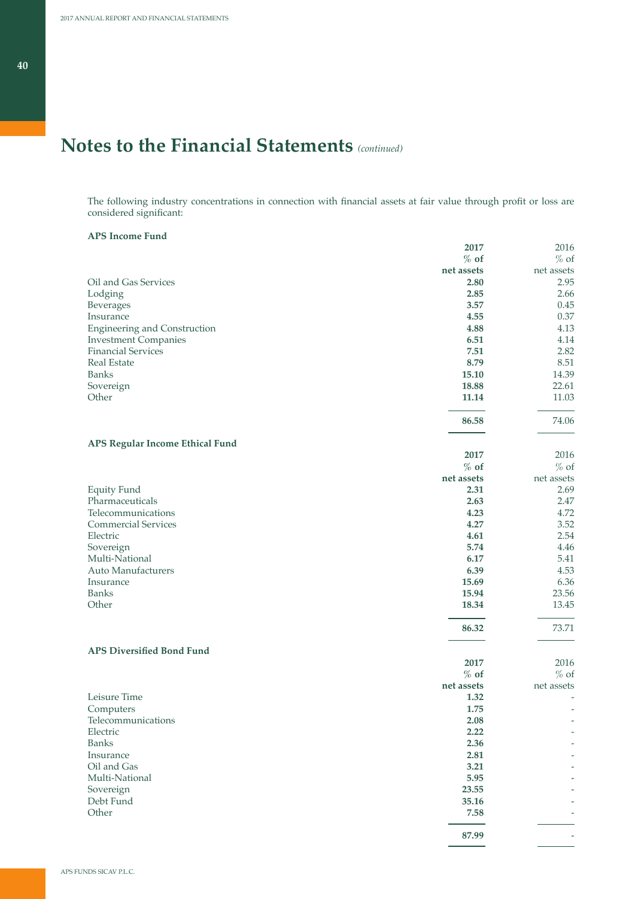# Notes to the Financial Statements *(continued)*

The following industry concentrations in connection with financial assets at fair value through profit or loss are considered significant:

**APS Income Fund**

| | **2017 % of net assets** | 2016 % of net assets |
|---|---|---|
| Oil and Gas Services | **2.80** | 2.95 |
| Lodging | **2.85** | 2.66 |
| Beverages | **3.57** | 0.45 |
| Insurance | **4.55** | 0.37 |
| Engineering and Construction | **4.88** | 4.13 |
| Investment Companies | **6.51** | 4.14 |
| Financial Services | **7.51** | 2.82 |
| Real Estate | **8.79** | 8.51 |
| Banks | **15.10** | 14.39 |
| Sovereign | **18.88** | 22.61 |
| Other | **11.14** | 11.03 |
| | **86.58** | 74.06 |

**APS Regular Income Ethical Fund**

| | **2017 % of net assets** | 2016 % of net assets |
|---|---|---|
| Equity Fund | **2.31** | 2.69 |
| Pharmaceuticals | **2.63** | 2.47 |
| Telecommunications | **4.23** | 4.72 |
| Commercial Services | **4.27** | 3.52 |
| Electric | **4.61** | 2.54 |
| Sovereign | **5.74** | 4.46 |
| Multi-National | **6.17** | 5.41 |
| Auto Manufacturers | **6.39** | 4.53 |
| Insurance | **15.69** | 6.36 |
| Banks | **15.94** | 23.56 |
| Other | **18.34** | 13.45 |
| | **86.32** | 73.71 |

**APS Diversified Bond Fund**

| | **2017 % of net assets** | 2016 % of net assets |
|---|---|---|
| Leisure Time | **1.32** | - |
| Computers | **1.75** | - |
| Telecommunications | **2.08** | - |
| Electric | **2.22** | - |
| Banks | **2.36** | - |
| Insurance | **2.81** | - |
| Oil and Gas | **3.21** | - |
| Multi-National | **5.95** | - |
| Sovereign | **23.55** | - |
| Debt Fund | **35.16** | - |
| Other | **7.58** | - |
| | **87.99** | - |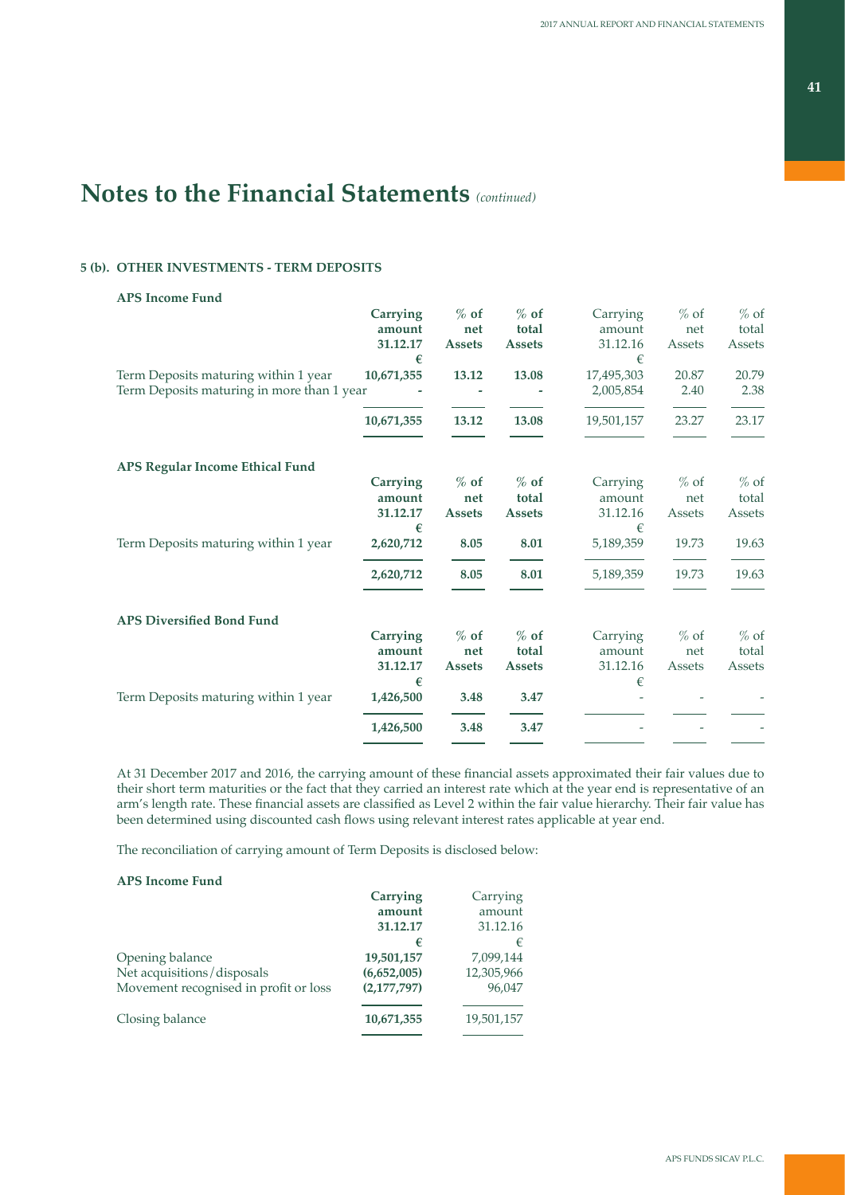# Notes to the Financial Statements *(continued)*

## 5 (b). OTHER INVESTMENTS - TERM DEPOSITS

### APS Income Fund

| | **Carrying amount 31.12.17 €** | **% of net Assets** | **% of total Assets** | Carrying amount 31.12.16 € | % of net Assets | % of total Assets |
|---|---|---|---|---|---|---|
| Term Deposits maturing within 1 year | **10,671,355** | **13.12** | **13.08** | 17,495,303 | 20.87 | 20.79 |
| Term Deposits maturing in more than 1 year | **-** | **-** | **-** | 2,005,854 | 2.40 | 2.38 |
| | **10,671,355** | **13.12** | **13.08** | 19,501,157 | 23.27 | 23.17 |

### APS Regular Income Ethical Fund

| | **Carrying amount 31.12.17 €** | **% of net Assets** | **% of total Assets** | Carrying amount 31.12.16 € | % of net Assets | % of total Assets |
|---|---|---|---|---|---|---|
| Term Deposits maturing within 1 year | **2,620,712** | **8.05** | **8.01** | 5,189,359 | 19.73 | 19.63 |
| | **2,620,712** | **8.05** | **8.01** | 5,189,359 | 19.73 | 19.63 |

### APS Diversified Bond Fund

| | **Carrying amount 31.12.17 €** | **% of net Assets** | **% of total Assets** | Carrying amount 31.12.16 € | % of net Assets | % of total Assets |
|---|---|---|---|---|---|---|
| Term Deposits maturing within 1 year | **1,426,500** | **3.48** | **3.47** | - | - | - |
| | **1,426,500** | **3.48** | **3.47** | - | - | - |

At 31 December 2017 and 2016, the carrying amount of these financial assets approximated their fair values due to their short term maturities or the fact that they carried an interest rate which at the year end is representative of an arm's length rate. These financial assets are classified as Level 2 within the fair value hierarchy. Their fair value has been determined using discounted cash flows using relevant interest rates applicable at year end.

The reconciliation of carrying amount of Term Deposits is disclosed below:

### APS Income Fund

| | **Carrying amount 31.12.17 €** | Carrying amount 31.12.16 € |
|---|---|---|
| Opening balance | **19,501,157** | 7,099,144 |
| Net acquisitions/disposals | **(6,652,005)** | 12,305,966 |
| Movement recognised in profit or loss | **(2,177,797)** | 96,047 |
| Closing balance | **10,671,355** | 19,501,157 |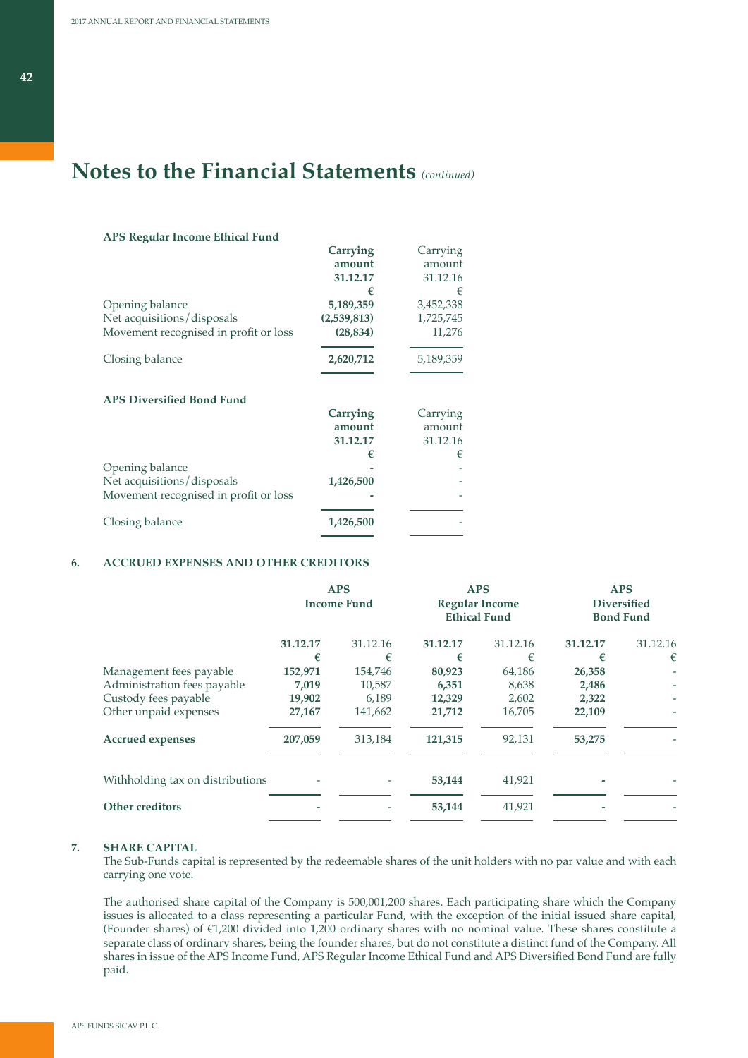# Notes to the Financial Statements *(continued)*

**APS Regular Income Ethical Fund**

| | **Carrying amount 31.12.17** | Carrying amount 31.12.16 |
|---|---|---|
| | **€** | € |
| Opening balance | **5,189,359** | 3,452,338 |
| Net acquisitions/disposals | **(2,539,813)** | 1,725,745 |
| Movement recognised in profit or loss | **(28,834)** | 11,276 |
| Closing balance | **2,620,712** | 5,189,359 |

**APS Diversified Bond Fund**

| | **Carrying amount 31.12.17** | Carrying amount 31.12.16 |
|---|---|---|
| | **€** | € |
| Opening balance | **-** | - |
| Net acquisitions/disposals | **1,426,500** | - |
| Movement recognised in profit or loss | **-** | - |
| Closing balance | **1,426,500** | - |

## 6. ACCRUED EXPENSES AND OTHER CREDITORS

| | **APS Income Fund** | | **APS Regular Income Ethical Fund** | | **APS Diversified Bond Fund** | |
|---|---|---|---|---|---|---|
| | **31.12.17** | 31.12.16 | **31.12.17** | 31.12.16 | **31.12.17** | 31.12.16 |
| | **€** | € | **€** | € | **€** | € |
| Management fees payable | **152,971** | 154,746 | **80,923** | 64,186 | **26,358** | - |
| Administration fees payable | **7,019** | 10,587 | **6,351** | 8,638 | **2,486** | - |
| Custody fees payable | **19,902** | 6,189 | **12,329** | 2,602 | **2,322** | - |
| Other unpaid expenses | **27,167** | 141,662 | **21,712** | 16,705 | **22,109** | - |
| **Accrued expenses** | **207,059** | 313,184 | **121,315** | 92,131 | **53,275** | - |
| Withholding tax on distributions | - | - | **53,144** | 41,921 | **-** | - |
| **Other creditors** | **-** | - | **53,144** | 41,921 | **-** | - |

## 7. SHARE CAPITAL

The Sub-Funds capital is represented by the redeemable shares of the unit holders with no par value and with each carrying one vote.

The authorised share capital of the Company is 500,001,200 shares. Each participating share which the Company issues is allocated to a class representing a particular Fund, with the exception of the initial issued share capital, (Founder shares) of €1,200 divided into 1,200 ordinary shares with no nominal value. These shares constitute a separate class of ordinary shares, being the founder shares, but do not constitute a distinct fund of the Company. All shares in issue of the APS Income Fund, APS Regular Income Ethical Fund and APS Diversified Bond Fund are fully paid.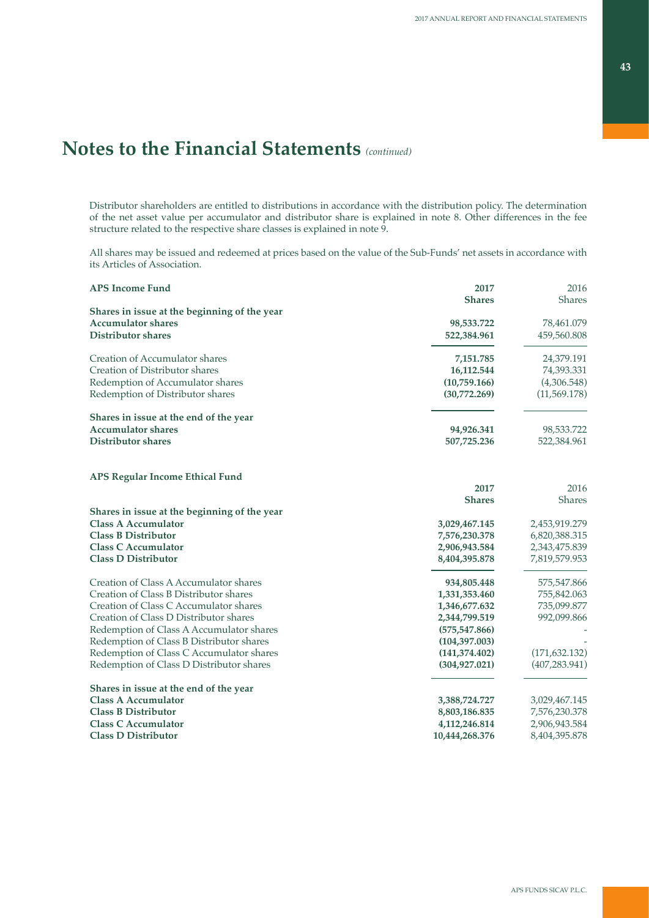# Notes to the Financial Statements *(continued)*

Distributor shareholders are entitled to distributions in accordance with the distribution policy. The determination of the net asset value per accumulator and distributor share is explained in note 8. Other differences in the fee structure related to the respective share classes is explained in note 9.

All shares may be issued and redeemed at prices based on the value of the Sub-Funds' net assets in accordance with its Articles of Association.

| **APS Income Fund** | **2017** | 2016 |
|---|---|---|
| | **Shares** | Shares |
| **Shares in issue at the beginning of the year** | | |
| **Accumulator shares** | **98,533.722** | 78,461.079 |
| **Distributor shares** | **522,384.961** | 459,560.808 |
| Creation of Accumulator shares | **7,151.785** | 24,379.191 |
| Creation of Distributor shares | **16,112.544** | 74,393.331 |
| Redemption of Accumulator shares | **(10,759.166)** | (4,306.548) |
| Redemption of Distributor shares | **(30,772.269)** | (11,569.178) |
| **Shares in issue at the end of the year** | | |
| **Accumulator shares** | **94,926.341** | 98,533.722 |
| **Distributor shares** | **507,725.236** | 522,384.961 |

| **APS Regular Income Ethical Fund** | **2017** | 2016 |
|---|---|---|
| | **Shares** | Shares |
| **Shares in issue at the beginning of the year** | | |
| **Class A Accumulator** | **3,029,467.145** | 2,453,919.279 |
| **Class B Distributor** | **7,576,230.378** | 6,820,388.315 |
| **Class C Accumulator** | **2,906,943.584** | 2,343,475.839 |
| **Class D Distributor** | **8,404,395.878** | 7,819,579.953 |
| Creation of Class A Accumulator shares | **934,805.448** | 575,547.866 |
| Creation of Class B Distributor shares | **1,331,353.460** | 755,842.063 |
| Creation of Class C Accumulator shares | **1,346,677.632** | 735,099.877 |
| Creation of Class D Distributor shares | **2,344,799.519** | 992,099.866 |
| Redemption of Class A Accumulator shares | **(575,547.866)** | - |
| Redemption of Class B Distributor shares | **(104,397.003)** | - |
| Redemption of Class C Accumulator shares | **(141,374.402)** | (171,632.132) |
| Redemption of Class D Distributor shares | **(304,927.021)** | (407,283.941) |
| **Shares in issue at the end of the year** | | |
| **Class A Accumulator** | **3,388,724.727** | 3,029,467.145 |
| **Class B Distributor** | **8,803,186.835** | 7,576,230.378 |
| **Class C Accumulator** | **4,112,246.814** | 2,906,943.584 |
| **Class D Distributor** | **10,444,268.376** | 8,404,395.878 |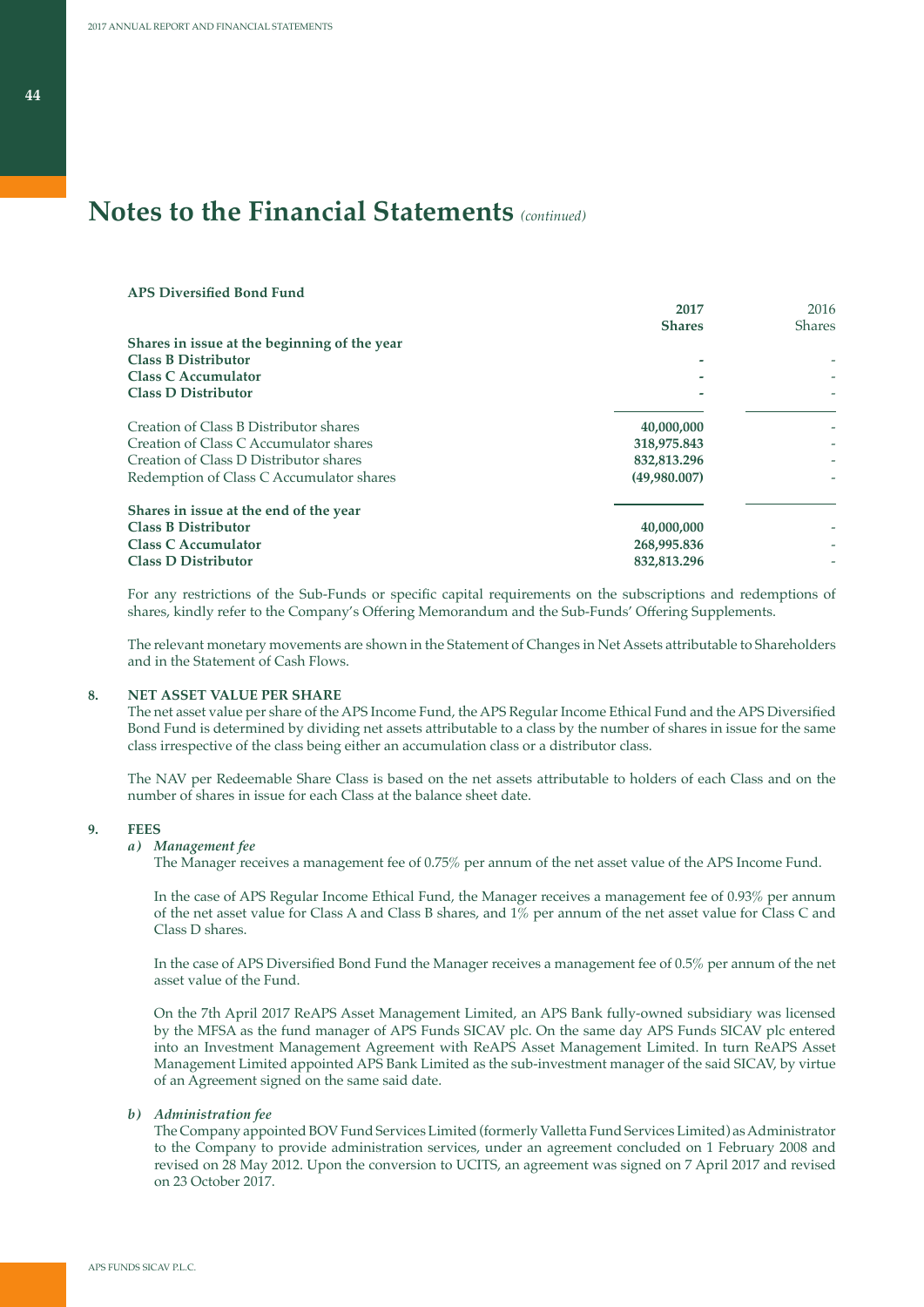# Notes to the Financial Statements *(continued)*

**APS Diversified Bond Fund**

| | **2017 Shares** | 2016 Shares |
|---|---|---|
| **Shares in issue at the beginning of the year** | | |
| **Class B Distributor** | - | - |
| **Class C Accumulator** | - | - |
| **Class D Distributor** | - | - |
| Creation of Class B Distributor shares | **40,000,000** | - |
| Creation of Class C Accumulator shares | **318,975.843** | - |
| Creation of Class D Distributor shares | **832,813.296** | - |
| Redemption of Class C Accumulator shares | **(49,980.007)** | - |
| **Shares in issue at the end of the year** | | |
| **Class B Distributor** | **40,000,000** | - |
| **Class C Accumulator** | **268,995.836** | - |
| **Class D Distributor** | **832,813.296** | - |

For any restrictions of the Sub-Funds or specific capital requirements on the subscriptions and redemptions of shares, kindly refer to the Company's Offering Memorandum and the Sub-Funds' Offering Supplements.

The relevant monetary movements are shown in the Statement of Changes in Net Assets attributable to Shareholders and in the Statement of Cash Flows.

## 8. NET ASSET VALUE PER SHARE

The net asset value per share of the APS Income Fund, the APS Regular Income Ethical Fund and the APS Diversified Bond Fund is determined by dividing net assets attributable to a class by the number of shares in issue for the same class irrespective of the class being either an accumulation class or a distributor class.

The NAV per Redeemable Share Class is based on the net assets attributable to holders of each Class and on the number of shares in issue for each Class at the balance sheet date.

## 9. FEES

### *a) Management fee*

The Manager receives a management fee of 0.75% per annum of the net asset value of the APS Income Fund.

In the case of APS Regular Income Ethical Fund, the Manager receives a management fee of 0.93% per annum of the net asset value for Class A and Class B shares, and 1% per annum of the net asset value for Class C and Class D shares.

In the case of APS Diversified Bond Fund the Manager receives a management fee of 0.5% per annum of the net asset value of the Fund.

On the 7th April 2017 ReAPS Asset Management Limited, an APS Bank fully-owned subsidiary was licensed by the MFSA as the fund manager of APS Funds SICAV plc. On the same day APS Funds SICAV plc entered into an Investment Management Agreement with ReAPS Asset Management Limited. In turn ReAPS Asset Management Limited appointed APS Bank Limited as the sub-investment manager of the said SICAV, by virtue of an Agreement signed on the same said date.

### *b) Administration fee*

The Company appointed BOV Fund Services Limited (formerly Valletta Fund Services Limited) as Administrator to the Company to provide administration services, under an agreement concluded on 1 February 2008 and revised on 28 May 2012. Upon the conversion to UCITS, an agreement was signed on 7 April 2017 and revised on 23 October 2017.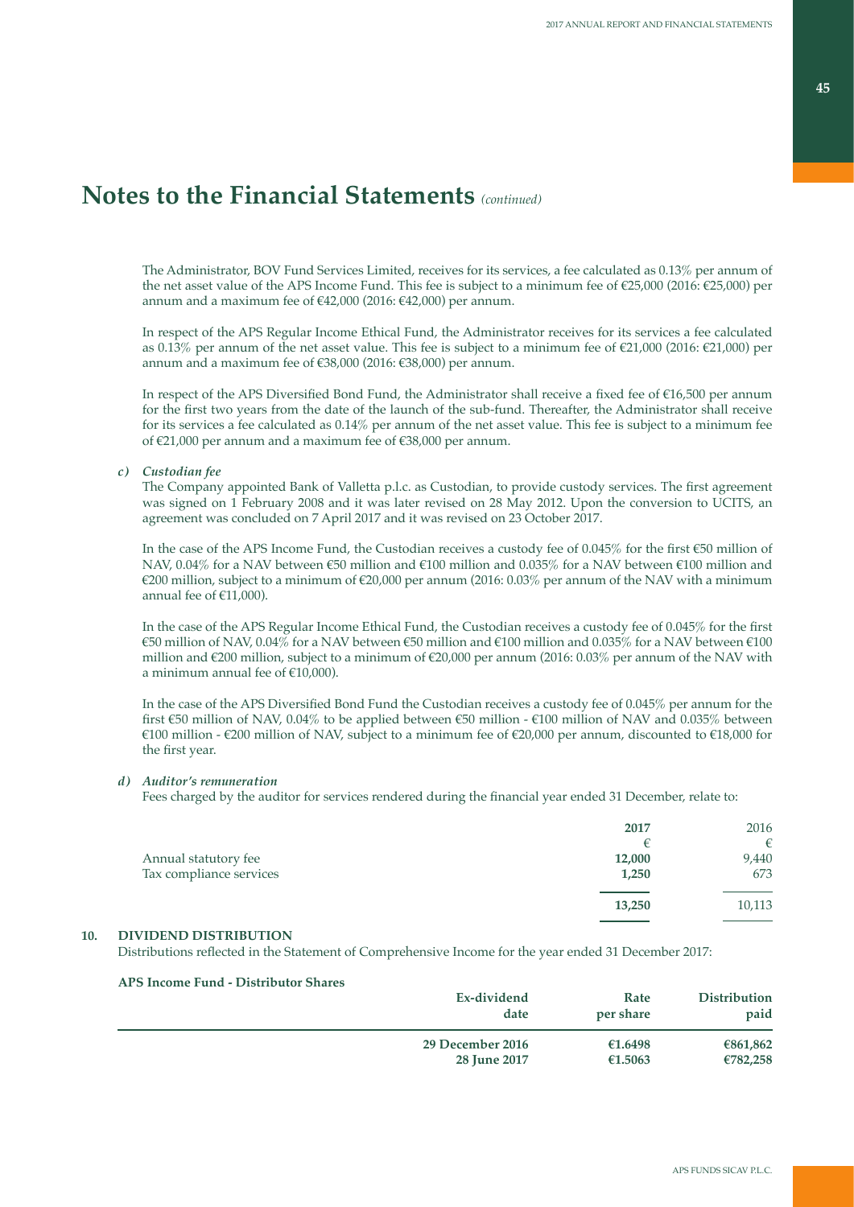# Notes to the Financial Statements *(continued)*

The Administrator, BOV Fund Services Limited, receives for its services, a fee calculated as 0.13% per annum of the net asset value of the APS Income Fund. This fee is subject to a minimum fee of €25,000 (2016: €25,000) per annum and a maximum fee of €42,000 (2016: €42,000) per annum.

In respect of the APS Regular Income Ethical Fund, the Administrator receives for its services a fee calculated as 0.13% per annum of the net asset value. This fee is subject to a minimum fee of €21,000 (2016: €21,000) per annum and a maximum fee of €38,000 (2016: €38,000) per annum.

In respect of the APS Diversified Bond Fund, the Administrator shall receive a fixed fee of €16,500 per annum for the first two years from the date of the launch of the sub-fund. Thereafter, the Administrator shall receive for its services a fee calculated as 0.14% per annum of the net asset value. This fee is subject to a minimum fee of €21,000 per annum and a maximum fee of €38,000 per annum.

*c) Custodian fee*

The Company appointed Bank of Valletta p.l.c. as Custodian, to provide custody services. The first agreement was signed on 1 February 2008 and it was later revised on 28 May 2012. Upon the conversion to UCITS, an agreement was concluded on 7 April 2017 and it was revised on 23 October 2017.

In the case of the APS Income Fund, the Custodian receives a custody fee of 0.045% for the first €50 million of NAV, 0.04% for a NAV between €50 million and €100 million and 0.035% for a NAV between €100 million and €200 million, subject to a minimum of €20,000 per annum (2016: 0.03% per annum of the NAV with a minimum annual fee of €11,000).

In the case of the APS Regular Income Ethical Fund, the Custodian receives a custody fee of 0.045% for the first €50 million of NAV, 0.04% for a NAV between €50 million and €100 million and 0.035% for a NAV between €100 million and €200 million, subject to a minimum of €20,000 per annum (2016: 0.03% per annum of the NAV with a minimum annual fee of €10,000).

In the case of the APS Diversified Bond Fund the Custodian receives a custody fee of 0.045% per annum for the first €50 million of NAV, 0.04% to be applied between €50 million - €100 million of NAV and 0.035% between €100 million - €200 million of NAV, subject to a minimum fee of €20,000 per annum, discounted to €18,000 for the first year.

*d) Auditor's remuneration*

Fees charged by the auditor for services rendered during the financial year ended 31 December, relate to:

| | 2017 | 2016 |
|---|---|---|
| | € | € |
| Annual statutory fee | 12,000 | 9,440 |
| Tax compliance services | 1,250 | 673 |
| | 13,250 | 10,113 |

## 10. DIVIDEND DISTRIBUTION

Distributions reflected in the Statement of Comprehensive Income for the year ended 31 December 2017:

**APS Income Fund - Distributor Shares**

| Ex-dividend date | Rate per share | Distribution paid |
|---|---|---|
| 29 December 2016 | €1.6498 | €861,862 |
| 28 June 2017 | €1.5063 | €782,258 |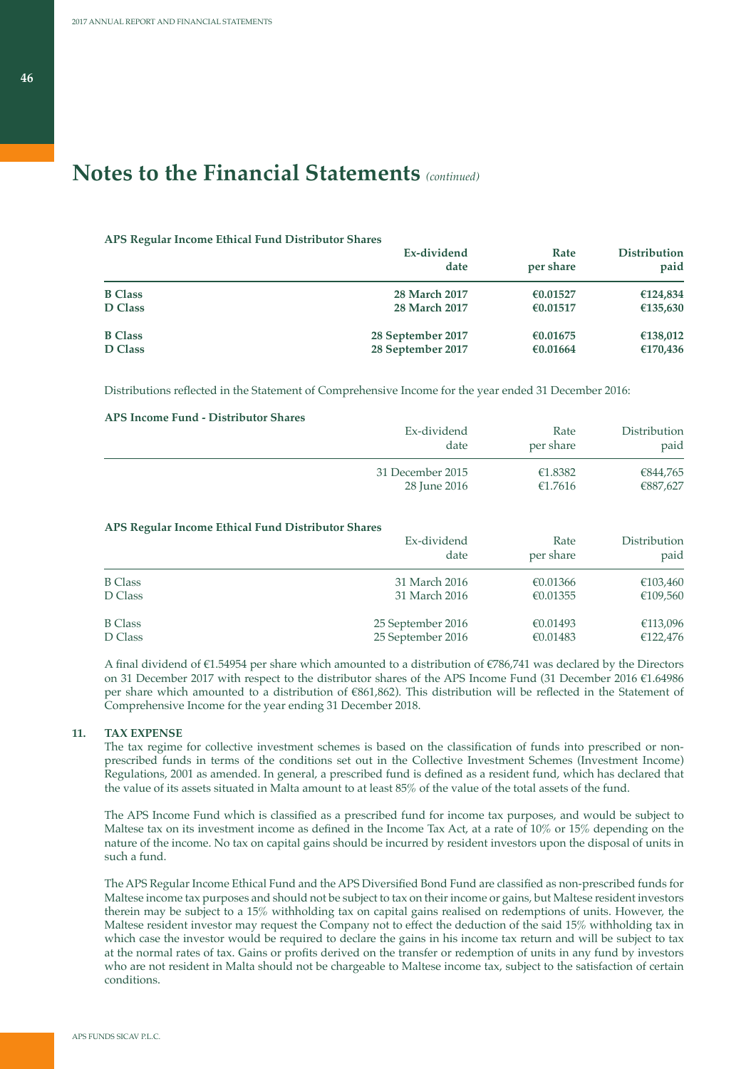# Notes to the Financial Statements *(continued)*

**APS Regular Income Ethical Fund Distributor Shares**

| | Ex-dividend date | Rate per share | Distribution paid |
|---|---|---|---|
| **B Class** | **28 March 2017** | **€0.01527** | **€124,834** |
| **D Class** | **28 March 2017** | **€0.01517** | **€135,630** |
| **B Class** | **28 September 2017** | **€0.01675** | **€138,012** |
| **D Class** | **28 September 2017** | **€0.01664** | **€170,436** |

Distributions reflected in the Statement of Comprehensive Income for the year ended 31 December 2016:

**APS Income Fund - Distributor Shares**

| | Ex-dividend date | Rate per share | Distribution paid |
|---|---|---|---|
| | 31 December 2015 | €1.8382 | €844,765 |
| | 28 June 2016 | €1.7616 | €887,627 |

**APS Regular Income Ethical Fund Distributor Shares**

| | Ex-dividend date | Rate per share | Distribution paid |
|---|---|---|---|
| B Class | 31 March 2016 | €0.01366 | €103,460 |
| D Class | 31 March 2016 | €0.01355 | €109,560 |
| B Class | 25 September 2016 | €0.01493 | €113,096 |
| D Class | 25 September 2016 | €0.01483 | €122,476 |

A final dividend of €1.54954 per share which amounted to a distribution of €786,741 was declared by the Directors on 31 December 2017 with respect to the distributor shares of the APS Income Fund (31 December 2016 €1.64986 per share which amounted to a distribution of €861,862). This distribution will be reflected in the Statement of Comprehensive Income for the year ending 31 December 2018.

## 11. TAX EXPENSE

The tax regime for collective investment schemes is based on the classification of funds into prescribed or non-prescribed funds in terms of the conditions set out in the Collective Investment Schemes (Investment Income) Regulations, 2001 as amended. In general, a prescribed fund is defined as a resident fund, which has declared that the value of its assets situated in Malta amount to at least 85% of the value of the total assets of the fund.

The APS Income Fund which is classified as a prescribed fund for income tax purposes, and would be subject to Maltese tax on its investment income as defined in the Income Tax Act, at a rate of 10% or 15% depending on the nature of the income. No tax on capital gains should be incurred by resident investors upon the disposal of units in such a fund.

The APS Regular Income Ethical Fund and the APS Diversified Bond Fund are classified as non-prescribed funds for Maltese income tax purposes and should not be subject to tax on their income or gains, but Maltese resident investors therein may be subject to a 15% withholding tax on capital gains realised on redemptions of units. However, the Maltese resident investor may request the Company not to effect the deduction of the said 15% withholding tax in which case the investor would be required to declare the gains in his income tax return and will be subject to tax at the normal rates of tax. Gains or profits derived on the transfer or redemption of units in any fund by investors who are not resident in Malta should not be chargeable to Maltese income tax, subject to the satisfaction of certain conditions.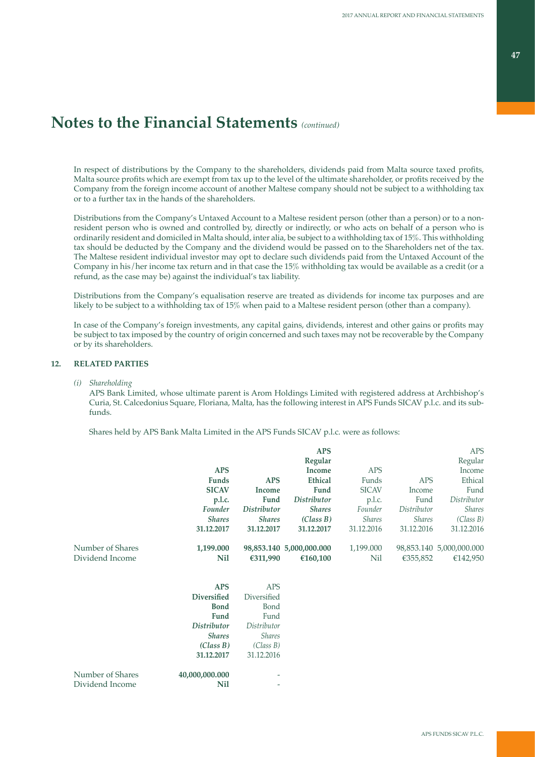# Notes to the Financial Statements *(continued)*

In respect of distributions by the Company to the shareholders, dividends paid from Malta source taxed profits, Malta source profits which are exempt from tax up to the level of the ultimate shareholder, or profits received by the Company from the foreign income account of another Maltese company should not be subject to a withholding tax or to a further tax in the hands of the shareholders.

Distributions from the Company's Untaxed Account to a Maltese resident person (other than a person) or to a non-resident person who is owned and controlled by, directly or indirectly, or who acts on behalf of a person who is ordinarily resident and domiciled in Malta should, inter alia, be subject to a withholding tax of 15%. This withholding tax should be deducted by the Company and the dividend would be passed on to the Shareholders net of the tax. The Maltese resident individual investor may opt to declare such dividends paid from the Untaxed Account of the Company in his/her income tax return and in that case the 15% withholding tax would be available as a credit (or a refund, as the case may be) against the individual's tax liability.

Distributions from the Company's equalisation reserve are treated as dividends for income tax purposes and are likely to be subject to a withholding tax of 15% when paid to a Maltese resident person (other than a company).

In case of the Company's foreign investments, any capital gains, dividends, interest and other gains or profits may be subject to tax imposed by the country of origin concerned and such taxes may not be recoverable by the Company or by its shareholders.

## 12. RELATED PARTIES

*(i) Shareholding*

APS Bank Limited, whose ultimate parent is Arom Holdings Limited with registered address at Archbishop's Curia, St. Calcedonius Square, Floriana, Malta, has the following interest in APS Funds SICAV p.l.c. and its sub-funds.

Shares held by APS Bank Malta Limited in the APS Funds SICAV p.l.c. were as follows:

| | **APS Funds SICAV p.l.c. *Founder Shares* 31.12.2017** | **APS Income Fund *Distributor Shares* 31.12.2017** | **APS Regular Income Ethical Fund *Distributor Shares (Class B)* 31.12.2017** | APS Funds SICAV p.l.c. *Founder Shares* 31.12.2016 | APS Income Fund *Distributor Shares* 31.12.2016 | APS Regular Income Ethical Fund *Distributor Shares (Class B)* 31.12.2016 |
|---|---|---|---|---|---|---|
| Number of Shares | **1,199.000** | **98,853.140** | **5,000,000.000** | 1,199.000 | 98,853.140 | 5,000,000.000 |
| Dividend Income | **Nil** | **€311,990** | **€160,100** | Nil | €355,852 | €142,950 |

| | **APS Diversified Bond Fund *Distributor Shares (Class B)* 31.12.2017** | APS Diversified Bond Fund *Distributor Shares (Class B)* 31.12.2016 |
|---|---|---|
| Number of Shares | **40,000,000.000** | - |
| Dividend Income | **Nil** | - |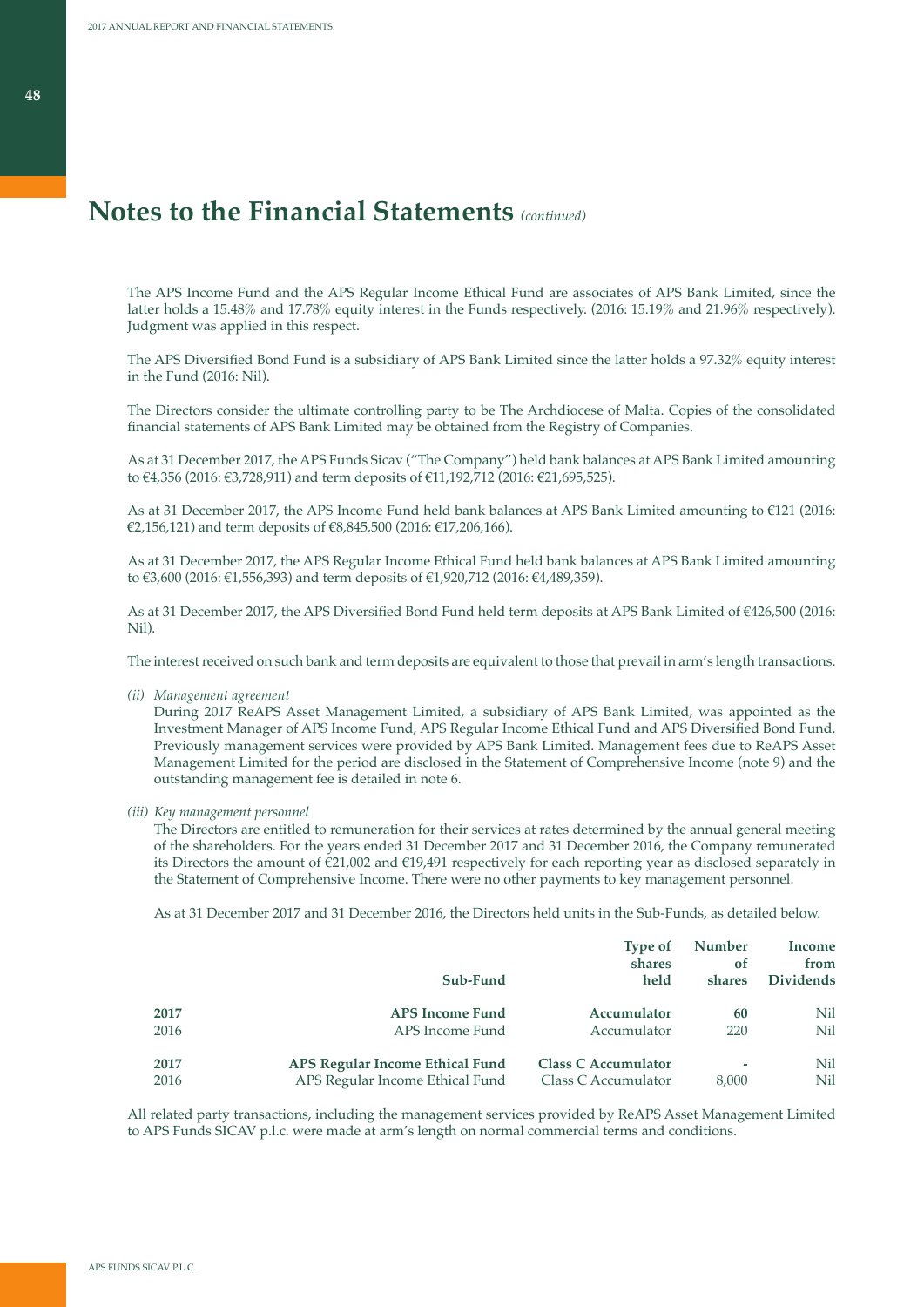# Notes to the Financial Statements *(continued)*

The APS Income Fund and the APS Regular Income Ethical Fund are associates of APS Bank Limited, since the latter holds a 15.48% and 17.78% equity interest in the Funds respectively. (2016: 15.19% and 21.96% respectively). Judgment was applied in this respect.

The APS Diversified Bond Fund is a subsidiary of APS Bank Limited since the latter holds a 97.32% equity interest in the Fund (2016: Nil).

The Directors consider the ultimate controlling party to be The Archdiocese of Malta. Copies of the consolidated financial statements of APS Bank Limited may be obtained from the Registry of Companies.

As at 31 December 2017, the APS Funds Sicav ("The Company") held bank balances at APS Bank Limited amounting to €4,356 (2016: €3,728,911) and term deposits of €11,192,712 (2016: €21,695,525).

As at 31 December 2017, the APS Income Fund held bank balances at APS Bank Limited amounting to €121 (2016: €2,156,121) and term deposits of €8,845,500 (2016: €17,206,166).

As at 31 December 2017, the APS Regular Income Ethical Fund held bank balances at APS Bank Limited amounting to €3,600 (2016: €1,556,393) and term deposits of €1,920,712 (2016: €4,489,359).

As at 31 December 2017, the APS Diversified Bond Fund held term deposits at APS Bank Limited of €426,500 (2016: Nil).

The interest received on such bank and term deposits are equivalent to those that prevail in arm's length transactions.

*(ii) Management agreement*

During 2017 ReAPS Asset Management Limited, a subsidiary of APS Bank Limited, was appointed as the Investment Manager of APS Income Fund, APS Regular Income Ethical Fund and APS Diversified Bond Fund. Previously management services were provided by APS Bank Limited. Management fees due to ReAPS Asset Management Limited for the period are disclosed in the Statement of Comprehensive Income (note 9) and the outstanding management fee is detailed in note 6.

*(iii) Key management personnel*

The Directors are entitled to remuneration for their services at rates determined by the annual general meeting of the shareholders. For the years ended 31 December 2017 and 31 December 2016, the Company remunerated its Directors the amount of €21,002 and €19,491 respectively for each reporting year as disclosed separately in the Statement of Comprehensive Income. There were no other payments to key management personnel.

As at 31 December 2017 and 31 December 2016, the Directors held units in the Sub-Funds, as detailed below.

| | Sub-Fund | Type of shares held | Number of shares | Income from Dividends |
|---|---|---|---|---|
| **2017** | **APS Income Fund** | **Accumulator** | **60** | Nil |
| 2016 | APS Income Fund | Accumulator | 220 | Nil |
| **2017** | **APS Regular Income Ethical Fund** | **Class C Accumulator** | **-** | Nil |
| 2016 | APS Regular Income Ethical Fund | Class C Accumulator | 8,000 | Nil |

All related party transactions, including the management services provided by ReAPS Asset Management Limited to APS Funds SICAV p.l.c. were made at arm's length on normal commercial terms and conditions.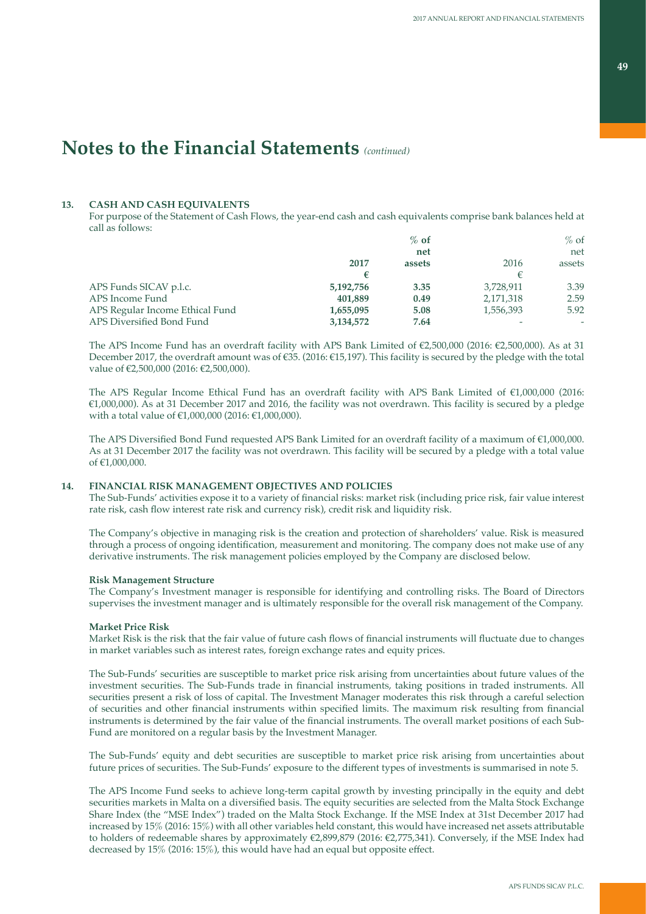# Notes to the Financial Statements *(continued)*

## 13. CASH AND CASH EQUIVALENTS

For purpose of the Statement of Cash Flows, the year-end cash and cash equivalents comprise bank balances held at call as follows:

| | **2017** | **% of net assets** | 2016 | % of net assets |
|---|---|---|---|---|
| | **€** | | € | |
| APS Funds SICAV p.l.c. | **5,192,756** | **3.35** | 3,728,911 | 3.39 |
| APS Income Fund | **401,889** | **0.49** | 2,171,318 | 2.59 |
| APS Regular Income Ethical Fund | **1,655,095** | **5.08** | 1,556,393 | 5.92 |
| APS Diversified Bond Fund | **3,134,572** | **7.64** | - | - |

The APS Income Fund has an overdraft facility with APS Bank Limited of €2,500,000 (2016: €2,500,000). As at 31 December 2017, the overdraft amount was of €35. (2016: €15,197). This facility is secured by the pledge with the total value of €2,500,000 (2016: €2,500,000).

The APS Regular Income Ethical Fund has an overdraft facility with APS Bank Limited of €1,000,000 (2016: €1,000,000). As at 31 December 2017 and 2016, the facility was not overdrawn. This facility is secured by a pledge with a total value of €1,000,000 (2016: €1,000,000).

The APS Diversified Bond Fund requested APS Bank Limited for an overdraft facility of a maximum of €1,000,000. As at 31 December 2017 the facility was not overdrawn. This facility will be secured by a pledge with a total value of €1,000,000.

## 14. FINANCIAL RISK MANAGEMENT OBJECTIVES AND POLICIES

The Sub-Funds' activities expose it to a variety of financial risks: market risk (including price risk, fair value interest rate risk, cash flow interest rate risk and currency risk), credit risk and liquidity risk.

The Company's objective in managing risk is the creation and protection of shareholders' value. Risk is measured through a process of ongoing identification, measurement and monitoring. The company does not make use of any derivative instruments. The risk management policies employed by the Company are disclosed below.

### Risk Management Structure

The Company's Investment manager is responsible for identifying and controlling risks. The Board of Directors supervises the investment manager and is ultimately responsible for the overall risk management of the Company.

### Market Price Risk

Market Risk is the risk that the fair value of future cash flows of financial instruments will fluctuate due to changes in market variables such as interest rates, foreign exchange rates and equity prices.

The Sub-Funds' securities are susceptible to market price risk arising from uncertainties about future values of the investment securities. The Sub-Funds trade in financial instruments, taking positions in traded instruments. All securities present a risk of loss of capital. The Investment Manager moderates this risk through a careful selection of securities and other financial instruments within specified limits. The maximum risk resulting from financial instruments is determined by the fair value of the financial instruments. The overall market positions of each Sub-Fund are monitored on a regular basis by the Investment Manager.

The Sub-Funds' equity and debt securities are susceptible to market price risk arising from uncertainties about future prices of securities. The Sub-Funds' exposure to the different types of investments is summarised in note 5.

The APS Income Fund seeks to achieve long-term capital growth by investing principally in the equity and debt securities markets in Malta on a diversified basis. The equity securities are selected from the Malta Stock Exchange Share Index (the "MSE Index") traded on the Malta Stock Exchange. If the MSE Index at 31st December 2017 had increased by 15% (2016: 15%) with all other variables held constant, this would have increased net assets attributable to holders of redeemable shares by approximately €2,899,879 (2016: €2,775,341). Conversely, if the MSE Index had decreased by 15% (2016: 15%), this would have had an equal but opposite effect.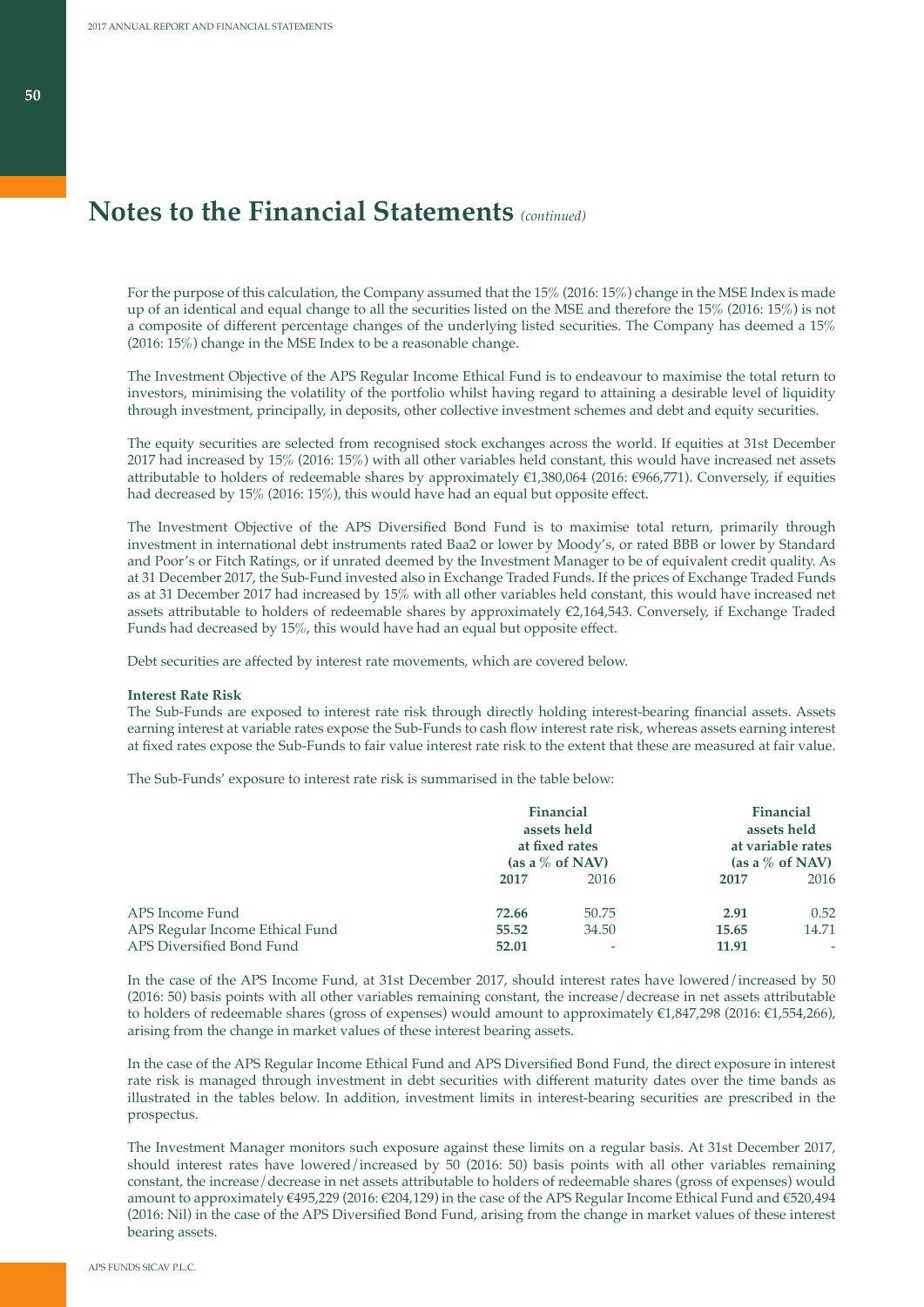# Notes to the Financial Statements *(continued)*

For the purpose of this calculation, the Company assumed that the 15% (2016: 15%) change in the MSE Index is made up of an identical and equal change to all the securities listed on the MSE and therefore the 15% (2016: 15%) is not a composite of different percentage changes of the underlying listed securities. The Company has deemed a 15% (2016: 15%) change in the MSE Index to be a reasonable change.

The Investment Objective of the APS Regular Income Ethical Fund is to endeavour to maximise the total return to investors, minimising the volatility of the portfolio whilst having regard to attaining a desirable level of liquidity through investment, principally, in deposits, other collective investment schemes and debt and equity securities.

The equity securities are selected from recognised stock exchanges across the world. If equities at 31st December 2017 had increased by 15% (2016: 15%) with all other variables held constant, this would have increased net assets attributable to holders of redeemable shares by approximately €1,380,064 (2016: €966,771). Conversely, if equities had decreased by 15% (2016: 15%), this would have had an equal but opposite effect.

The Investment Objective of the APS Diversified Bond Fund is to maximise total return, primarily through investment in international debt instruments rated Baa2 or lower by Moody's, or rated BBB or lower by Standard and Poor's or Fitch Ratings, or if unrated deemed by the Investment Manager to be of equivalent credit quality. As at 31 December 2017, the Sub-Fund invested also in Exchange Traded Funds. If the prices of Exchange Traded Funds as at 31 December 2017 had increased by 15% with all other variables held constant, this would have increased net assets attributable to holders of redeemable shares by approximately €2,164,543. Conversely, if Exchange Traded Funds had decreased by 15%, this would have had an equal but opposite effect.

Debt securities are affected by interest rate movements, which are covered below.

**Interest Rate Risk**

The Sub-Funds are exposed to interest rate risk through directly holding interest-bearing financial assets. Assets earning interest at variable rates expose the Sub-Funds to cash flow interest rate risk, whereas assets earning interest at fixed rates expose the Sub-Funds to fair value interest rate risk to the extent that these are measured at fair value.

The Sub-Funds' exposure to interest rate risk is summarised in the table below:

| | Financial assets held at fixed rates (as a % of NAV) | | Financial assets held at variable rates (as a % of NAV) | |
|---|---|---|---|---|
| | **2017** | 2016 | **2017** | 2016 |
| APS Income Fund | **72.66** | 50.75 | **2.91** | 0.52 |
| APS Regular Income Ethical Fund | **55.52** | 34.50 | **15.65** | 14.71 |
| APS Diversified Bond Fund | **52.01** | - | **11.91** | - |

In the case of the APS Income Fund, at 31st December 2017, should interest rates have lowered/increased by 50 (2016: 50) basis points with all other variables remaining constant, the increase/decrease in net assets attributable to holders of redeemable shares (gross of expenses) would amount to approximately €1,847,298 (2016: €1,554,266), arising from the change in market values of these interest bearing assets.

In the case of the APS Regular Income Ethical Fund and APS Diversified Bond Fund, the direct exposure in interest rate risk is managed through investment in debt securities with different maturity dates over the time bands as illustrated in the tables below. In addition, investment limits in interest-bearing securities are prescribed in the prospectus.

The Investment Manager monitors such exposure against these limits on a regular basis. At 31st December 2017, should interest rates have lowered/increased by 50 (2016: 50) basis points with all other variables remaining constant, the increase/decrease in net assets attributable to holders of redeemable shares (gross of expenses) would amount to approximately €495,229 (2016: €204,129) in the case of the APS Regular Income Ethical Fund and €520,494 (2016: Nil) in the case of the APS Diversified Bond Fund, arising from the change in market values of these interest bearing assets.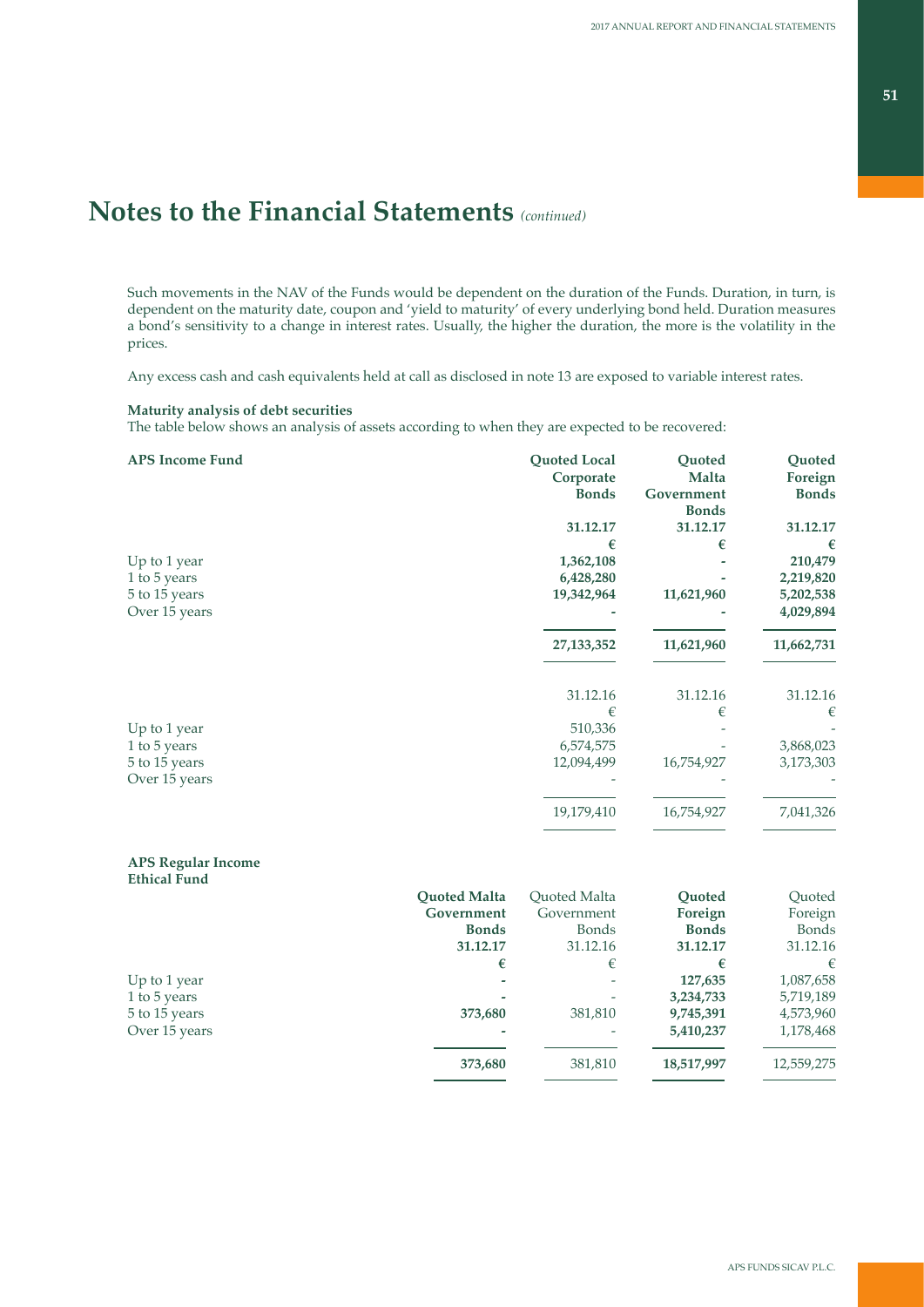# Notes to the Financial Statements *(continued)*

Such movements in the NAV of the Funds would be dependent on the duration of the Funds. Duration, in turn, is dependent on the maturity date, coupon and 'yield to maturity' of every underlying bond held. Duration measures a bond's sensitivity to a change in interest rates. Usually, the higher the duration, the more is the volatility in the prices.

Any excess cash and cash equivalents held at call as disclosed in note 13 are exposed to variable interest rates.

**Maturity analysis of debt securities**

The table below shows an analysis of assets according to when they are expected to be recovered:

| **APS Income Fund** | **Quoted Local Corporate Bonds** | **Quoted Malta Government Bonds** | **Quoted Foreign Bonds** |
|---|---|---|---|
| | **31.12.17** | **31.12.17** | **31.12.17** |
| | **€** | **€** | **€** |
| Up to 1 year | **1,362,108** | **-** | **210,479** |
| 1 to 5 years | **6,428,280** | **-** | **2,219,820** |
| 5 to 15 years | **19,342,964** | **11,621,960** | **5,202,538** |
| Over 15 years | **-** | **-** | **4,029,894** |
| | **27,133,352** | **11,621,960** | **11,662,731** |
| | 31.12.16 | 31.12.16 | 31.12.16 |
| | € | € | € |
| Up to 1 year | 510,336 | - | - |
| 1 to 5 years | 6,574,575 | - | 3,868,023 |
| 5 to 15 years | 12,094,499 | 16,754,927 | 3,173,303 |
| Over 15 years | - | - | - |
| | 19,179,410 | 16,754,927 | 7,041,326 |

| **APS Regular Income Ethical Fund** | **Quoted Malta Government Bonds** | Quoted Malta Government Bonds | **Quoted Foreign Bonds** | Quoted Foreign Bonds |
|---|---|---|---|---|
| | **31.12.17** | 31.12.16 | **31.12.17** | 31.12.16 |
| | **€** | € | **€** | € |
| Up to 1 year | **-** | - | **127,635** | 1,087,658 |
| 1 to 5 years | **-** | - | **3,234,733** | 5,719,189 |
| 5 to 15 years | **373,680** | 381,810 | **9,745,391** | 4,573,960 |
| Over 15 years | **-** | - | **5,410,237** | 1,178,468 |
| | **373,680** | 381,810 | **18,517,997** | 12,559,275 |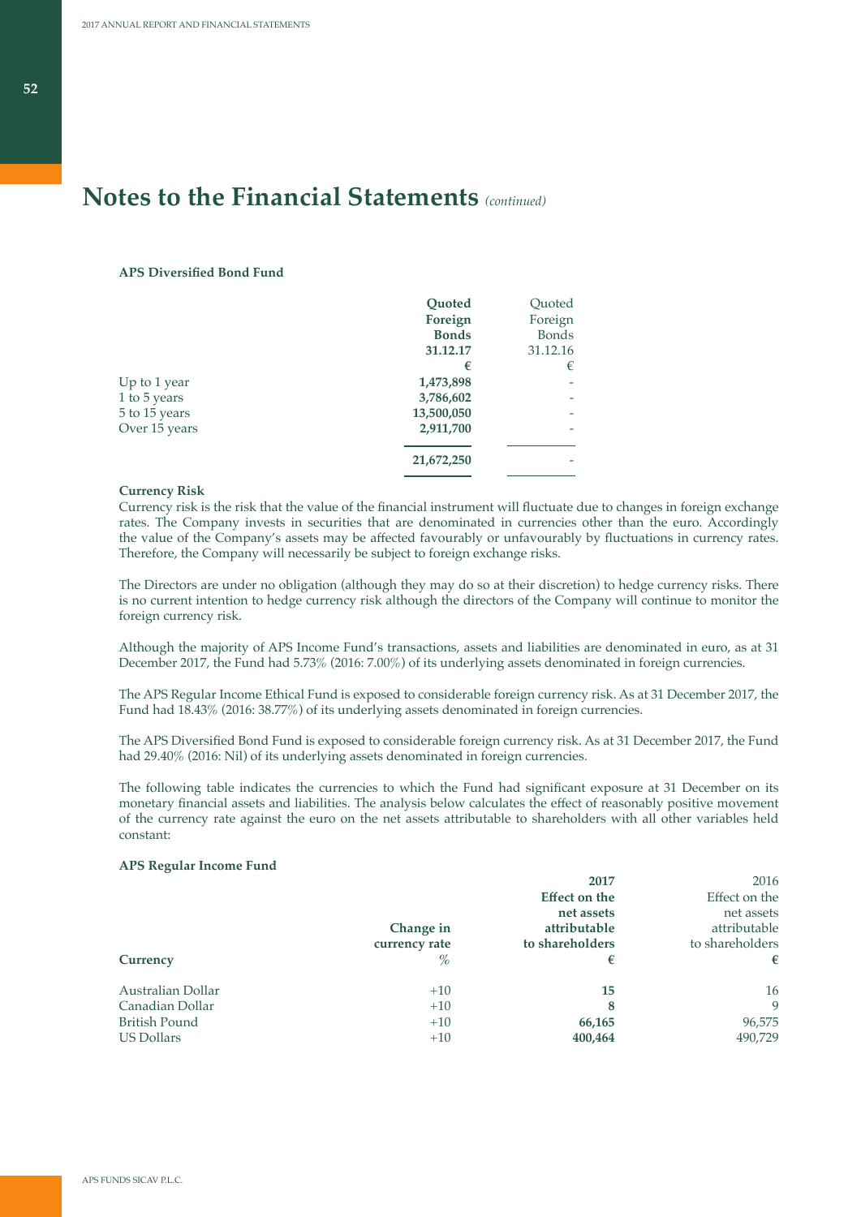# Notes to the Financial Statements *(continued)*

**APS Diversified Bond Fund**

| | **Quoted Foreign Bonds 31.12.17 €** | Quoted Foreign Bonds 31.12.16 € |
|---|---|---|
| Up to 1 year | **1,473,898** | - |
| 1 to 5 years | **3,786,602** | - |
| 5 to 15 years | **13,500,050** | - |
| Over 15 years | **2,911,700** | - |
| | **21,672,250** | - |

**Currency Risk**

Currency risk is the risk that the value of the financial instrument will fluctuate due to changes in foreign exchange rates. The Company invests in securities that are denominated in currencies other than the euro. Accordingly the value of the Company's assets may be affected favourably or unfavourably by fluctuations in currency rates. Therefore, the Company will necessarily be subject to foreign exchange risks.

The Directors are under no obligation (although they may do so at their discretion) to hedge currency risks. There is no current intention to hedge currency risk although the directors of the Company will continue to monitor the foreign currency risk.

Although the majority of APS Income Fund's transactions, assets and liabilities are denominated in euro, as at 31 December 2017, the Fund had 5.73% (2016: 7.00%) of its underlying assets denominated in foreign currencies.

The APS Regular Income Ethical Fund is exposed to considerable foreign currency risk. As at 31 December 2017, the Fund had 18.43% (2016: 38.77%) of its underlying assets denominated in foreign currencies.

The APS Diversified Bond Fund is exposed to considerable foreign currency risk. As at 31 December 2017, the Fund had 29.40% (2016: Nil) of its underlying assets denominated in foreign currencies.

The following table indicates the currencies to which the Fund had significant exposure at 31 December on its monetary financial assets and liabilities. The analysis below calculates the effect of reasonably positive movement of the currency rate against the euro on the net assets attributable to shareholders with all other variables held constant:

**APS Regular Income Fund**

| **Currency** | **Change in currency rate %** | **2017 Effect on the net assets attributable to shareholders €** | 2016 Effect on the net assets attributable to shareholders € |
|---|---|---|---|
| Australian Dollar | +10 | **15** | 16 |
| Canadian Dollar | +10 | **8** | 9 |
| British Pound | +10 | **66,165** | 96,575 |
| US Dollars | +10 | **400,464** | 490,729 |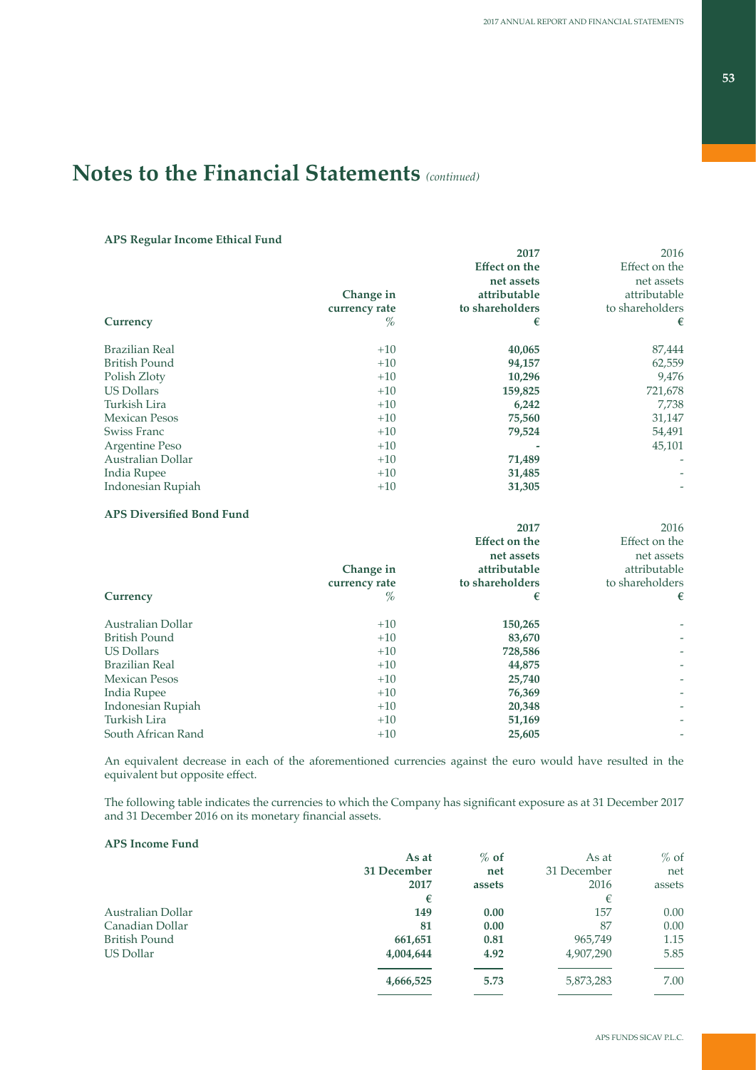# Notes to the Financial Statements *(continued)*

**APS Regular Income Ethical Fund**

| Currency | Change in currency rate % | 2017 Effect on the net assets attributable to shareholders € | 2016 Effect on the net assets attributable to shareholders € |
|---|---|---|---|
| Brazilian Real | +10 | **40,065** | 87,444 |
| British Pound | +10 | **94,157** | 62,559 |
| Polish Zloty | +10 | **10,296** | 9,476 |
| US Dollars | +10 | **159,825** | 721,678 |
| Turkish Lira | +10 | **6,242** | 7,738 |
| Mexican Pesos | +10 | **75,560** | 31,147 |
| Swiss Franc | +10 | **79,524** | 54,491 |
| Argentine Peso | +10 | **-** | 45,101 |
| Australian Dollar | +10 | **71,489** | - |
| India Rupee | +10 | **31,485** | - |
| Indonesian Rupiah | +10 | **31,305** | - |

**APS Diversified Bond Fund**

| Currency | Change in currency rate % | 2017 Effect on the net assets attributable to shareholders € | 2016 Effect on the net assets attributable to shareholders € |
|---|---|---|---|
| Australian Dollar | +10 | **150,265** | - |
| British Pound | +10 | **83,670** | - |
| US Dollars | +10 | **728,586** | - |
| Brazilian Real | +10 | **44,875** | - |
| Mexican Pesos | +10 | **25,740** | - |
| India Rupee | +10 | **76,369** | - |
| Indonesian Rupiah | +10 | **20,348** | - |
| Turkish Lira | +10 | **51,169** | - |
| South African Rand | +10 | **25,605** | - |

An equivalent decrease in each of the aforementioned currencies against the euro would have resulted in the equivalent but opposite effect.

The following table indicates the currencies to which the Company has significant exposure as at 31 December 2017 and 31 December 2016 on its monetary financial assets.

**APS Income Fund**

| | As at 31 December 2017 € | % of net assets | As at 31 December 2016 € | % of net assets |
|---|---|---|---|---|
| Australian Dollar | **149** | **0.00** | 157 | 0.00 |
| Canadian Dollar | **81** | **0.00** | 87 | 0.00 |
| British Pound | **661,651** | **0.81** | 965,749 | 1.15 |
| US Dollar | **4,004,644** | **4.92** | 4,907,290 | 5.85 |
| | **4,666,525** | **5.73** | 5,873,283 | 7.00 |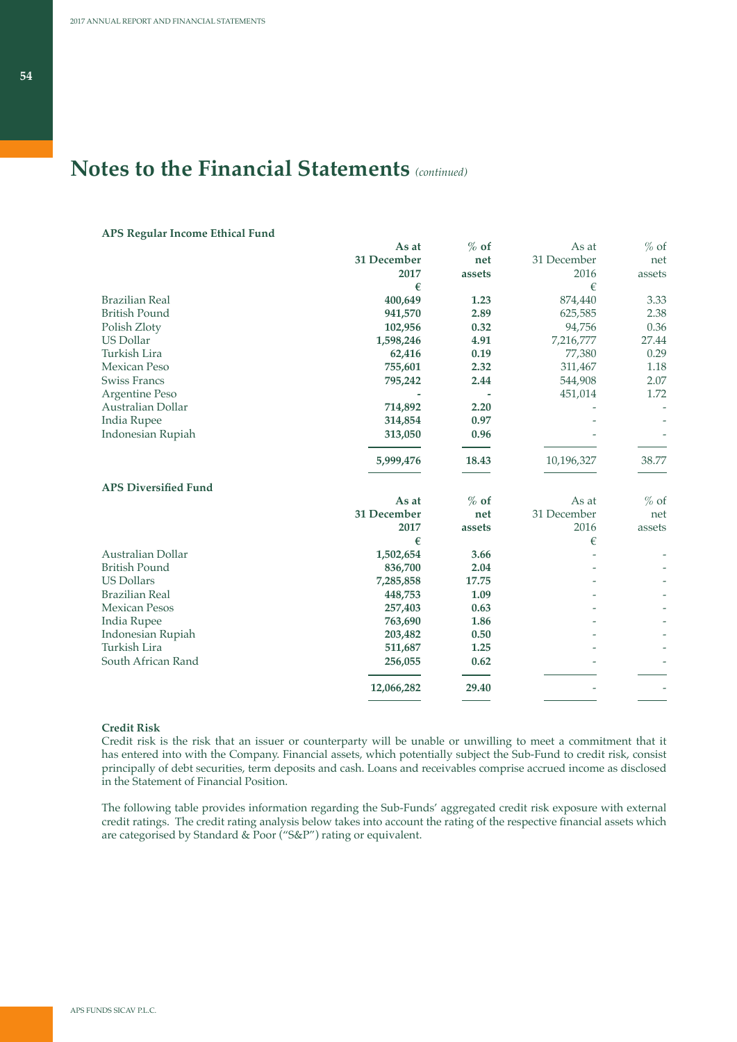# Notes to the Financial Statements *(continued)*

**APS Regular Income Ethical Fund**

| | **As at 31 December 2017 €** | **% of net assets** | As at 31 December 2016 € | % of net assets |
|---|---|---|---|---|
| Brazilian Real | **400,649** | **1.23** | 874,440 | 3.33 |
| British Pound | **941,570** | **2.89** | 625,585 | 2.38 |
| Polish Zloty | **102,956** | **0.32** | 94,756 | 0.36 |
| US Dollar | **1,598,246** | **4.91** | 7,216,777 | 27.44 |
| Turkish Lira | **62,416** | **0.19** | 77,380 | 0.29 |
| Mexican Peso | **755,601** | **2.32** | 311,467 | 1.18 |
| Swiss Francs | **795,242** | **2.44** | 544,908 | 2.07 |
| Argentine Peso | **-** | **-** | 451,014 | 1.72 |
| Australian Dollar | **714,892** | **2.20** | - | - |
| India Rupee | **314,854** | **0.97** | - | - |
| Indonesian Rupiah | **313,050** | **0.96** | - | - |
| | **5,999,476** | **18.43** | 10,196,327 | 38.77 |

**APS Diversified Fund**

| | **As at 31 December 2017 €** | **% of net assets** | As at 31 December 2016 € | % of net assets |
|---|---|---|---|---|
| Australian Dollar | **1,502,654** | **3.66** | - | - |
| British Pound | **836,700** | **2.04** | - | - |
| US Dollars | **7,285,858** | **17.75** | - | - |
| Brazilian Real | **448,753** | **1.09** | - | - |
| Mexican Pesos | **257,403** | **0.63** | - | - |
| India Rupee | **763,690** | **1.86** | - | - |
| Indonesian Rupiah | **203,482** | **0.50** | - | - |
| Turkish Lira | **511,687** | **1.25** | - | - |
| South African Rand | **256,055** | **0.62** | - | - |
| | **12,066,282** | **29.40** | - | - |

**Credit Risk**

Credit risk is the risk that an issuer or counterparty will be unable or unwilling to meet a commitment that it has entered into with the Company. Financial assets, which potentially subject the Sub-Fund to credit risk, consist principally of debt securities, term deposits and cash. Loans and receivables comprise accrued income as disclosed in the Statement of Financial Position.

The following table provides information regarding the Sub-Funds' aggregated credit risk exposure with external credit ratings. The credit rating analysis below takes into account the rating of the respective financial assets which are categorised by Standard & Poor ("S&P") rating or equivalent.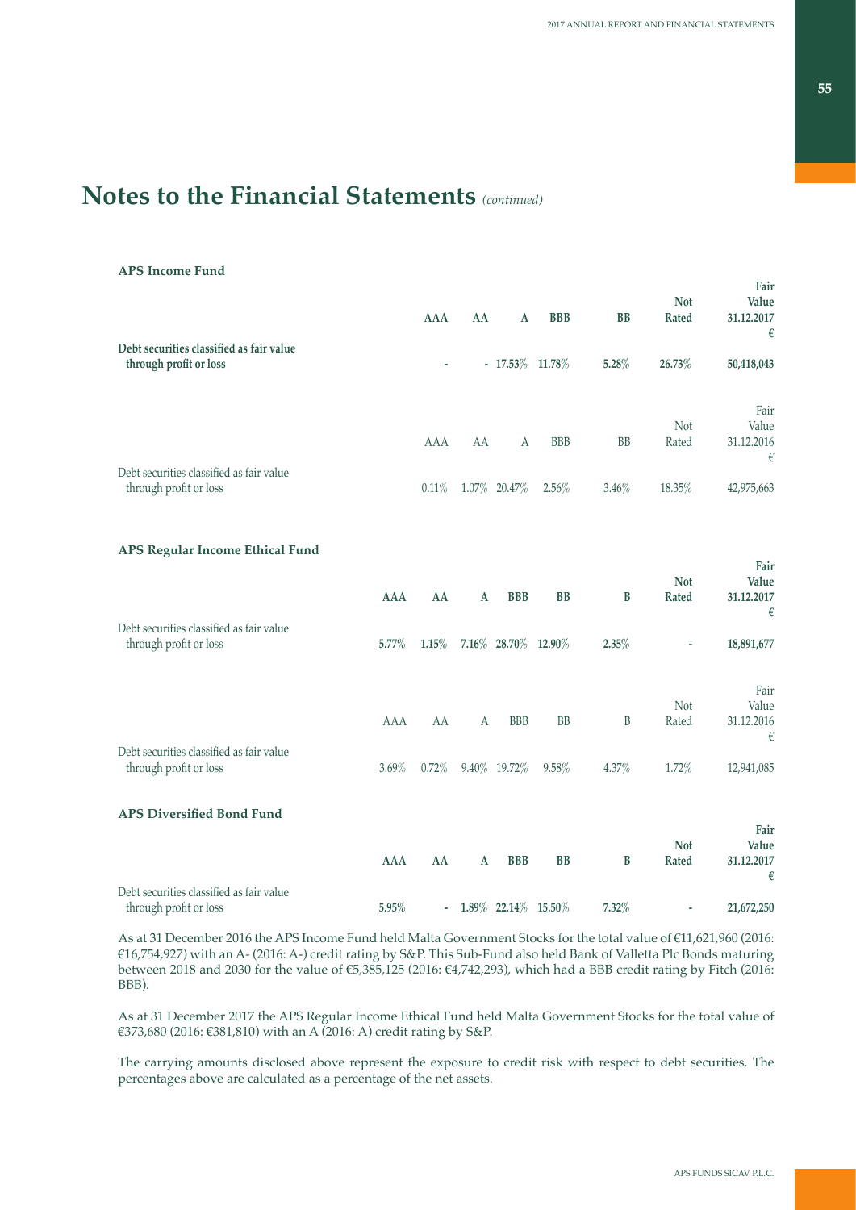# Notes to the Financial Statements *(continued)*

**APS Income Fund**

| | AAA | AA | A | BBB | BB | Not Rated | Fair Value 31.12.2017 € |
|---|---|---|---|---|---|---|---|
| **Debt securities classified as fair value through profit or loss** | **-** | **-** | **17.53%** | **11.78%** | **5.28%** | **26.73%** | **50,418,043** |

| | AAA | AA | A | BBB | BB | Not Rated | Fair Value 31.12.2016 € |
|---|---|---|---|---|---|---|---|
| Debt securities classified as fair value through profit or loss | 0.11% | 1.07% | 20.47% | 2.56% | 3.46% | 18.35% | 42,975,663 |

**APS Regular Income Ethical Fund**

| | AAA | AA | A | BBB | BB | B | Not Rated | Fair Value 31.12.2017 € |
|---|---|---|---|---|---|---|---|---|
| Debt securities classified as fair value through profit or loss | **5.77%** | **1.15%** | **7.16%** | **28.70%** | **12.90%** | **2.35%** | **-** | **18,891,677** |

| | AAA | AA | A | BBB | BB | B | Not Rated | Fair Value 31.12.2016 € |
|---|---|---|---|---|---|---|---|---|
| Debt securities classified as fair value through profit or loss | 3.69% | 0.72% | 9.40% | 19.72% | 9.58% | 4.37% | 1.72% | 12,941,085 |

**APS Diversified Bond Fund**

| | AAA | AA | A | BBB | BB | B | Not Rated | Fair Value 31.12.2017 € |
|---|---|---|---|---|---|---|---|---|
| Debt securities classified as fair value through profit or loss | **5.95%** | **-** | **1.89%** | **22.14%** | **15.50%** | **7.32%** | **-** | **21,672,250** |

As at 31 December 2016 the APS Income Fund held Malta Government Stocks for the total value of €11,621,960 (2016: €16,754,927) with an A- (2016: A-) credit rating by S&P. This Sub-Fund also held Bank of Valletta Plc Bonds maturing between 2018 and 2030 for the value of €5,385,125 (2016: €4,742,293), which had a BBB credit rating by Fitch (2016: BBB).

As at 31 December 2017 the APS Regular Income Ethical Fund held Malta Government Stocks for the total value of €373,680 (2016: €381,810) with an A (2016: A) credit rating by S&P.

The carrying amounts disclosed above represent the exposure to credit risk with respect to debt securities. The percentages above are calculated as a percentage of the net assets.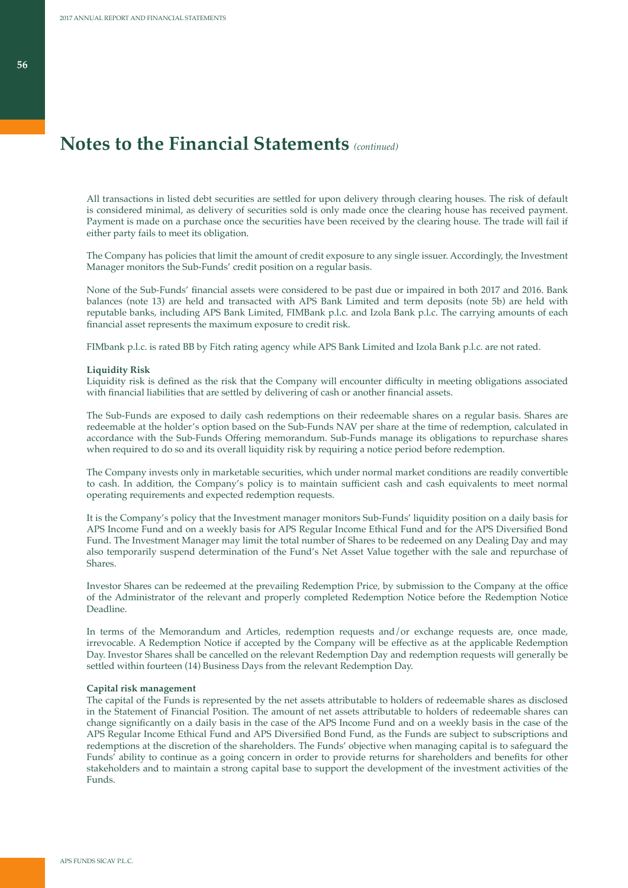# Notes to the Financial Statements *(continued)*

All transactions in listed debt securities are settled for upon delivery through clearing houses. The risk of default is considered minimal, as delivery of securities sold is only made once the clearing house has received payment. Payment is made on a purchase once the securities have been received by the clearing house. The trade will fail if either party fails to meet its obligation.

The Company has policies that limit the amount of credit exposure to any single issuer. Accordingly, the Investment Manager monitors the Sub-Funds' credit position on a regular basis.

None of the Sub-Funds' financial assets were considered to be past due or impaired in both 2017 and 2016. Bank balances (note 13) are held and transacted with APS Bank Limited and term deposits (note 5b) are held with reputable banks, including APS Bank Limited, FIMBank p.l.c. and Izola Bank p.l.c. The carrying amounts of each financial asset represents the maximum exposure to credit risk.

FIMbank p.l.c. is rated BB by Fitch rating agency while APS Bank Limited and Izola Bank p.l.c. are not rated.

**Liquidity Risk**
Liquidity risk is defined as the risk that the Company will encounter difficulty in meeting obligations associated with financial liabilities that are settled by delivering of cash or another financial assets.

The Sub-Funds are exposed to daily cash redemptions on their redeemable shares on a regular basis. Shares are redeemable at the holder's option based on the Sub-Funds NAV per share at the time of redemption, calculated in accordance with the Sub-Funds Offering memorandum. Sub-Funds manage its obligations to repurchase shares when required to do so and its overall liquidity risk by requiring a notice period before redemption.

The Company invests only in marketable securities, which under normal market conditions are readily convertible to cash. In addition, the Company's policy is to maintain sufficient cash and cash equivalents to meet normal operating requirements and expected redemption requests.

It is the Company's policy that the Investment manager monitors Sub-Funds' liquidity position on a daily basis for APS Income Fund and on a weekly basis for APS Regular Income Ethical Fund and for the APS Diversified Bond Fund. The Investment Manager may limit the total number of Shares to be redeemed on any Dealing Day and may also temporarily suspend determination of the Fund's Net Asset Value together with the sale and repurchase of Shares.

Investor Shares can be redeemed at the prevailing Redemption Price, by submission to the Company at the office of the Administrator of the relevant and properly completed Redemption Notice before the Redemption Notice Deadline.

In terms of the Memorandum and Articles, redemption requests and/or exchange requests are, once made, irrevocable. A Redemption Notice if accepted by the Company will be effective as at the applicable Redemption Day. Investor Shares shall be cancelled on the relevant Redemption Day and redemption requests will generally be settled within fourteen (14) Business Days from the relevant Redemption Day.

**Capital risk management**
The capital of the Funds is represented by the net assets attributable to holders of redeemable shares as disclosed in the Statement of Financial Position. The amount of net assets attributable to holders of redeemable shares can change significantly on a daily basis in the case of the APS Income Fund and on a weekly basis in the case of the APS Regular Income Ethical Fund and APS Diversified Bond Fund, as the Funds are subject to subscriptions and redemptions at the discretion of the shareholders. The Funds' objective when managing capital is to safeguard the Funds' ability to continue as a going concern in order to provide returns for shareholders and benefits for other stakeholders and to maintain a strong capital base to support the development of the investment activities of the Funds.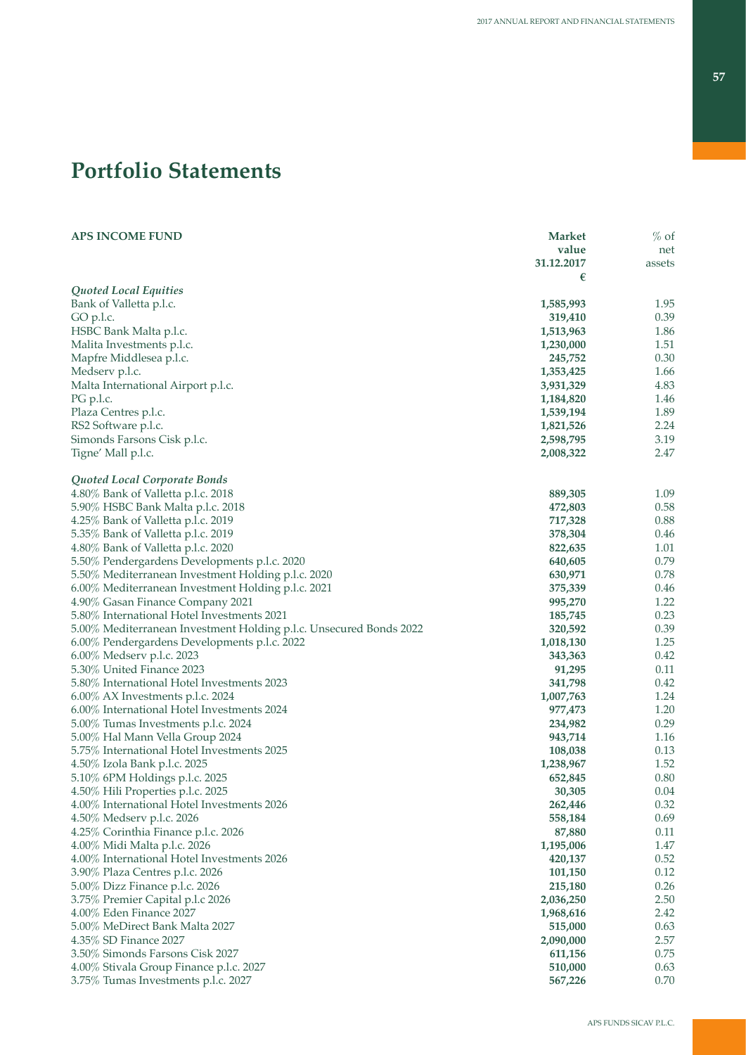# Portfolio Statements

| APS INCOME FUND | Market value 31.12.2017 € | % of net assets |
|---|---|---|
| ***Quoted Local Equities*** | | |
| Bank of Valletta p.l.c. | **1,585,993** | 1.95 |
| GO p.l.c. | **319,410** | 0.39 |
| HSBC Bank Malta p.l.c. | **1,513,963** | 1.86 |
| Malita Investments p.l.c. | **1,230,000** | 1.51 |
| Mapfre Middlesea p.l.c. | **245,752** | 0.30 |
| Medserv p.l.c. | **1,353,425** | 1.66 |
| Malta International Airport p.l.c. | **3,931,329** | 4.83 |
| PG p.l.c. | **1,184,820** | 1.46 |
| Plaza Centres p.l.c. | **1,539,194** | 1.89 |
| RS2 Software p.l.c. | **1,821,526** | 2.24 |
| Simonds Farsons Cisk p.l.c. | **2,598,795** | 3.19 |
| Tigne' Mall p.l.c. | **2,008,322** | 2.47 |
| ***Quoted Local Corporate Bonds*** | | |
| 4.80% Bank of Valletta p.l.c. 2018 | **889,305** | 1.09 |
| 5.90% HSBC Bank Malta p.l.c. 2018 | **472,803** | 0.58 |
| 4.25% Bank of Valletta p.l.c. 2019 | **717,328** | 0.88 |
| 5.35% Bank of Valletta p.l.c. 2019 | **378,304** | 0.46 |
| 4.80% Bank of Valletta p.l.c. 2020 | **822,635** | 1.01 |
| 5.50% Pendergardens Developments p.l.c. 2020 | **640,605** | 0.79 |
| 5.50% Mediterranean Investment Holding p.l.c. 2020 | **630,971** | 0.78 |
| 6.00% Mediterranean Investment Holding p.l.c. 2021 | **375,339** | 0.46 |
| 4.90% Gasan Finance Company 2021 | **995,270** | 1.22 |
| 5.80% International Hotel Investments 2021 | **185,745** | 0.23 |
| 5.00% Mediterranean Investment Holding p.l.c. Unsecured Bonds 2022 | **320,592** | 0.39 |
| 6.00% Pendergardens Developments p.l.c. 2022 | **1,018,130** | 1.25 |
| 6.00% Medserv p.l.c. 2023 | **343,363** | 0.42 |
| 5.30% United Finance 2023 | **91,295** | 0.11 |
| 5.80% International Hotel Investments 2023 | **341,798** | 0.42 |
| 6.00% AX Investments p.l.c. 2024 | **1,007,763** | 1.24 |
| 6.00% International Hotel Investments 2024 | **977,473** | 1.20 |
| 5.00% Tumas Investments p.l.c. 2024 | **234,982** | 0.29 |
| 5.00% Hal Mann Vella Group 2024 | **943,714** | 1.16 |
| 5.75% International Hotel Investments 2025 | **108,038** | 0.13 |
| 4.50% Izola Bank p.l.c. 2025 | **1,238,967** | 1.52 |
| 5.10% 6PM Holdings p.l.c. 2025 | **652,845** | 0.80 |
| 4.50% Hili Properties p.l.c. 2025 | **30,305** | 0.04 |
| 4.00% International Hotel Investments 2026 | **262,446** | 0.32 |
| 4.50% Medserv p.l.c. 2026 | **558,184** | 0.69 |
| 4.25% Corinthia Finance p.l.c. 2026 | **87,880** | 0.11 |
| 4.00% Midi Malta p.l.c. 2026 | **1,195,006** | 1.47 |
| 4.00% International Hotel Investments 2026 | **420,137** | 0.52 |
| 3.90% Plaza Centres p.l.c. 2026 | **101,150** | 0.12 |
| 5.00% Dizz Finance p.l.c. 2026 | **215,180** | 0.26 |
| 3.75% Premier Capital p.l.c 2026 | **2,036,250** | 2.50 |
| 4.00% Eden Finance 2027 | **1,968,616** | 2.42 |
| 5.00% MeDirect Bank Malta 2027 | **515,000** | 0.63 |
| 4.35% SD Finance 2027 | **2,090,000** | 2.57 |
| 3.50% Simonds Farsons Cisk 2027 | **611,156** | 0.75 |
| 4.00% Stivala Group Finance p.l.c. 2027 | **510,000** | 0.63 |
| 3.75% Tumas Investments p.l.c. 2027 | **567,226** | 0.70 |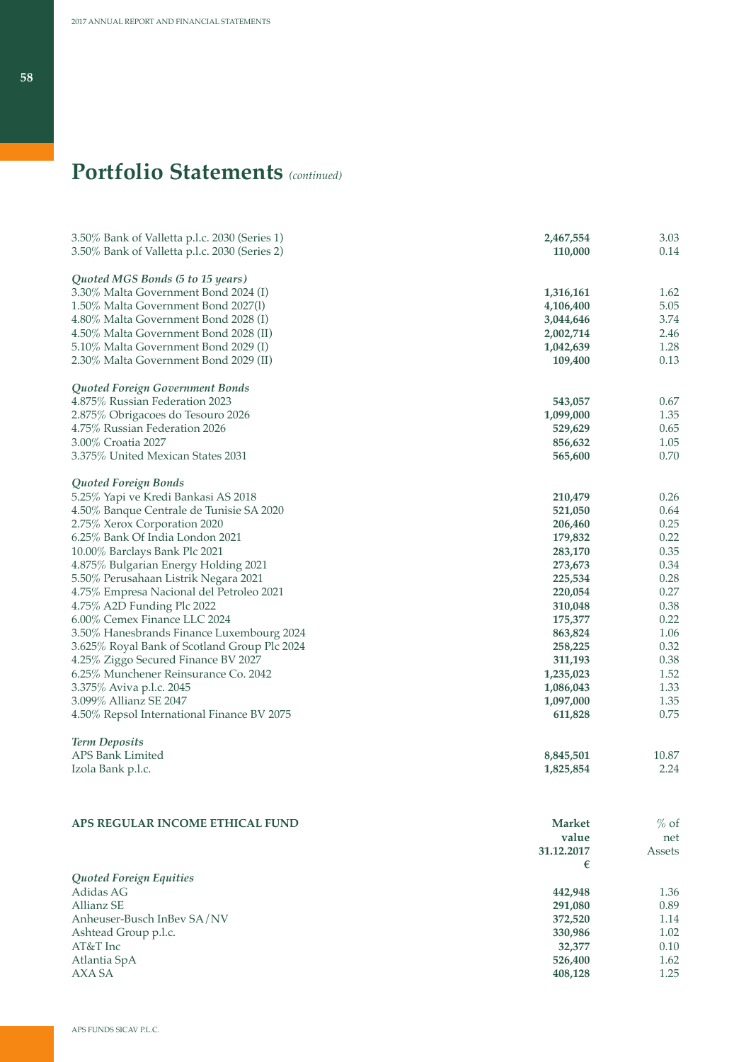# Portfolio Statements *(continued)*

| | | |
|---|---|---|
| 3.50% Bank of Valletta p.l.c. 2030 (Series 1) | **2,467,554** | 3.03 |
| 3.50% Bank of Valletta p.l.c. 2030 (Series 2) | **110,000** | 0.14 |
| | | |
| ***Quoted MGS Bonds (5 to 15 years)*** | | |
| 3.30% Malta Government Bond 2024 (I) | **1,316,161** | 1.62 |
| 1.50% Malta Government Bond 2027(I) | **4,106,400** | 5.05 |
| 4.80% Malta Government Bond 2028 (I) | **3,044,646** | 3.74 |
| 4.50% Malta Government Bond 2028 (II) | **2,002,714** | 2.46 |
| 5.10% Malta Government Bond 2029 (I) | **1,042,639** | 1.28 |
| 2.30% Malta Government Bond 2029 (II) | **109,400** | 0.13 |
| | | |
| ***Quoted Foreign Government Bonds*** | | |
| 4.875% Russian Federation 2023 | **543,057** | 0.67 |
| 2.875% Obrigacoes do Tesouro 2026 | **1,099,000** | 1.35 |
| 4.75% Russian Federation 2026 | **529,629** | 0.65 |
| 3.00% Croatia 2027 | **856,632** | 1.05 |
| 3.375% United Mexican States 2031 | **565,600** | 0.70 |
| | | |
| ***Quoted Foreign Bonds*** | | |
| 5.25% Yapi ve Kredi Bankasi AS 2018 | **210,479** | 0.26 |
| 4.50% Banque Centrale de Tunisie SA 2020 | **521,050** | 0.64 |
| 2.75% Xerox Corporation 2020 | **206,460** | 0.25 |
| 6.25% Bank Of India London 2021 | **179,832** | 0.22 |
| 10.00% Barclays Bank Plc 2021 | **283,170** | 0.35 |
| 4.875% Bulgarian Energy Holding 2021 | **273,673** | 0.34 |
| 5.50% Perusahaan Listrik Negara 2021 | **225,534** | 0.28 |
| 4.75% Empresa Nacional del Petroleo 2021 | **220,054** | 0.27 |
| 4.75% A2D Funding Plc 2022 | **310,048** | 0.38 |
| 6.00% Cemex Finance LLC 2024 | **175,377** | 0.22 |
| 3.50% Hanesbrands Finance Luxembourg 2024 | **863,824** | 1.06 |
| 3.625% Royal Bank of Scotland Group Plc 2024 | **258,225** | 0.32 |
| 4.25% Ziggo Secured Finance BV 2027 | **311,193** | 0.38 |
| 6.25% Munchener Reinsurance Co. 2042 | **1,235,023** | 1.52 |
| 3.375% Aviva p.l.c. 2045 | **1,086,043** | 1.33 |
| 3.099% Allianz SE 2047 | **1,097,000** | 1.35 |
| 4.50% Repsol International Finance BV 2075 | **611,828** | 0.75 |
| | | |
| ***Term Deposits*** | | |
| APS Bank Limited | **8,845,501** | 10.87 |
| Izola Bank p.l.c. | **1,825,854** | 2.24 |

| **APS REGULAR INCOME ETHICAL FUND** | **Market value 31.12.2017 €** | % of net Assets |
|---|---|---|
| ***Quoted Foreign Equities*** | | |
| Adidas AG | **442,948** | 1.36 |
| Allianz SE | **291,080** | 0.89 |
| Anheuser-Busch InBev SA/NV | **372,520** | 1.14 |
| Ashtead Group p.l.c. | **330,986** | 1.02 |
| AT&T Inc | **32,377** | 0.10 |
| Atlantia SpA | **526,400** | 1.62 |
| AXA SA | **408,128** | 1.25 |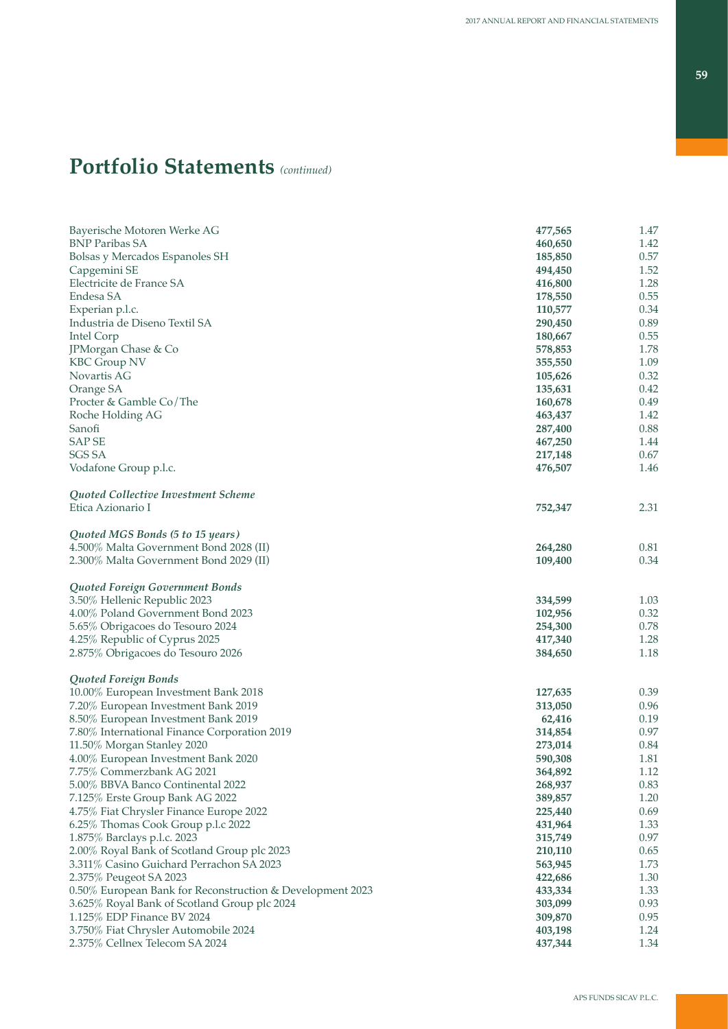# Portfolio Statements *(continued)*

| | | |
|---|---|---|
| Bayerische Motoren Werke AG | **477,565** | 1.47 |
| BNP Paribas SA | **460,650** | 1.42 |
| Bolsas y Mercados Espanoles SH | **185,850** | 0.57 |
| Capgemini SE | **494,450** | 1.52 |
| Electricite de France SA | **416,800** | 1.28 |
| Endesa SA | **178,550** | 0.55 |
| Experian p.l.c. | **110,577** | 0.34 |
| Industria de Diseno Textil SA | **290,450** | 0.89 |
| Intel Corp | **180,667** | 0.55 |
| JPMorgan Chase & Co | **578,853** | 1.78 |
| KBC Group NV | **355,550** | 1.09 |
| Novartis AG | **105,626** | 0.32 |
| Orange SA | **135,631** | 0.42 |
| Procter & Gamble Co/The | **160,678** | 0.49 |
| Roche Holding AG | **463,437** | 1.42 |
| Sanofi | **287,400** | 0.88 |
| SAP SE | **467,250** | 1.44 |
| SGS SA | **217,148** | 0.67 |
| Vodafone Group p.l.c. | **476,507** | 1.46 |
| | | |
| ***Quoted Collective Investment Scheme*** | | |
| Etica Azionario I | **752,347** | 2.31 |
| | | |
| ***Quoted MGS Bonds (5 to 15 years)*** | | |
| 4.500% Malta Government Bond 2028 (II) | **264,280** | 0.81 |
| 2.300% Malta Government Bond 2029 (II) | **109,400** | 0.34 |
| | | |
| ***Quoted Foreign Government Bonds*** | | |
| 3.50% Hellenic Republic 2023 | **334,599** | 1.03 |
| 4.00% Poland Government Bond 2023 | **102,956** | 0.32 |
| 5.65% Obrigacoes do Tesouro 2024 | **254,300** | 0.78 |
| 4.25% Republic of Cyprus 2025 | **417,340** | 1.28 |
| 2.875% Obrigacoes do Tesouro 2026 | **384,650** | 1.18 |
| | | |
| ***Quoted Foreign Bonds*** | | |
| 10.00% European Investment Bank 2018 | **127,635** | 0.39 |
| 7.20% European Investment Bank 2019 | **313,050** | 0.96 |
| 8.50% European Investment Bank 2019 | **62,416** | 0.19 |
| 7.80% International Finance Corporation 2019 | **314,854** | 0.97 |
| 11.50% Morgan Stanley 2020 | **273,014** | 0.84 |
| 4.00% European Investment Bank 2020 | **590,308** | 1.81 |
| 7.75% Commerzbank AG 2021 | **364,892** | 1.12 |
| 5.00% BBVA Banco Continental 2022 | **268,937** | 0.83 |
| 7.125% Erste Group Bank AG 2022 | **389,857** | 1.20 |
| 4.75% Fiat Chrysler Finance Europe 2022 | **225,440** | 0.69 |
| 6.25% Thomas Cook Group p.l.c 2022 | **431,964** | 1.33 |
| 1.875% Barclays p.l.c. 2023 | **315,749** | 0.97 |
| 2.00% Royal Bank of Scotland Group plc 2023 | **210,110** | 0.65 |
| 3.311% Casino Guichard Perrachon SA 2023 | **563,945** | 1.73 |
| 2.375% Peugeot SA 2023 | **422,686** | 1.30 |
| 0.50% European Bank for Reconstruction & Development 2023 | **433,334** | 1.33 |
| 3.625% Royal Bank of Scotland Group plc 2024 | **303,099** | 0.93 |
| 1.125% EDP Finance BV 2024 | **309,870** | 0.95 |
| 3.750% Fiat Chrysler Automobile 2024 | **403,198** | 1.24 |
| 2.375% Cellnex Telecom SA 2024 | **437,344** | 1.34 |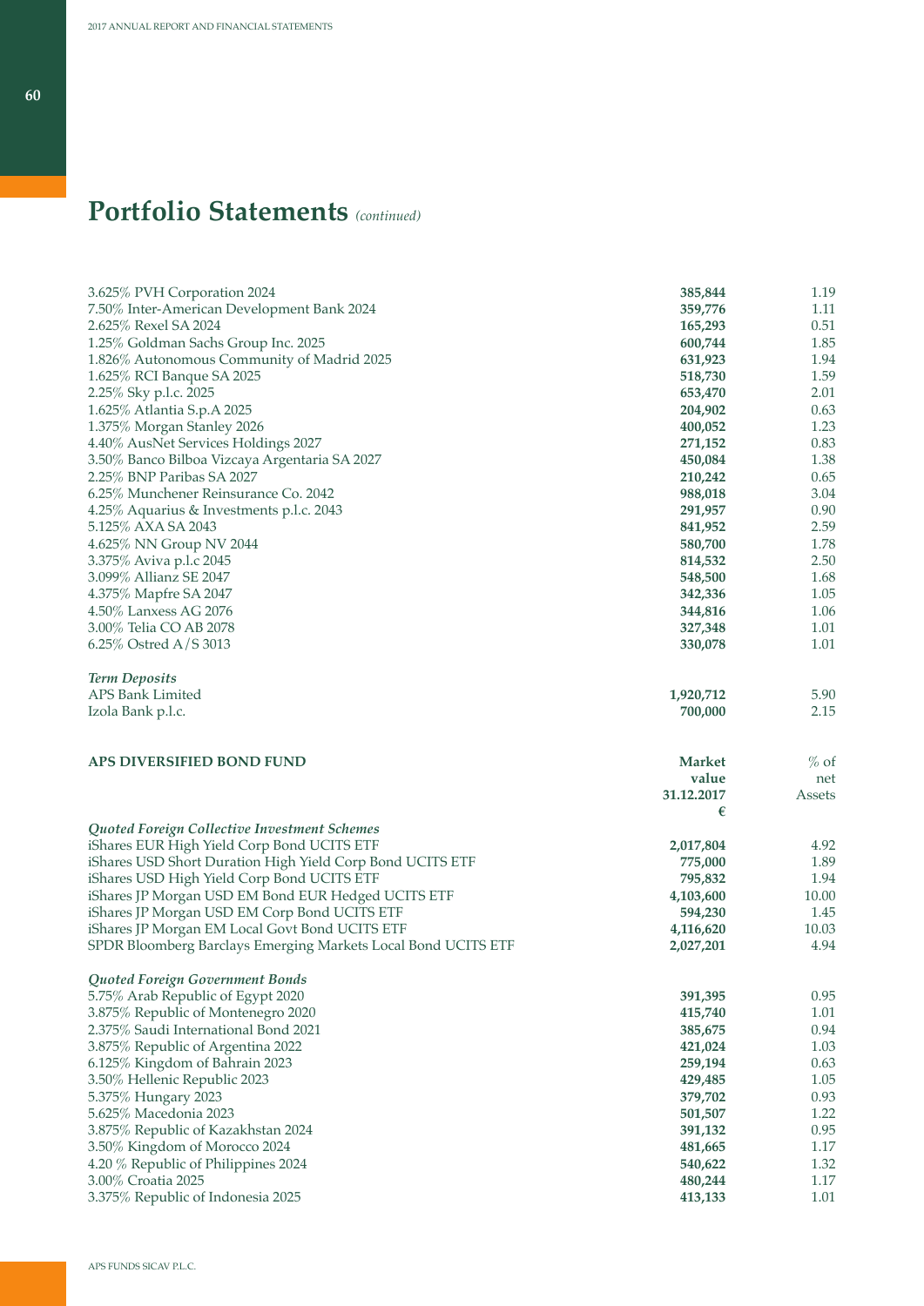# Portfolio Statements *(continued)*

| | | |
|---|---|---|
| 3.625% PVH Corporation 2024 | **385,844** | 1.19 |
| 7.50% Inter-American Development Bank 2024 | **359,776** | 1.11 |
| 2.625% Rexel SA 2024 | **165,293** | 0.51 |
| 1.25% Goldman Sachs Group Inc. 2025 | **600,744** | 1.85 |
| 1.826% Autonomous Community of Madrid 2025 | **631,923** | 1.94 |
| 1.625% RCI Banque SA 2025 | **518,730** | 1.59 |
| 2.25% Sky p.l.c. 2025 | **653,470** | 2.01 |
| 1.625% Atlantia S.p.A 2025 | **204,902** | 0.63 |
| 1.375% Morgan Stanley 2026 | **400,052** | 1.23 |
| 4.40% AusNet Services Holdings 2027 | **271,152** | 0.83 |
| 3.50% Banco Bilboa Vizcaya Argentaria SA 2027 | **450,084** | 1.38 |
| 2.25% BNP Paribas SA 2027 | **210,242** | 0.65 |
| 6.25% Munchener Reinsurance Co. 2042 | **988,018** | 3.04 |
| 4.25% Aquarius & Investments p.l.c. 2043 | **291,957** | 0.90 |
| 5.125% AXA SA 2043 | **841,952** | 2.59 |
| 4.625% NN Group NV 2044 | **580,700** | 1.78 |
| 3.375% Aviva p.l.c 2045 | **814,532** | 2.50 |
| 3.099% Allianz SE 2047 | **548,500** | 1.68 |
| 4.375% Mapfre SA 2047 | **342,336** | 1.05 |
| 4.50% Lanxess AG 2076 | **344,816** | 1.06 |
| 3.00% Telia CO AB 2078 | **327,348** | 1.01 |
| 6.25% Ostred A/S 3013 | **330,078** | 1.01 |
| | | |
| ***Term Deposits*** | | |
| APS Bank Limited | **1,920,712** | 5.90 |
| Izola Bank p.l.c. | **700,000** | 2.15 |

| **APS DIVERSIFIED BOND FUND** | **Market value 31.12.2017 €** | % of net Assets |
|---|---|---|
| ***Quoted Foreign Collective Investment Schemes*** | | |
| iShares EUR High Yield Corp Bond UCITS ETF | **2,017,804** | 4.92 |
| iShares USD Short Duration High Yield Corp Bond UCITS ETF | **775,000** | 1.89 |
| iShares USD High Yield Corp Bond UCITS ETF | **795,832** | 1.94 |
| iShares JP Morgan USD EM Bond EUR Hedged UCITS ETF | **4,103,600** | 10.00 |
| iShares JP Morgan USD EM Corp Bond UCITS ETF | **594,230** | 1.45 |
| iShares JP Morgan EM Local Govt Bond UCITS ETF | **4,116,620** | 10.03 |
| SPDR Bloomberg Barclays Emerging Markets Local Bond UCITS ETF | **2,027,201** | 4.94 |
| | | |
| ***Quoted Foreign Government Bonds*** | | |
| 5.75% Arab Republic of Egypt 2020 | **391,395** | 0.95 |
| 3.875% Republic of Montenegro 2020 | **415,740** | 1.01 |
| 2.375% Saudi International Bond 2021 | **385,675** | 0.94 |
| 3.875% Republic of Argentina 2022 | **421,024** | 1.03 |
| 6.125% Kingdom of Bahrain 2023 | **259,194** | 0.63 |
| 3.50% Hellenic Republic 2023 | **429,485** | 1.05 |
| 5.375% Hungary 2023 | **379,702** | 0.93 |
| 5.625% Macedonia 2023 | **501,507** | 1.22 |
| 3.875% Republic of Kazakhstan 2024 | **391,132** | 0.95 |
| 3.50% Kingdom of Morocco 2024 | **481,665** | 1.17 |
| 4.20 % Republic of Philippines 2024 | **540,622** | 1.32 |
| 3.00% Croatia 2025 | **480,244** | 1.17 |
| 3.375% Republic of Indonesia 2025 | **413,133** | 1.01 |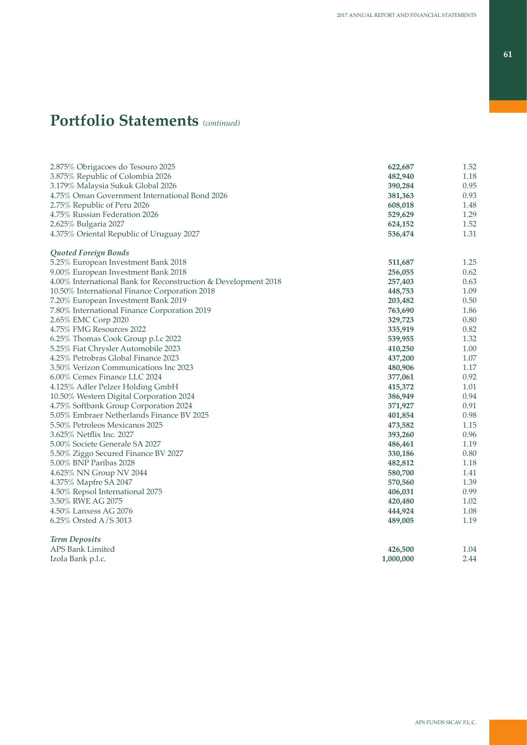# Portfolio Statements *(continued)*

| | | |
|---|---|---|
| 2.875% Obrigacoes do Tesouro 2025 | **622,687** | 1.52 |
| 3.875% Republic of Colombia 2026 | **482,940** | 1.18 |
| 3.179% Malaysia Sukuk Global 2026 | **390,284** | 0.95 |
| 4.75% Oman Government International Bond 2026 | **381,363** | 0.93 |
| 2.75% Republic of Peru 2026 | **608,018** | 1.48 |
| 4.75% Russian Federation 2026 | **529,629** | 1.29 |
| 2.625% Bulgaria 2027 | **624,152** | 1.52 |
| 4.375% Oriental Republic of Uruguay 2027 | **536,474** | 1.31 |
| ***Quoted Foreign Bonds*** | | |
| 5.25% European Investment Bank 2018 | **511,687** | 1.25 |
| 9.00% European Investment Bank 2018 | **256,055** | 0.62 |
| 4.00% International Bank for Reconstruction & Development 2018 | **257,403** | 0.63 |
| 10.50% International Finance Corporation 2018 | **448,753** | 1.09 |
| 7.20% European Investment Bank 2019 | **203,482** | 0.50 |
| 7.80% International Finance Corporation 2019 | **763,690** | 1.86 |
| 2.65% EMC Corp 2020 | **329,723** | 0.80 |
| 4.75% FMG Resources 2022 | **335,919** | 0.82 |
| 6.25% Thomas Cook Group p.l.c 2022 | **539,955** | 1.32 |
| 5.25% Fiat Chrysler Automobile 2023 | **410,250** | 1.00 |
| 4.25% Petrobras Global Finance 2023 | **437,200** | 1.07 |
| 3.50% Verizon Communications Inc 2023 | **480,906** | 1.17 |
| 6.00% Cemex Finance LLC 2024 | **377,061** | 0.92 |
| 4.125% Adler Pelzer Holding GmbH | **415,372** | 1.01 |
| 10.50% Western Digital Corporation 2024 | **386,949** | 0.94 |
| 4.75% Softbank Group Corporation 2024 | **371,927** | 0.91 |
| 5.05% Embraer Netherlands Finance BV 2025 | **401,854** | 0.98 |
| 5.50% Petroleos Mexicanos 2025 | **473,582** | 1.15 |
| 3.625% Netflix Inc. 2027 | **393,260** | 0.96 |
| 5.00% Societe Generale SA 2027 | **486,461** | 1.19 |
| 5.50% Ziggo Secured Finance BV 2027 | **330,186** | 0.80 |
| 5.00% BNP Paribas 2028 | **482,812** | 1.18 |
| 4.625% NN Group NV 2044 | **580,700** | 1.41 |
| 4.375% Mapfre SA 2047 | **570,560** | 1.39 |
| 4.50% Repsol International 2075 | **406,031** | 0.99 |
| 3.50% RWE AG 2075 | **420,480** | 1.02 |
| 4.50% Lanxess AG 2076 | **444,924** | 1.08 |
| 6.25% Orsted A/S 3013 | **489,005** | 1.19 |
| ***Term Deposits*** | | |
| APS Bank Limited | **426,500** | 1.04 |
| Izola Bank p.l.c. | **1,000,000** | 2.44 |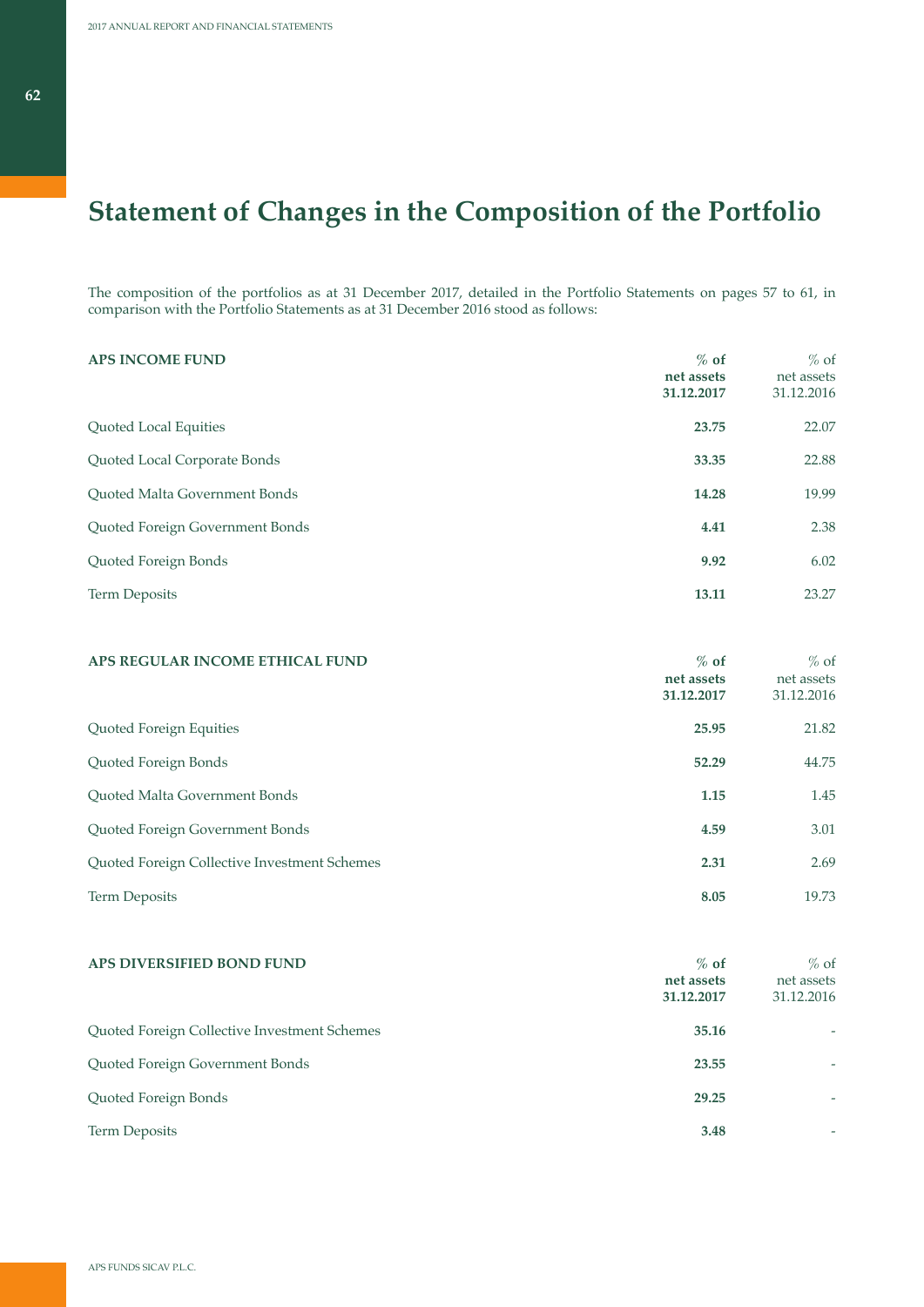# Statement of Changes in the Composition of the Portfolio

The composition of the portfolios as at 31 December 2017, detailed in the Portfolio Statements on pages 57 to 61, in comparison with the Portfolio Statements as at 31 December 2016 stood as follows:

| **APS INCOME FUND** | **% of net assets 31.12.2017** | % of net assets 31.12.2016 |
|---|---|---|
| Quoted Local Equities | **23.75** | 22.07 |
| Quoted Local Corporate Bonds | **33.35** | 22.88 |
| Quoted Malta Government Bonds | **14.28** | 19.99 |
| Quoted Foreign Government Bonds | **4.41** | 2.38 |
| Quoted Foreign Bonds | **9.92** | 6.02 |
| Term Deposits | **13.11** | 23.27 |

| **APS REGULAR INCOME ETHICAL FUND** | **% of net assets 31.12.2017** | % of net assets 31.12.2016 |
|---|---|---|
| Quoted Foreign Equities | **25.95** | 21.82 |
| Quoted Foreign Bonds | **52.29** | 44.75 |
| Quoted Malta Government Bonds | **1.15** | 1.45 |
| Quoted Foreign Government Bonds | **4.59** | 3.01 |
| Quoted Foreign Collective Investment Schemes | **2.31** | 2.69 |
| Term Deposits | **8.05** | 19.73 |

| **APS DIVERSIFIED BOND FUND** | **% of net assets 31.12.2017** | % of net assets 31.12.2016 |
|---|---|---|
| Quoted Foreign Collective Investment Schemes | **35.16** | - |
| Quoted Foreign Government Bonds | **23.55** | - |
| Quoted Foreign Bonds | **29.25** | - |
| Term Deposits | **3.48** | - |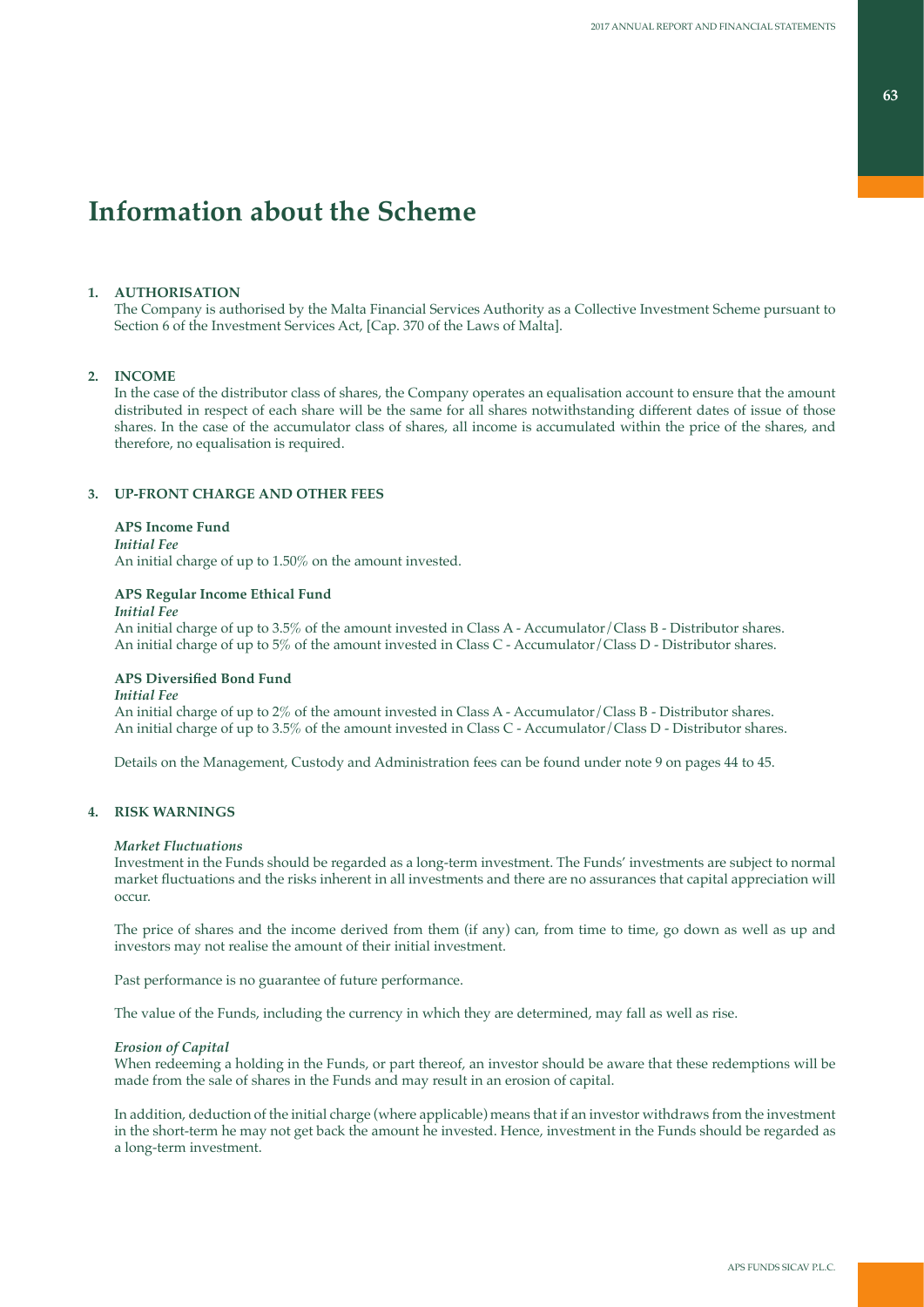# Information about the Scheme

## 1. AUTHORISATION

The Company is authorised by the Malta Financial Services Authority as a Collective Investment Scheme pursuant to Section 6 of the Investment Services Act, [Cap. 370 of the Laws of Malta].

## 2. INCOME

In the case of the distributor class of shares, the Company operates an equalisation account to ensure that the amount distributed in respect of each share will be the same for all shares notwithstanding different dates of issue of those shares. In the case of the accumulator class of shares, all income is accumulated within the price of the shares, and therefore, no equalisation is required.

## 3. UP-FRONT CHARGE AND OTHER FEES

**APS Income Fund**
***Initial Fee***
An initial charge of up to 1.50% on the amount invested.

**APS Regular Income Ethical Fund**
***Initial Fee***
An initial charge of up to 3.5% of the amount invested in Class A - Accumulator/Class B - Distributor shares.
An initial charge of up to 5% of the amount invested in Class C - Accumulator/Class D - Distributor shares.

**APS Diversified Bond Fund**
***Initial Fee***
An initial charge of up to 2% of the amount invested in Class A - Accumulator/Class B - Distributor shares.
An initial charge of up to 3.5% of the amount invested in Class C - Accumulator/Class D - Distributor shares.

Details on the Management, Custody and Administration fees can be found under note 9 on pages 44 to 45.

## 4. RISK WARNINGS

***Market Fluctuations***
Investment in the Funds should be regarded as a long-term investment. The Funds' investments are subject to normal market fluctuations and the risks inherent in all investments and there are no assurances that capital appreciation will occur.

The price of shares and the income derived from them (if any) can, from time to time, go down as well as up and investors may not realise the amount of their initial investment.

Past performance is no guarantee of future performance.

The value of the Funds, including the currency in which they are determined, may fall as well as rise.

***Erosion of Capital***
When redeeming a holding in the Funds, or part thereof, an investor should be aware that these redemptions will be made from the sale of shares in the Funds and may result in an erosion of capital.

In addition, deduction of the initial charge (where applicable) means that if an investor withdraws from the investment in the short-term he may not get back the amount he invested. Hence, investment in the Funds should be regarded as a long-term investment.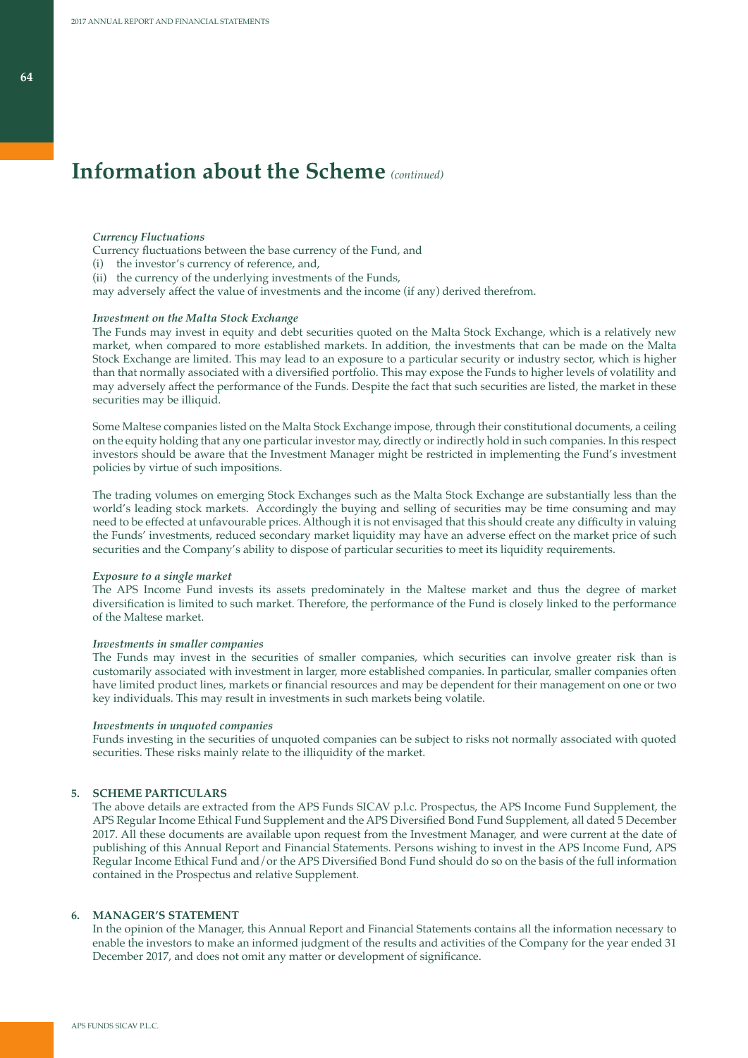# Information about the Scheme *(continued)*

***Currency Fluctuations***

Currency fluctuations between the base currency of the Fund, and

(i) the investor's currency of reference, and,

(ii) the currency of the underlying investments of the Funds,

may adversely affect the value of investments and the income (if any) derived therefrom.

***Investment on the Malta Stock Exchange***

The Funds may invest in equity and debt securities quoted on the Malta Stock Exchange, which is a relatively new market, when compared to more established markets. In addition, the investments that can be made on the Malta Stock Exchange are limited. This may lead to an exposure to a particular security or industry sector, which is higher than that normally associated with a diversified portfolio. This may expose the Funds to higher levels of volatility and may adversely affect the performance of the Funds. Despite the fact that such securities are listed, the market in these securities may be illiquid.

Some Maltese companies listed on the Malta Stock Exchange impose, through their constitutional documents, a ceiling on the equity holding that any one particular investor may, directly or indirectly hold in such companies. In this respect investors should be aware that the Investment Manager might be restricted in implementing the Fund's investment policies by virtue of such impositions.

The trading volumes on emerging Stock Exchanges such as the Malta Stock Exchange are substantially less than the world's leading stock markets. Accordingly the buying and selling of securities may be time consuming and may need to be effected at unfavourable prices. Although it is not envisaged that this should create any difficulty in valuing the Funds' investments, reduced secondary market liquidity may have an adverse effect on the market price of such securities and the Company's ability to dispose of particular securities to meet its liquidity requirements.

***Exposure to a single market***

The APS Income Fund invests its assets predominately in the Maltese market and thus the degree of market diversification is limited to such market. Therefore, the performance of the Fund is closely linked to the performance of the Maltese market.

***Investments in smaller companies***

The Funds may invest in the securities of smaller companies, which securities can involve greater risk than is customarily associated with investment in larger, more established companies. In particular, smaller companies often have limited product lines, markets or financial resources and may be dependent for their management on one or two key individuals. This may result in investments in such markets being volatile.

***Investments in unquoted companies***

Funds investing in the securities of unquoted companies can be subject to risks not normally associated with quoted securities. These risks mainly relate to the illiquidity of the market.

**5. SCHEME PARTICULARS**

The above details are extracted from the APS Funds SICAV p.l.c. Prospectus, the APS Income Fund Supplement, the APS Regular Income Ethical Fund Supplement and the APS Diversified Bond Fund Supplement, all dated 5 December 2017. All these documents are available upon request from the Investment Manager, and were current at the date of publishing of this Annual Report and Financial Statements. Persons wishing to invest in the APS Income Fund, APS Regular Income Ethical Fund and/or the APS Diversified Bond Fund should do so on the basis of the full information contained in the Prospectus and relative Supplement.

**6. MANAGER'S STATEMENT**

In the opinion of the Manager, this Annual Report and Financial Statements contains all the information necessary to enable the investors to make an informed judgment of the results and activities of the Company for the year ended 31 December 2017, and does not omit any matter or development of significance.